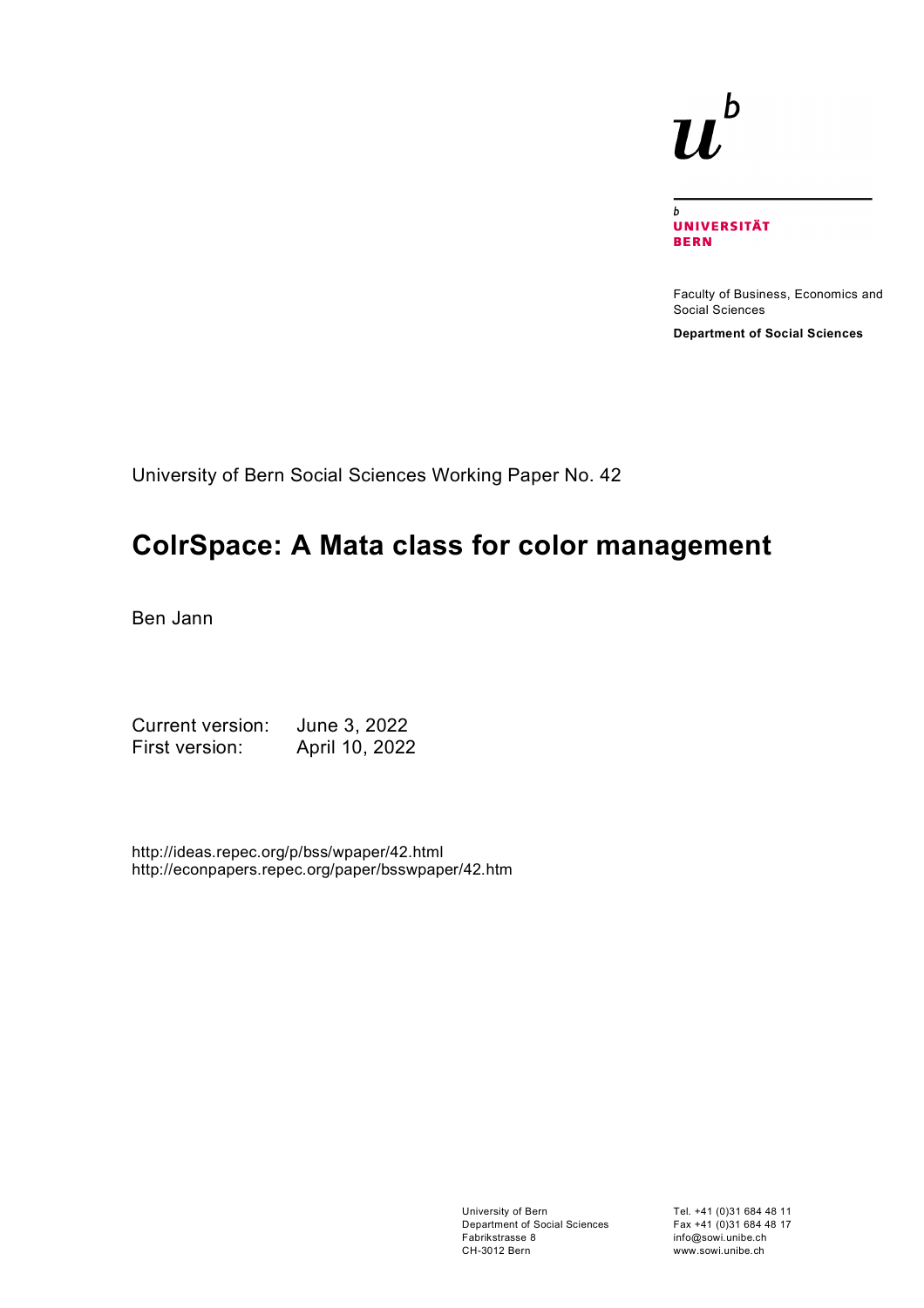UNIVERSITÄT BERN

Faculty of Business, Economics and Social Sciences

**Department of Social Sciences**

University of Bern Social Sciences Working Paper No. 42

# ColrSpace: A Mata class for color management

Ben Jann

Current version: June 3, 2022
First version: April 10, 2022

http://ideas.repec.org/p/bss/wpaper/42.html
http://econpapers.repec.org/paper/bsswpaper/42.htm

University of Bern
Department of Social Sciences
Fabrikstrasse 8
CH-3012 Bern

Tel. +41 (0)31 684 48 11
Fax +41 (0)31 684 48 17
info@sowi.unibe.ch
www.sowi.unibe.ch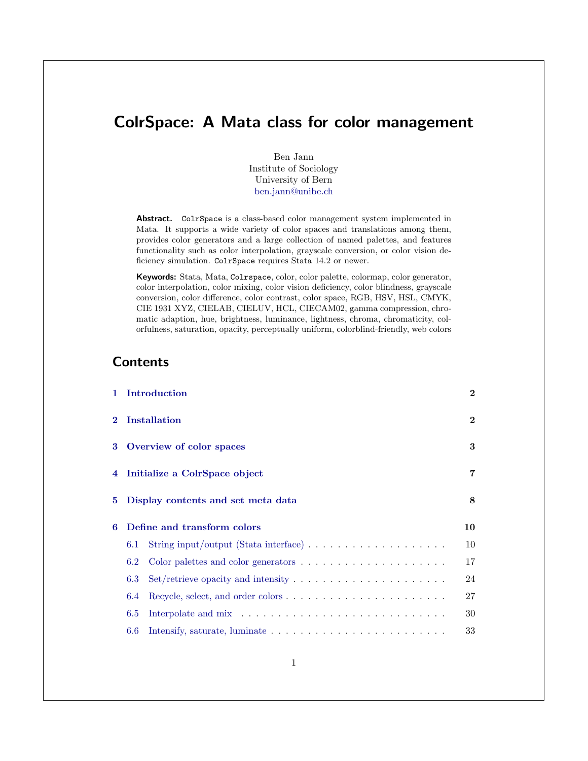# ColrSpace: A Mata class for color management

Ben Jann
Institute of Sociology
University of Bern
ben.jann@unibe.ch

**Abstract.** ColrSpace is a class-based color management system implemented in Mata. It supports a wide variety of color spaces and translations among them, provides color generators and a large collection of named palettes, and features functionality such as color interpolation, grayscale conversion, or color vision deficiency simulation. ColrSpace requires Stata 14.2 or newer.

**Keywords:** Stata, Mata, Colrspace, color, color palette, colormap, color generator, color interpolation, color mixing, color vision deficiency, color blindness, grayscale conversion, color difference, color contrast, color space, RGB, HSV, HSL, CMYK, CIE 1931 XYZ, CIELAB, CIELUV, HCL, CIECAM02, gamma compression, chromatic adaption, hue, brightness, luminance, lightness, chroma, chromaticity, colorfulness, saturation, opacity, perceptually uniform, colorblind-friendly, web colors

## Contents

| | | |
|---|---|---|
| **1** | **Introduction** | **2** |
| **2** | **Installation** | **2** |
| **3** | **Overview of color spaces** | **3** |
| **4** | **Initialize a ColrSpace object** | **7** |
| **5** | **Display contents and set meta data** | **8** |
| **6** | **Define and transform colors** | **10** |
| 6.1 | String input/output (Stata interface) | 10 |
| 6.2 | Color palettes and color generators | 17 |
| 6.3 | Set/retrieve opacity and intensity | 24 |
| 6.4 | Recycle, select, and order colors | 27 |
| 6.5 | Interpolate and mix | 30 |
| 6.6 | Intensify, saturate, luminate | 33 |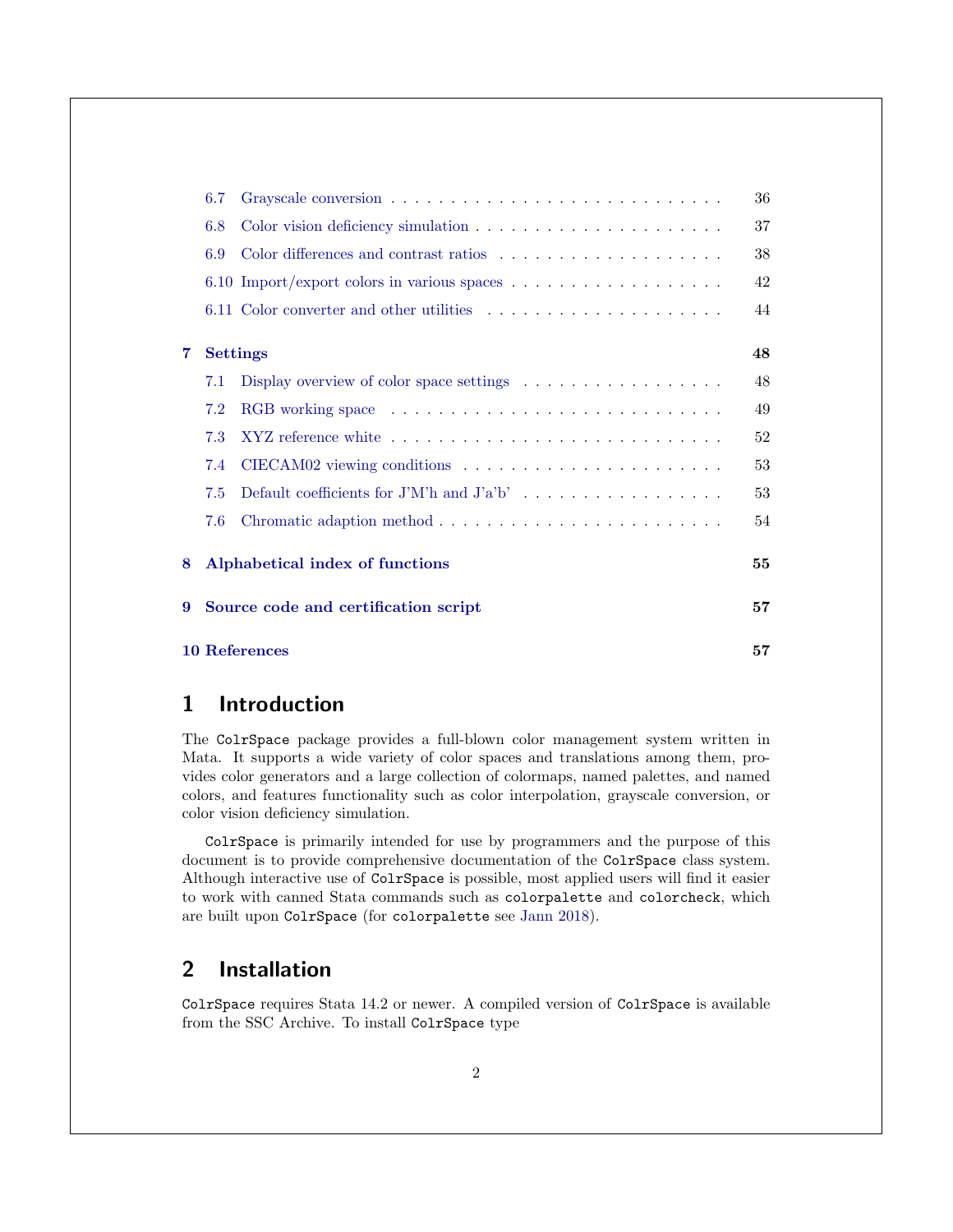6.7 Grayscale conversion . . . . . . . . . . . . . . . . . . . . . . . . . . . . 36
6.8 Color vision deficiency simulation . . . . . . . . . . . . . . . . . . . . . . 37
6.9 Color differences and contrast ratios . . . . . . . . . . . . . . . . . . . . 38
6.10 Import/export colors in various spaces . . . . . . . . . . . . . . . . . . . 42
6.11 Color converter and other utilities . . . . . . . . . . . . . . . . . . . . . 44

**7 Settings** **48**

7.1 Display overview of color space settings . . . . . . . . . . . . . . . . . . 48
7.2 RGB working space . . . . . . . . . . . . . . . . . . . . . . . . . . . . . 49
7.3 XYZ reference white . . . . . . . . . . . . . . . . . . . . . . . . . . . . . 52
7.4 CIECAM02 viewing conditions . . . . . . . . . . . . . . . . . . . . . . . 53
7.5 Default coefficients for J'M'h and J'a'b' . . . . . . . . . . . . . . . . . . 53
7.6 Chromatic adaption method . . . . . . . . . . . . . . . . . . . . . . . . . 54

**8 Alphabetical index of functions** **55**

**9 Source code and certification script** **57**

**10 References** **57**

# 1 Introduction

The `ColrSpace` package provides a full-blown color management system written in Mata. It supports a wide variety of color spaces and translations among them, provides color generators and a large collection of colormaps, named palettes, and named colors, and features functionality such as color interpolation, grayscale conversion, or color vision deficiency simulation.

`ColrSpace` is primarily intended for use by programmers and the purpose of this document is to provide comprehensive documentation of the `ColrSpace` class system. Although interactive use of `ColrSpace` is possible, most applied users will find it easier to work with canned Stata commands such as `colorpalette` and `colorcheck`, which are built upon `ColrSpace` (for `colorpalette` see Jann 2018).

# 2 Installation

`ColrSpace` requires Stata 14.2 or newer. A compiled version of `ColrSpace` is available from the SSC Archive. To install `ColrSpace` type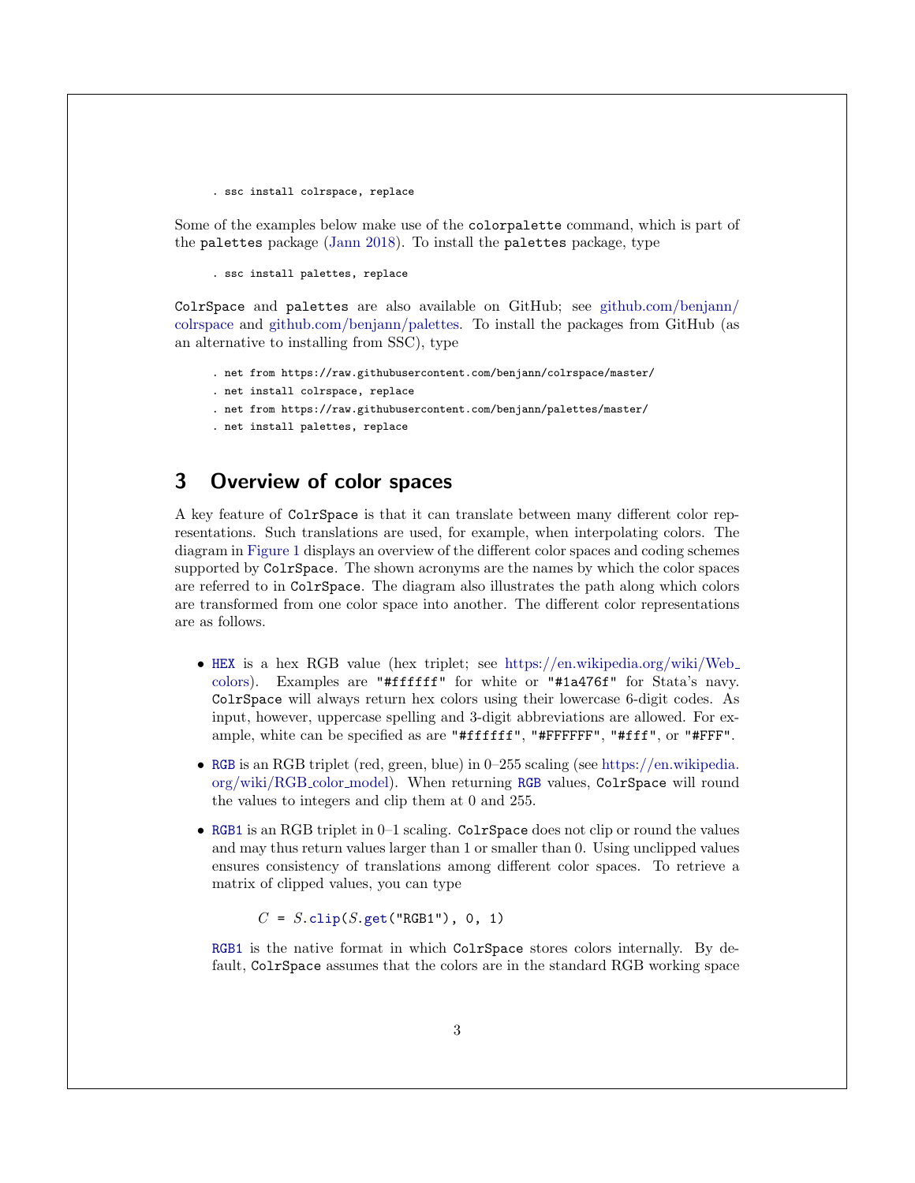```
. ssc install colrspace, replace
```

Some of the examples below make use of the `colorpalette` command, which is part of the `palettes` package (Jann 2018). To install the `palettes` package, type

```
. ssc install palettes, replace
```

`ColrSpace` and `palettes` are also available on GitHub; see github.com/benjann/colrspace and github.com/benjann/palettes. To install the packages from GitHub (as an alternative to installing from SSC), type

```
. net from https://raw.githubusercontent.com/benjann/colrspace/master/
. net install colrspace, replace
. net from https://raw.githubusercontent.com/benjann/palettes/master/
. net install palettes, replace
```

## 3 Overview of color spaces

A key feature of `ColrSpace` is that it can translate between many different color representations. Such translations are used, for example, when interpolating colors. The diagram in Figure 1 displays an overview of the different color spaces and coding schemes supported by `ColrSpace`. The shown acronyms are the names by which the color spaces are referred to in `ColrSpace`. The diagram also illustrates the path along which colors are transformed from one color space into another. The different color representations are as follows.

- `HEX` is a hex RGB value (hex triplet; see https://en.wikipedia.org/wiki/Web_colors). Examples are `"#ffffff"` for white or `"#1a476f"` for Stata's navy. `ColrSpace` will always return hex colors using their lowercase 6-digit codes. As input, however, uppercase spelling and 3-digit abbreviations are allowed. For example, white can be specified as are `"#ffffff"`, `"#FFFFFF"`, `"#fff"`, or `"#FFF"`.

- `RGB` is an RGB triplet (red, green, blue) in 0–255 scaling (see https://en.wikipedia.org/wiki/RGB_color_model). When returning `RGB` values, `ColrSpace` will round the values to integers and clip them at 0 and 255.

- `RGB1` is an RGB triplet in 0–1 scaling. `ColrSpace` does not clip or round the values and may thus return values larger than 1 or smaller than 0. Using unclipped values ensures consistency of translations among different color spaces. To retrieve a matrix of clipped values, you can type

  ```
  C = S.clip(S.get("RGB1"), 0, 1)
  ```

  `RGB1` is the native format in which `ColrSpace` stores colors internally. By default, `ColrSpace` assumes that the colors are in the standard RGB working space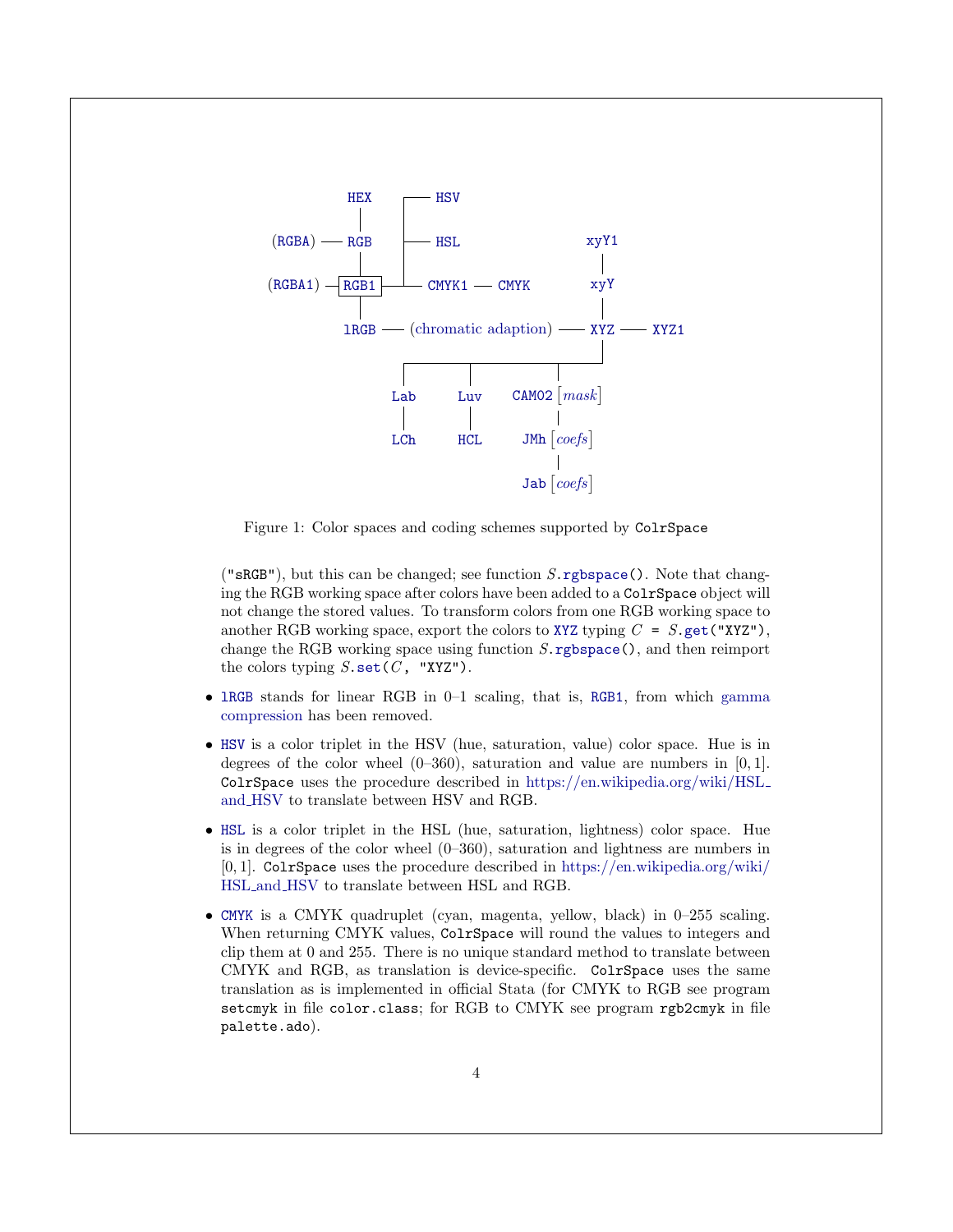```
            HEX          ┌── HSV
             |           |
(RGBA) ── RGB            ├── HSL                       xyY1
             |           |                               |
(RGBA1) ─ [RGB1] ────────┴── CMYK1 ── CMYK               xyY
             |                                           |
           lRGB ── (chromatic adaption) ──────────────── XYZ ── XYZ1
                                                          |
             ┌──────────────┬──────────────┬──────────────┘
             |              |              |
            Lab            Luv          CAM02 [mask]
             |              |              |
            LCh            HCL          JMh [coefs]
                                           |
                                        Jab [coefs]
```

Figure 1: Color spaces and coding schemes supported by `ColrSpace`

(`"sRGB"`), but this can be changed; see function *S*.`rgbspace()`. Note that changing the RGB working space after colors have been added to a `ColrSpace` object will not change the stored values. To transform colors from one RGB working space to another RGB working space, export the colors to `XYZ` typing *C* `=` *S*.`get("XYZ")`, change the RGB working space using function *S*.`rgbspace()`, and then reimport the colors typing *S*.`set(`*C*`, "XYZ")`.

- `lRGB` stands for linear RGB in 0–1 scaling, that is, `RGB1`, from which gamma compression has been removed.

- `HSV` is a color triplet in the HSV (hue, saturation, value) color space. Hue is in degrees of the color wheel (0–360), saturation and value are numbers in $[0, 1]$. `ColrSpace` uses the procedure described in https://en.wikipedia.org/wiki/HSL_and_HSV to translate between HSV and RGB.

- `HSL` is a color triplet in the HSL (hue, saturation, lightness) color space. Hue is in degrees of the color wheel (0–360), saturation and lightness are numbers in $[0, 1]$. `ColrSpace` uses the procedure described in https://en.wikipedia.org/wiki/HSL_and_HSV to translate between HSL and RGB.

- `CMYK` is a CMYK quadruplet (cyan, magenta, yellow, black) in 0–255 scaling. When returning CMYK values, `ColrSpace` will round the values to integers and clip them at 0 and 255. There is no unique standard method to translate between CMYK and RGB, as translation is device-specific. `ColrSpace` uses the same translation as is implemented in official Stata (for CMYK to RGB see program `setcmyk` in file `color.class`; for RGB to CMYK see program `rgb2cmyk` in file `palette.ado`).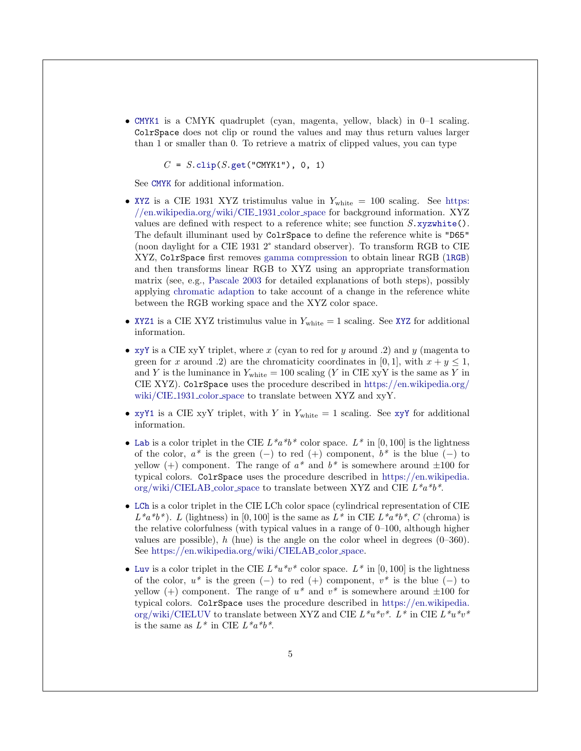- `CMYK1` is a CMYK quadruplet (cyan, magenta, yellow, black) in 0–1 scaling. `ColrSpace` does not clip or round the values and may thus return values larger than 1 or smaller than 0. To retrieve a matrix of clipped values, you can type

```
C = S.clip(S.get("CMYK1"), 0, 1)
```

  See `CMYK` for additional information.

- `XYZ` is a CIE 1931 XYZ tristimulus value in $Y_{\text{white}} = 100$ scaling. See https://en.wikipedia.org/wiki/CIE_1931_color_space for background information. XYZ values are defined with respect to a reference white; see function *S*.`xyzwhite()`. The default illuminant used by `ColrSpace` to define the reference white is `"D65"` (noon daylight for a CIE 1931 2° standard observer). To transform RGB to CIE XYZ, `ColrSpace` first removes gamma compression to obtain linear RGB (`lRGB`) and then transforms linear RGB to XYZ using an appropriate transformation matrix (see, e.g., Pascale 2003 for detailed explanations of both steps), possibly applying chromatic adaption to take account of a change in the reference white between the RGB working space and the XYZ color space.

- `XYZ1` is a CIE XYZ tristimulus value in $Y_{\text{white}} = 1$ scaling. See `XYZ` for additional information.

- `xyY` is a CIE xyY triplet, where $x$ (cyan to red for $y$ around .2) and $y$ (magenta to green for $x$ around .2) are the chromaticity coordinates in $[0, 1]$, with $x + y \leq 1$, and $Y$ is the luminance in $Y_{\text{white}} = 100$ scaling ($Y$ in CIE xyY is the same as $Y$ in CIE XYZ). `ColrSpace` uses the procedure described in https://en.wikipedia.org/wiki/CIE_1931_color_space to translate between XYZ and xyY.

- `xyY1` is a CIE xyY triplet, with $Y$ in $Y_{\text{white}} = 1$ scaling. See `xyY` for additional information.

- `Lab` is a color triplet in the CIE $L^*a^*b^*$ color space. $L^*$ in $[0, 100]$ is the lightness of the color, $a^*$ is the green (−) to red (+) component, $b^*$ is the blue (−) to yellow (+) component. The range of $a^*$ and $b^*$ is somewhere around $\pm 100$ for typical colors. `ColrSpace` uses the procedure described in https://en.wikipedia.org/wiki/CIELAB_color_space to translate between XYZ and CIE $L^*a^*b^*$.

- `LCh` is a color triplet in the CIE LCh color space (cylindrical representation of CIE $L^*a^*b^*$). $L$ (lightness) in $[0, 100]$ is the same as $L^*$ in CIE $L^*a^*b^*$, $C$ (chroma) is the relative colorfulness (with typical values in a range of 0–100, although higher values are possible), $h$ (hue) is the angle on the color wheel in degrees (0–360). See https://en.wikipedia.org/wiki/CIELAB_color_space.

- `Luv` is a color triplet in the CIE $L^*u^*v^*$ color space. $L^*$ in $[0, 100]$ is the lightness of the color, $u^*$ is the green (−) to red (+) component, $v^*$ is the blue (−) to yellow (+) component. The range of $u^*$ and $v^*$ is somewhere around $\pm 100$ for typical colors. `ColrSpace` uses the procedure described in https://en.wikipedia.org/wiki/CIELUV to translate between XYZ and CIE $L^*u^*v^*$. $L^*$ in CIE $L^*u^*v^*$ is the same as $L^*$ in CIE $L^*a^*b^*$.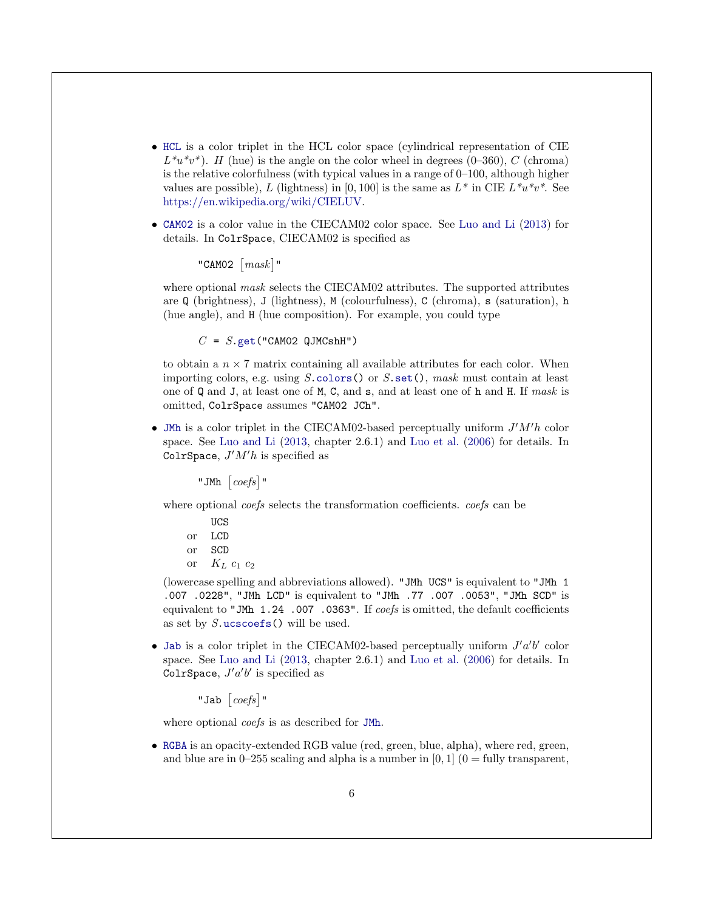- `HCL` is a color triplet in the HCL color space (cylindrical representation of CIE $L^*u^*v^*$). $H$ (hue) is the angle on the color wheel in degrees (0–360), $C$ (chroma) is the relative colorfulness (with typical values in a range of 0–100, although higher values are possible), $L$ (lightness) in $[0, 100]$ is the same as $L^*$ in CIE $L^*u^*v^*$. See https://en.wikipedia.org/wiki/CIELUV.

- `CAM02` is a color value in the CIECAM02 color space. See Luo and Li (2013) for details. In `ColrSpace`, CIECAM02 is specified as

  "`CAM02` [*mask*]"

  where optional *mask* selects the CIECAM02 attributes. The supported attributes are `Q` (brightness), `J` (lightness), `M` (colourfulness), `C` (chroma), `s` (saturation), `h` (hue angle), and `H` (hue composition). For example, you could type

  ```
  C = S.get("CAM02 QJMCshH")
  ```

  to obtain a $n \times 7$ matrix containing all available attributes for each color. When importing colors, e.g. using *S*.`colors()` or *S*.`set()`, *mask* must contain at least one of `Q` and `J`, at least one of `M`, `C`, and `s`, and at least one of `h` and `H`. If *mask* is omitted, `ColrSpace` assumes `"CAM02 JCh"`.

- `JMh` is a color triplet in the CIECAM02-based perceptually uniform $J'M'h$ color space. See Luo and Li (2013, chapter 2.6.1) and Luo et al. (2006) for details. In `ColrSpace`, $J'M'h$ is specified as

  "`JMh` [*coefs*]"

  where optional *coefs* selects the transformation coefficients. *coefs* can be

  &nbsp;&nbsp;&nbsp;&nbsp;&nbsp;&nbsp;`UCS`  
  or &nbsp;`LCD`  
  or &nbsp;`SCD`  
  or &nbsp;$K_L$ $c_1$ $c_2$

  (lowercase spelling and abbreviations allowed). `"JMh UCS"` is equivalent to `"JMh 1 .007 .0228"`, `"JMh LCD"` is equivalent to `"JMh .77 .007 .0053"`, `"JMh SCD"` is equivalent to `"JMh 1.24 .007 .0363"`. If *coefs* is omitted, the default coefficients as set by *S*.`ucscoefs()` will be used.

- `Jab` is a color triplet in the CIECAM02-based perceptually uniform $J'a'b'$ color space. See Luo and Li (2013, chapter 2.6.1) and Luo et al. (2006) for details. In `ColrSpace`, $J'a'b'$ is specified as

  "`Jab` [*coefs*]"

  where optional *coefs* is as described for `JMh`.

- `RGBA` is an opacity-extended RGB value (red, green, blue, alpha), where red, green, and blue are in 0–255 scaling and alpha is a number in $[0, 1]$ (0 = fully transparent,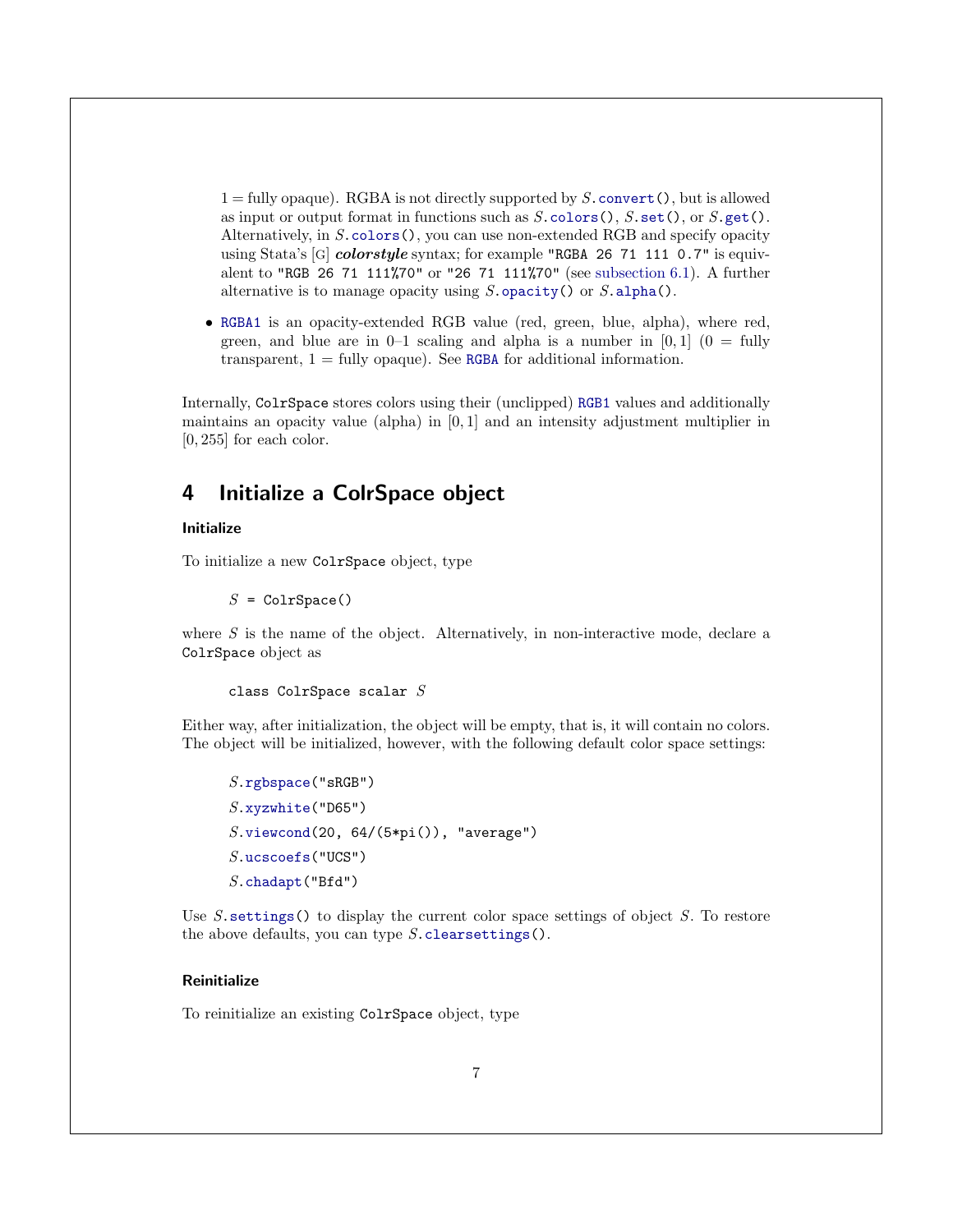1 = fully opaque). RGBA is not directly supported by *S*.`convert()`, but is allowed as input or output format in functions such as *S*.`colors()`, *S*.`set()`, or *S*.`get()`. Alternatively, in *S*.`colors()`, you can use non-extended RGB and specify opacity using Stata's [G] ***colorstyle*** syntax; for example `"RGBA 26 71 111 0.7"` is equivalent to `"RGB 26 71 111%70"` or `"26 71 111%70"` (see subsection 6.1). A further alternative is to manage opacity using *S*.`opacity()` or *S*.`alpha()`.

- `RGBA1` is an opacity-extended RGB value (red, green, blue, alpha), where red, green, and blue are in 0–1 scaling and alpha is a number in $[0, 1]$ (0 = fully transparent, 1 = fully opaque). See `RGBA` for additional information.

Internally, `ColrSpace` stores colors using their (unclipped) `RGB1` values and additionally maintains an opacity value (alpha) in $[0, 1]$ and an intensity adjustment multiplier in $[0, 255]$ for each color.

## 4 Initialize a ColrSpace object

#### Initialize

To initialize a new `ColrSpace` object, type

```
S = ColrSpace()
```

where *S* is the name of the object. Alternatively, in non-interactive mode, declare a `ColrSpace` object as

```
class ColrSpace scalar S
```

Either way, after initialization, the object will be empty, that is, it will contain no colors. The object will be initialized, however, with the following default color space settings:

```
S.rgbspace("sRGB")
S.xyzwhite("D65")
S.viewcond(20, 64/(5*pi()), "average")
S.ucscoefs("UCS")
S.chadapt("Bfd")
```

Use *S*.`settings()` to display the current color space settings of object *S*. To restore the above defaults, you can type *S*.`clearsettings()`.

#### Reinitialize

To reinitialize an existing `ColrSpace` object, type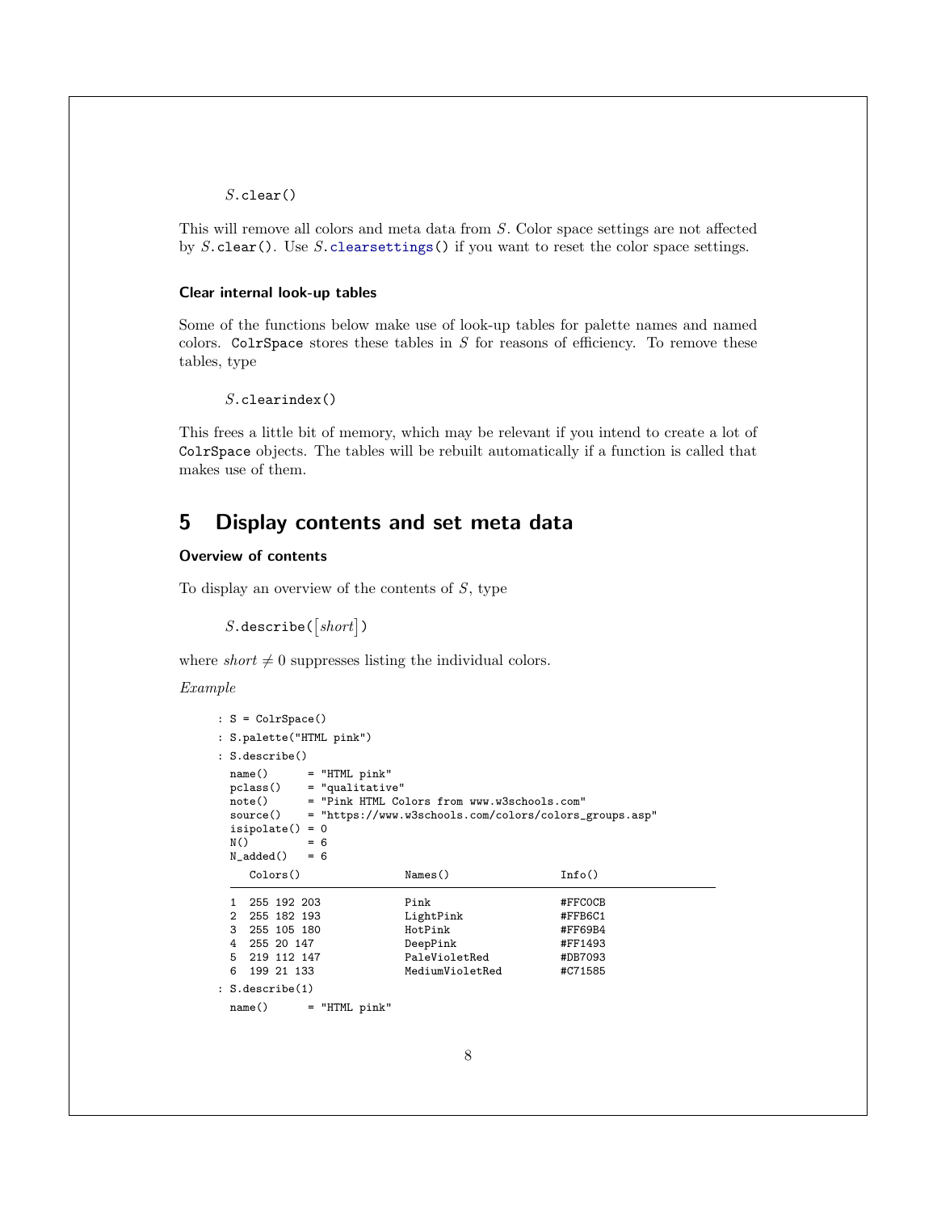*S*.clear()

This will remove all colors and meta data from *S*. Color space settings are not affected by *S*.clear(). Use *S*.clearsettings() if you want to reset the color space settings.

### Clear internal look-up tables

Some of the functions below make use of look-up tables for palette names and named colors. ColrSpace stores these tables in *S* for reasons of efficiency. To remove these tables, type

*S*.clearindex()

This frees a little bit of memory, which may be relevant if you intend to create a lot of ColrSpace objects. The tables will be rebuilt automatically if a function is called that makes use of them.

## 5 Display contents and set meta data

### Overview of contents

To display an overview of the contents of *S*, type

*S*.describe([*short*])

where *short* $\neq 0$ suppresses listing the individual colors.

*Example*

```
: S = ColrSpace()
: S.palette("HTML pink")
: S.describe()
  name()      = "HTML pink"
  pclass()    = "qualitative"
  note()      = "Pink HTML Colors from www.w3schools.com"
  source()    = "https://www.w3schools.com/colors/colors_groups.asp"
  isipolate() = 0
  N()         = 6
  N_added()   = 6
     Colors()                Names()                 Info()
  ------------------------------------------------------------------
  1  255 192 203             Pink                    #FFC0CB
  2  255 182 193             LightPink               #FFB6C1
  3  255 105 180             HotPink                 #FF69B4
  4  255 20 147              DeepPink                #FF1493
  5  219 112 147             PaleVioletRed           #DB7093
  6  199 21 133              MediumVioletRed         #C71585
: S.describe(1)
  name()      = "HTML pink"
```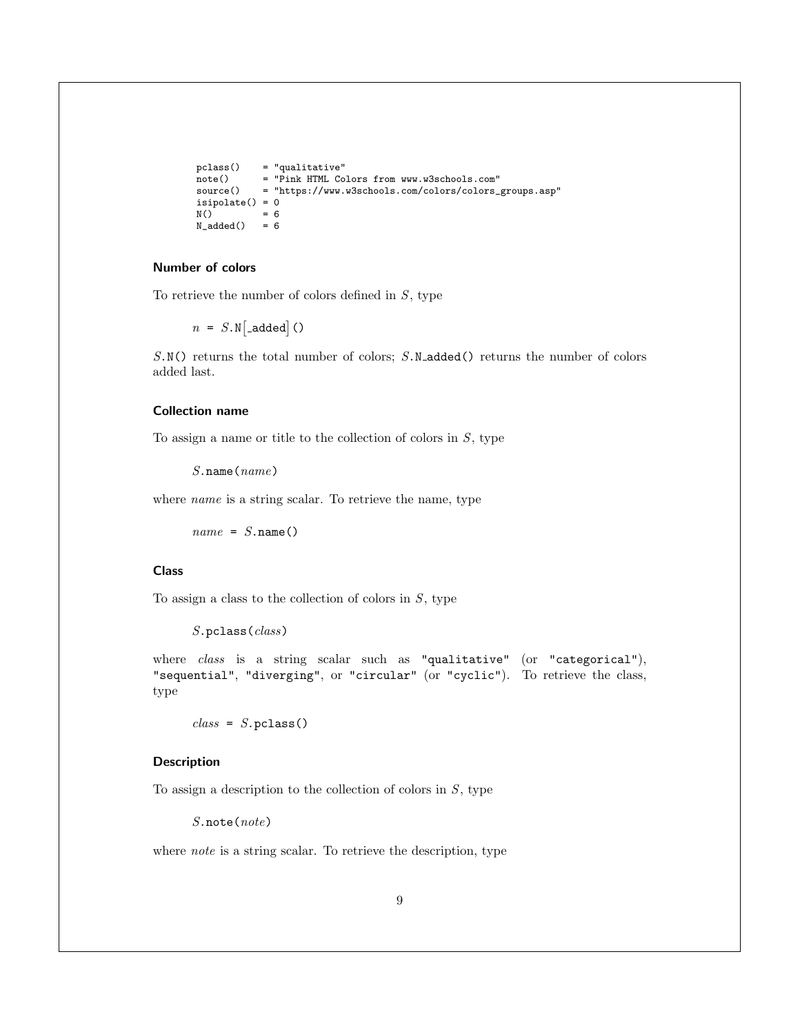```
pclass()    = "qualitative"
note()      = "Pink HTML Colors from www.w3schools.com"
source()    = "https://www.w3schools.com/colors/colors_groups.asp"
isipolate() = 0
N()         = 6
N_added()   = 6
```

### Number of colors

To retrieve the number of colors defined in *S*, type

> *n* = *S*.N[_added]()

*S*.N() returns the total number of colors; *S*.N_added() returns the number of colors added last.

### Collection name

To assign a name or title to the collection of colors in *S*, type

> *S*.name(*name*)

where *name* is a string scalar. To retrieve the name, type

> *name* = *S*.name()

### Class

To assign a class to the collection of colors in *S*, type

> *S*.pclass(*class*)

where *class* is a string scalar such as "qualitative" (or "categorical"), "sequential", "diverging", or "circular" (or "cyclic"). To retrieve the class, type

> *class* = *S*.pclass()

### Description

To assign a description to the collection of colors in *S*, type

> *S*.note(*note*)

where *note* is a string scalar. To retrieve the description, type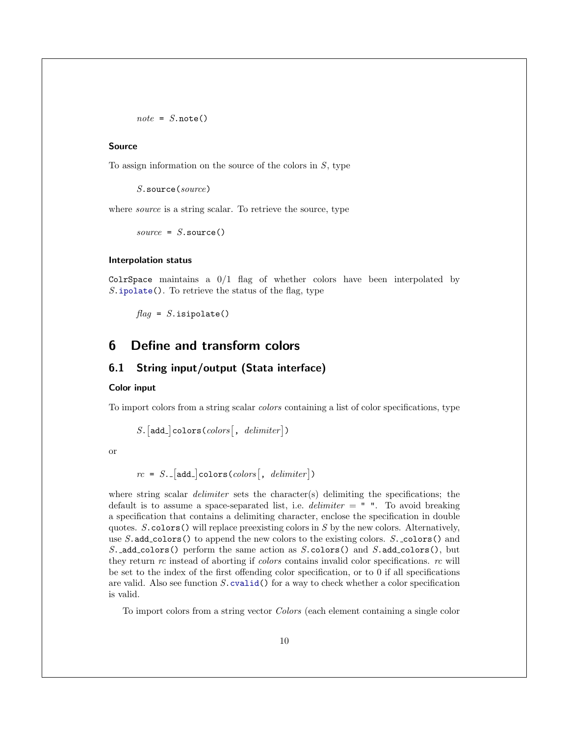*note* = *S*.note()

#### Source

To assign information on the source of the colors in *S*, type

*S*.source(*source*)

where *source* is a string scalar. To retrieve the source, type

*source* = *S*.source()

#### Interpolation status

ColrSpace maintains a 0/1 flag of whether colors have been interpolated by *S*.ipolate(). To retrieve the status of the flag, type

*flag* = *S*.isipolate()

# 6 Define and transform colors

## 6.1 String input/output (Stata interface)

#### Color input

To import colors from a string scalar *colors* containing a list of color specifications, type

*S*.[add_]colors(*colors*[, *delimiter*])

or

*rc* = *S*._[add_]colors(*colors*[, *delimiter*])

where string scalar *delimiter* sets the character(s) delimiting the specifications; the default is to assume a space-separated list, i.e. *delimiter* = " ". To avoid breaking a specification that contains a delimiting character, enclose the specification in double quotes. *S*.colors() will replace preexisting colors in *S* by the new colors. Alternatively, use *S*.add_colors() to append the new colors to the existing colors. *S*._colors() and *S*._add_colors() perform the same action as *S*.colors() and *S*.add_colors(), but they return *rc* instead of aborting if *colors* contains invalid color specifications. *rc* will be set to the index of the first offending color specification, or to 0 if all specifications are valid. Also see function *S*.cvalid() for a way to check whether a color specification is valid.

To import colors from a string vector *Colors* (each element containing a single color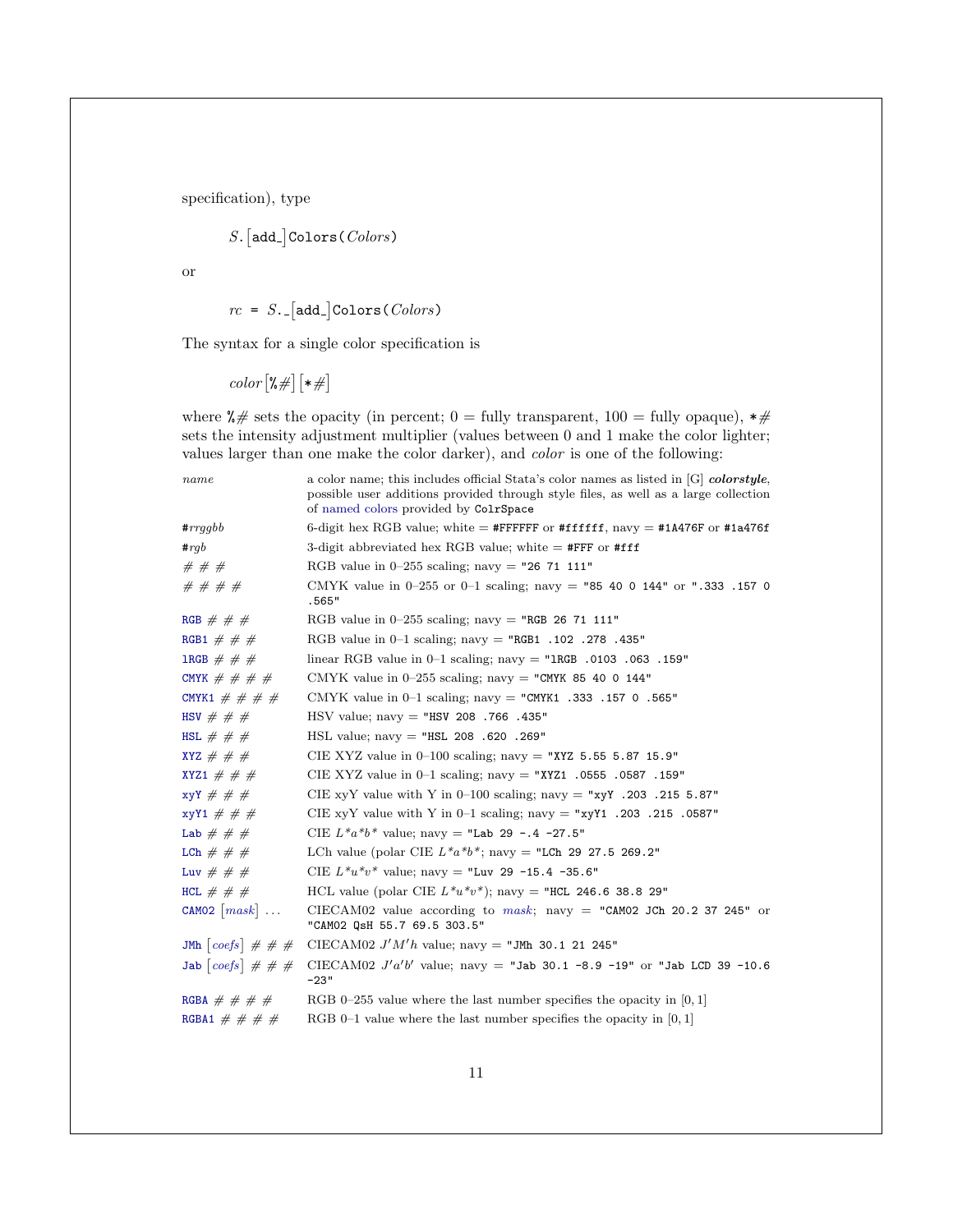specification), type

> *S*.[add_]Colors(*Colors*)

or

> *rc* = *S*._[add_]Colors(*Colors*)

The syntax for a single color specification is

> *color* [%#] [*#]

where %# sets the opacity (in percent; 0 = fully transparent, 100 = fully opaque), *# sets the intensity adjustment multiplier (values between 0 and 1 make the color lighter; values larger than one make the color darker), and *color* is one of the following:

| | |
|---|---|
| *name* | a color name; this includes official Stata's color names as listed in [G] ***colorstyle***, possible user additions provided through style files, as well as a large collection of named colors provided by `ColrSpace` |
| #*rrggbb* | 6-digit hex RGB value; white = `#FFFFFF` or `#ffffff`, navy = `#1A476F` or `#1a476f` |
| #*rgb* | 3-digit abbreviated hex RGB value; white = `#FFF` or `#fff` |
| # # # | RGB value in 0–255 scaling; navy = `"26 71 111"` |
| # # # # | CMYK value in 0–255 or 0–1 scaling; navy = `"85 40 0 144"` or `".333 .157 0 .565"` |
| `RGB` # # # | RGB value in 0–255 scaling; navy = `"RGB 26 71 111"` |
| `RGB1` # # # | RGB value in 0–1 scaling; navy = `"RGB1 .102 .278 .435"` |
| `lRGB` # # # | linear RGB value in 0–1 scaling; navy = `"lRGB .0103 .063 .159"` |
| `CMYK` # # # # | CMYK value in 0–255 scaling; navy = `"CMYK 85 40 0 144"` |
| `CMYK1` # # # # | CMYK value in 0–1 scaling; navy = `"CMYK1 .333 .157 0 .565"` |
| `HSV` # # # | HSV value; navy = `"HSV 208 .766 .435"` |
| `HSL` # # # | HSL value; navy = `"HSL 208 .620 .269"` |
| `XYZ` # # # | CIE XYZ value in 0–100 scaling; navy = `"XYZ 5.55 5.87 15.9"` |
| `XYZ1` # # # | CIE XYZ value in 0–1 scaling; navy = `"XYZ1 .0555 .0587 .159"` |
| `xyY` # # # | CIE xyY value with Y in 0–100 scaling; navy = `"xyY .203 .215 5.87"` |
| `xyY1` # # # | CIE xyY value with Y in 0–1 scaling; navy = `"xyY1 .203 .215 .0587"` |
| `Lab` # # # | CIE $L^*a^*b^*$ value; navy = `"Lab 29 -.4 -27.5"` |
| `LCh` # # # | LCh value (polar CIE $L^*a^*b^*$; navy = `"LCh 29 27.5 269.2"` |
| `Luv` # # # | CIE $L^*u^*v^*$ value; navy = `"Luv 29 -15.4 -35.6"` |
| `HCL` # # # | HCL value (polar CIE $L^*u^*v^*$); navy = `"HCL 246.6 38.8 29"` |
| `CAM02` [*mask*] ... | CIECAM02 value according to *mask*; navy = `"CAM02 JCh 20.2 37 245"` or `"CAM02 QsH 55.7 69.5 303.5"` |
| `JMh` [*coefs*] # # # | CIECAM02 $J'M'h$ value; navy = `"JMh 30.1 21 245"` |
| `Jab` [*coefs*] # # # | CIECAM02 $J'a'b'$ value; navy = `"Jab 30.1 -8.9 -19"` or `"Jab LCD 39 -10.6 -23"` |
| `RGBA` # # # # | RGB 0–255 value where the last number specifies the opacity in $[0, 1]$ |
| `RGBA1` # # # # | RGB 0–1 value where the last number specifies the opacity in $[0, 1]$ |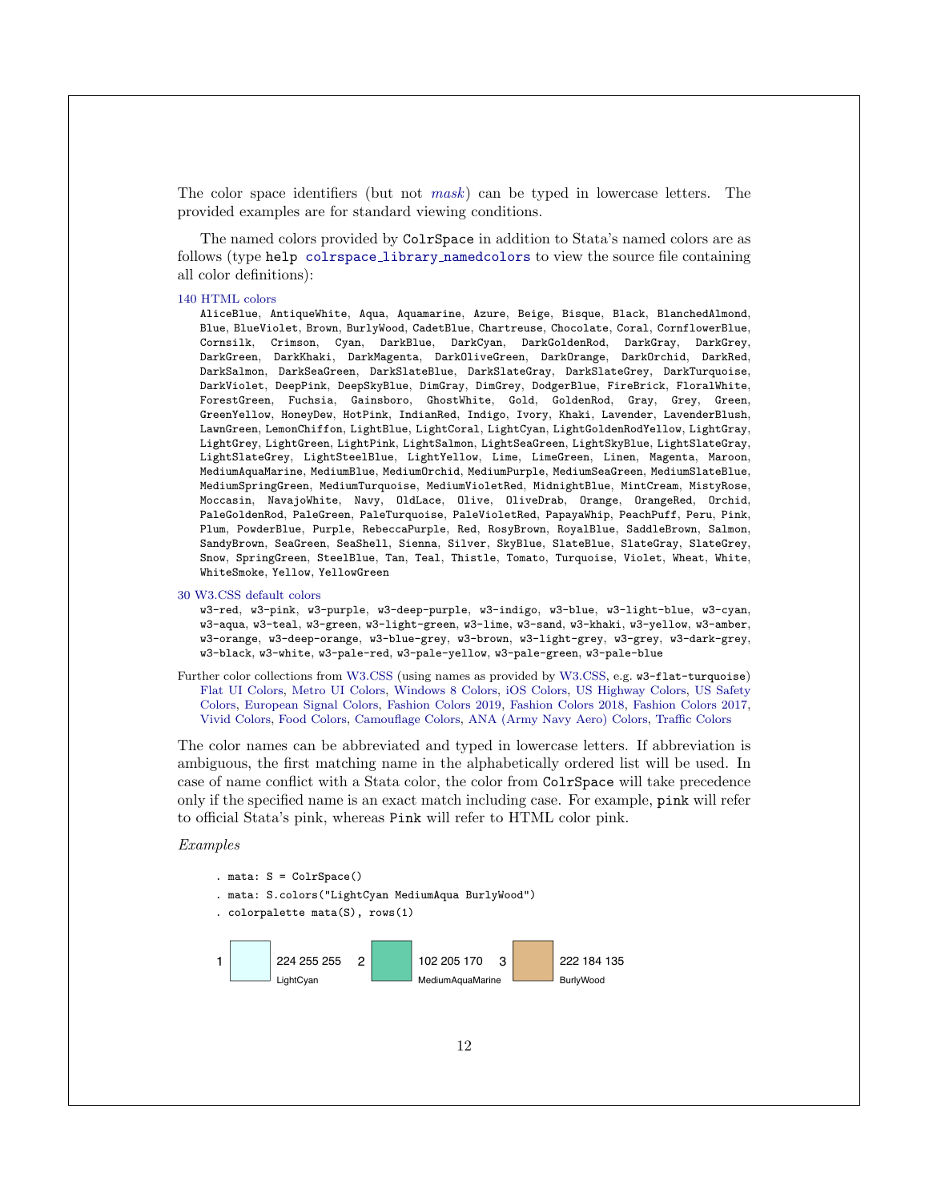The color space identifiers (but not *mask*) can be typed in lowercase letters. The provided examples are for standard viewing conditions.

The named colors provided by `ColrSpace` in addition to Stata's named colors are as follows (type `help colrspace_library_namedcolors` to view the source file containing all color definitions):

140 HTML colors
: `AliceBlue`, `AntiqueWhite`, `Aqua`, `Aquamarine`, `Azure`, `Beige`, `Bisque`, `Black`, `BlanchedAlmond`, `Blue`, `BlueViolet`, `Brown`, `BurlyWood`, `CadetBlue`, `Chartreuse`, `Chocolate`, `Coral`, `CornflowerBlue`, `Cornsilk`, `Crimson`, `Cyan`, `DarkBlue`, `DarkCyan`, `DarkGoldenRod`, `DarkGray`, `DarkGrey`, `DarkGreen`, `DarkKhaki`, `DarkMagenta`, `DarkOliveGreen`, `DarkOrange`, `DarkOrchid`, `DarkRed`, `DarkSalmon`, `DarkSeaGreen`, `DarkSlateBlue`, `DarkSlateGray`, `DarkSlateGrey`, `DarkTurquoise`, `DarkViolet`, `DeepPink`, `DeepSkyBlue`, `DimGray`, `DimGrey`, `DodgerBlue`, `FireBrick`, `FloralWhite`, `ForestGreen`, `Fuchsia`, `Gainsboro`, `GhostWhite`, `Gold`, `GoldenRod`, `Gray`, `Grey`, `Green`, `GreenYellow`, `HoneyDew`, `HotPink`, `IndianRed`, `Indigo`, `Ivory`, `Khaki`, `Lavender`, `LavenderBlush`, `LawnGreen`, `LemonChiffon`, `LightBlue`, `LightCoral`, `LightCyan`, `LightGoldenRodYellow`, `LightGray`, `LightGrey`, `LightGreen`, `LightPink`, `LightSalmon`, `LightSeaGreen`, `LightSkyBlue`, `LightSlateGray`, `LightSlateGrey`, `LightSteelBlue`, `LightYellow`, `Lime`, `LimeGreen`, `Linen`, `Magenta`, `Maroon`, `MediumAquaMarine`, `MediumBlue`, `MediumOrchid`, `MediumPurple`, `MediumSeaGreen`, `MediumSlateBlue`, `MediumSpringGreen`, `MediumTurquoise`, `MediumVioletRed`, `MidnightBlue`, `MintCream`, `MistyRose`, `Moccasin`, `NavajoWhite`, `Navy`, `OldLace`, `Olive`, `OliveDrab`, `Orange`, `OrangeRed`, `Orchid`, `PaleGoldenRod`, `PaleGreen`, `PaleTurquoise`, `PaleVioletRed`, `PapayaWhip`, `PeachPuff`, `Peru`, `Pink`, `Plum`, `PowderBlue`, `Purple`, `RebeccaPurple`, `Red`, `RosyBrown`, `RoyalBlue`, `SaddleBrown`, `Salmon`, `SandyBrown`, `SeaGreen`, `SeaShell`, `Sienna`, `Silver`, `SkyBlue`, `SlateBlue`, `SlateGray`, `SlateGrey`, `Snow`, `SpringGreen`, `SteelBlue`, `Tan`, `Teal`, `Thistle`, `Tomato`, `Turquoise`, `Violet`, `Wheat`, `White`, `WhiteSmoke`, `Yellow`, `YellowGreen`

30 W3.CSS default colors
: `w3-red`, `w3-pink`, `w3-purple`, `w3-deep-purple`, `w3-indigo`, `w3-blue`, `w3-light-blue`, `w3-cyan`, `w3-aqua`, `w3-teal`, `w3-green`, `w3-light-green`, `w3-lime`, `w3-sand`, `w3-khaki`, `w3-yellow`, `w3-amber`, `w3-orange`, `w3-deep-orange`, `w3-blue-grey`, `w3-brown`, `w3-light-grey`, `w3-grey`, `w3-dark-grey`, `w3-black`, `w3-white`, `w3-pale-red`, `w3-pale-yellow`, `w3-pale-green`, `w3-pale-blue`

Further color collections from W3.CSS (using names as provided by W3.CSS, e.g. `w3-flat-turquoise`)
: Flat UI Colors, Metro UI Colors, Windows 8 Colors, iOS Colors, US Highway Colors, US Safety Colors, European Signal Colors, Fashion Colors 2019, Fashion Colors 2018, Fashion Colors 2017, Vivid Colors, Food Colors, Camouflage Colors, ANA (Army Navy Aero) Colors, Traffic Colors

The color names can be abbreviated and typed in lowercase letters. If abbreviation is ambiguous, the first matching name in the alphabetically ordered list will be used. In case of name conflict with a Stata color, the color from `ColrSpace` will take precedence only if the specified name is an exact match including case. For example, `pink` will refer to official Stata's pink, whereas `Pink` will refer to HTML color pink.

*Examples*

```
. mata: S = ColrSpace()
. mata: S.colors("LightCyan MediumAqua BurlyWood")
. colorpalette mata(S), rows(1)
```

1 224 255 255 LightCyan 2 102 205 170 MediumAquaMarine 3 222 184 135 BurlyWood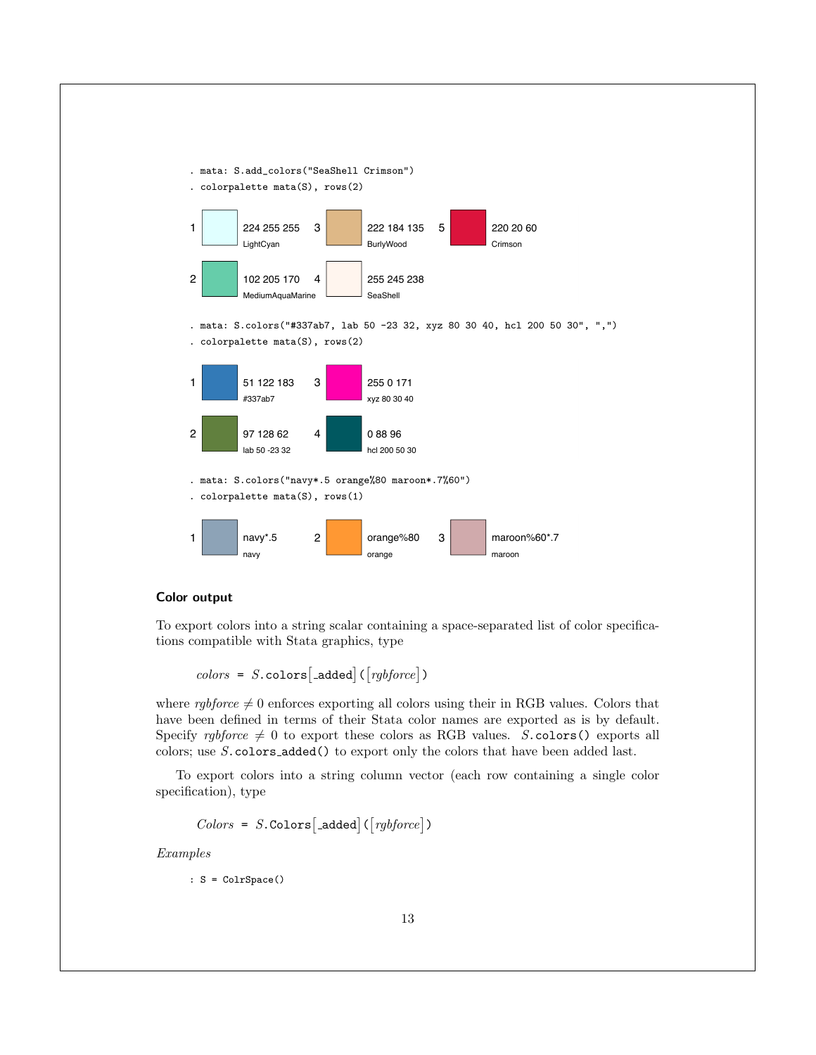```
. mata: S.add_colors("SeaShell Crimson")
. colorpalette mata(S), rows(2)
```

1 224 255 255 LightCyan
2 102 205 170 MediumAquaMarine
3 222 184 135 BurlyWood
4 255 245 238 SeaShell
5 220 20 60 Crimson

```
. mata: S.colors("#337ab7, lab 50 -23 32, xyz 80 30 40, hcl 200 50 30", ",")
. colorpalette mata(S), rows(2)
```

1 51 122 183 #337ab7
2 97 128 62 lab 50 -23 32
3 255 0 171 xyz 80 30 40
4 0 88 96 hcl 200 50 30

```
. mata: S.colors("navy*.5 orange%80 maroon*.7%60")
. colorpalette mata(S), rows(1)
```

1 navy*.5 navy
2 orange%80 orange
3 maroon%60*.7 maroon

### Color output

To export colors into a string scalar containing a space-separated list of color specifications compatible with Stata graphics, type

*colors* = *S*.colors[_added]([*rgbforce*])

where *rgbforce* $\neq 0$ enforces exporting all colors using their in RGB values. Colors that have been defined in terms of their Stata color names are exported as is by default. Specify *rgbforce* $\neq 0$ to export these colors as RGB values. *S*.colors() exports all colors; use *S*.colors_added() to export only the colors that have been added last.

To export colors into a string column vector (each row containing a single color specification), type

*Colors* = *S*.Colors[_added]([*rgbforce*])

*Examples*

```
: S = ColrSpace()
```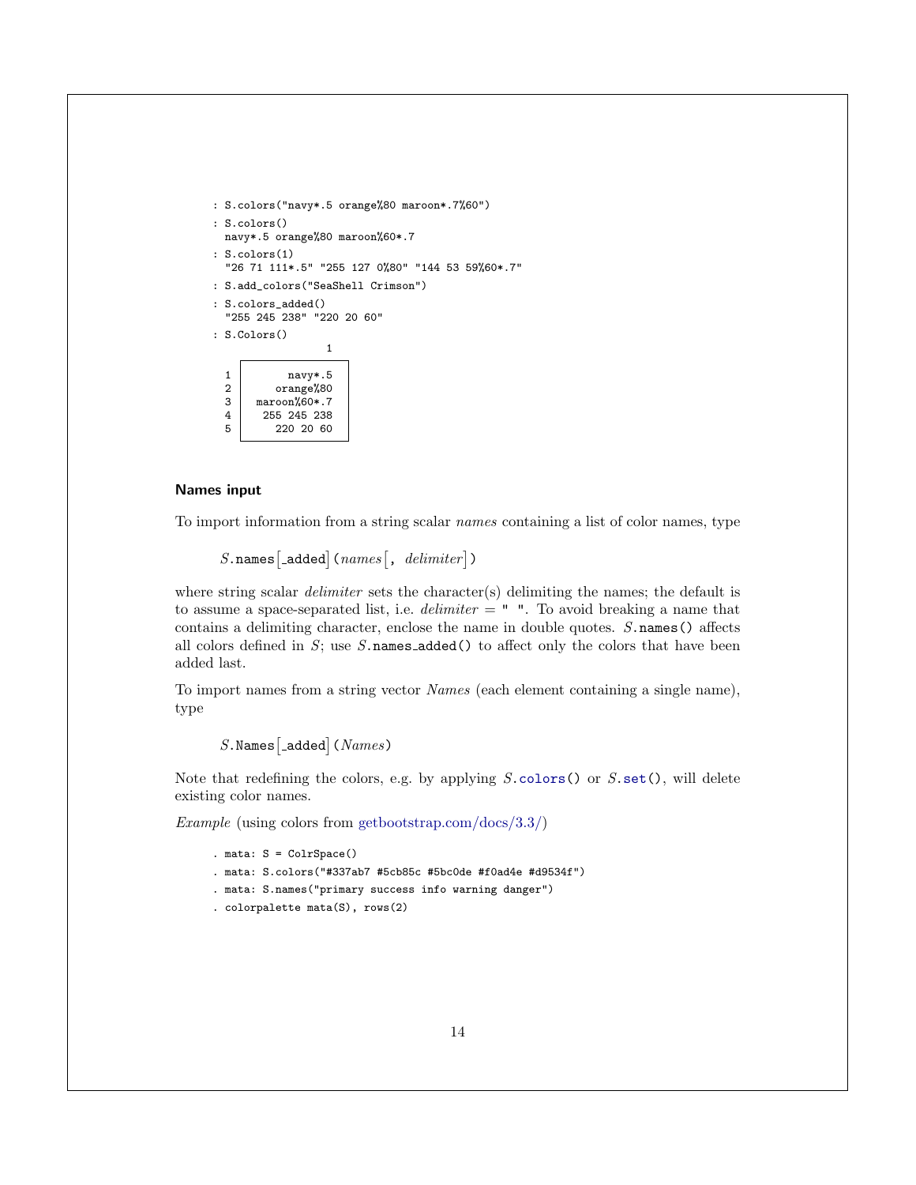```
: S.colors("navy*.5 orange%80 maroon*.7%60")
: S.colors()
  navy*.5 orange%80 maroon%60*.7
: S.colors(1)
  "26 71 111*.5" "255 127 0%80" "144 53 59%60*.7"
: S.add_colors("SeaShell Crimson")
: S.colors_added()
  "255 245 238" "220 20 60"
: S.Colors()
                  1
    +---------------+
  1 |       navy*.5 |
  2 |     orange%80 |
  3 |  maroon%60*.7 |
  4 |   255 245 238 |
  5 |     220 20 60 |
    +---------------+
```

### Names input

To import information from a string scalar *names* containing a list of color names, type

> *S*.`names`[`_added`]`(`*names*[`,` *delimiter*]`)`

where string scalar *delimiter* sets the character(s) delimiting the names; the default is to assume a space-separated list, i.e. *delimiter* = `" "`. To avoid breaking a name that contains a delimiting character, enclose the name in double quotes. *S*.`names()` affects all colors defined in *S*; use *S*.`names_added()` to affect only the colors that have been added last.

To import names from a string vector *Names* (each element containing a single name), type

> *S*.`Names`[`_added`]`(`*Names*`)`

Note that redefining the colors, e.g. by applying *S*.`colors()` or *S*.`set()`, will delete existing color names.

*Example* (using colors from getbootstrap.com/docs/3.3/)

```
. mata: S = ColrSpace()
. mata: S.colors("#337ab7 #5cb85c #5bc0de #f0ad4e #d9534f")
. mata: S.names("primary success info warning danger")
. colorpalette mata(S), rows(2)
```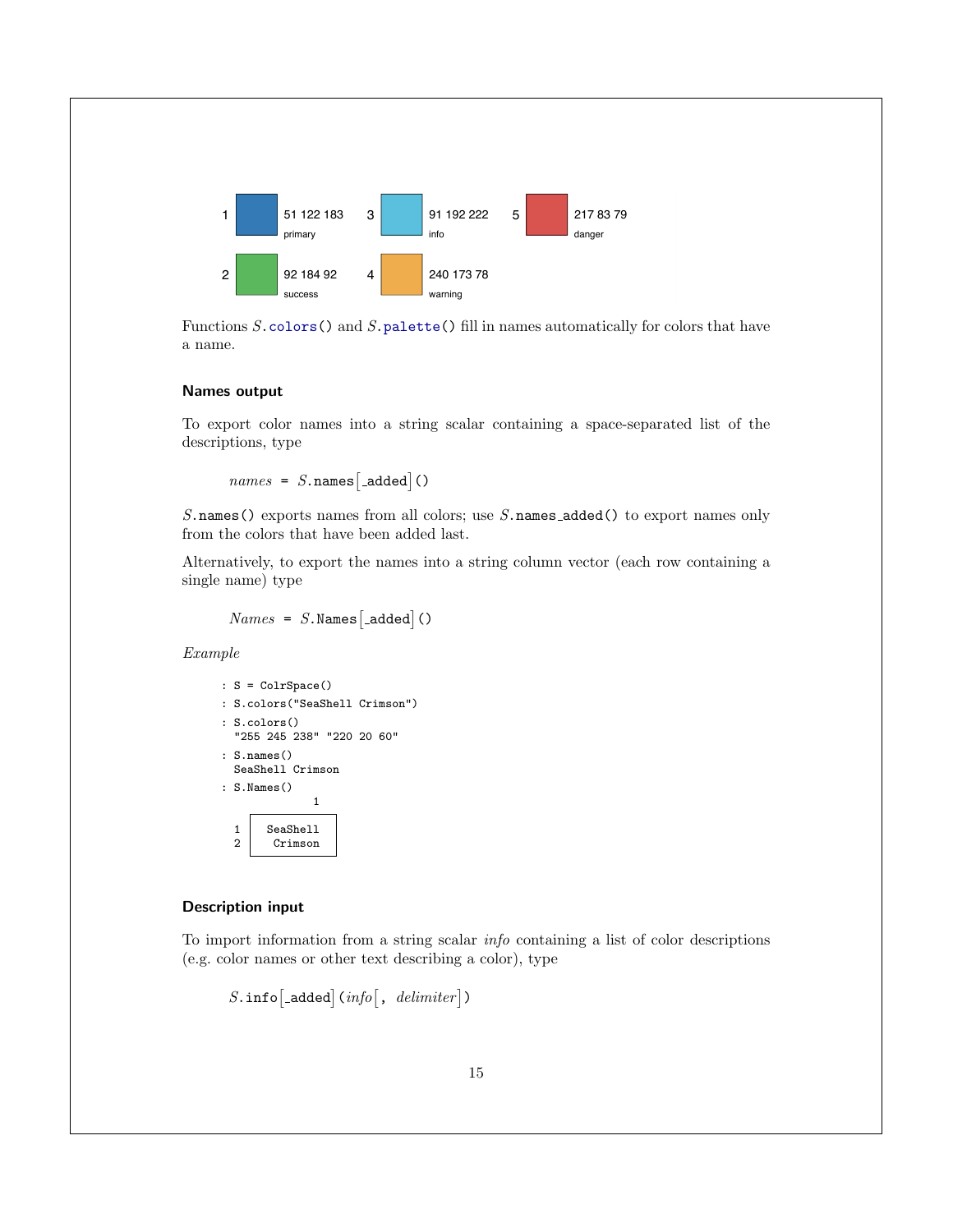| | | | | | | | |
|---|---|---|---|---|---|---|---|
| 1 | 51 122 183 primary | | 3 | 91 192 222 info | | 5 | 217 83 79 danger |
| 2 | 92 184 92 success | | 4 | 240 173 78 warning | | | |

Functions *S*.colors() and *S*.palette() fill in names automatically for colors that have a name.

### Names output

To export color names into a string scalar containing a space-separated list of the descriptions, type

```
names = S.names[_added]()
```

*S*.names() exports names from all colors; use *S*.names_added() to export names only from the colors that have been added last.

Alternatively, to export the names into a string column vector (each row containing a single name) type

```
Names = S.Names[_added]()
```

*Example*

```
: S = ColrSpace()
: S.colors("SeaShell Crimson")
: S.colors()
  "255 245 238" "220 20 60"
: S.names()
  SeaShell Crimson
: S.Names()
              1
    +------------+
  1 |  SeaShell  |
  2 |   Crimson  |
    +------------+
```

### Description input

To import information from a string scalar *info* containing a list of color descriptions (e.g. color names or other text describing a color), type

```
S.info[_added](info[, delimiter])
```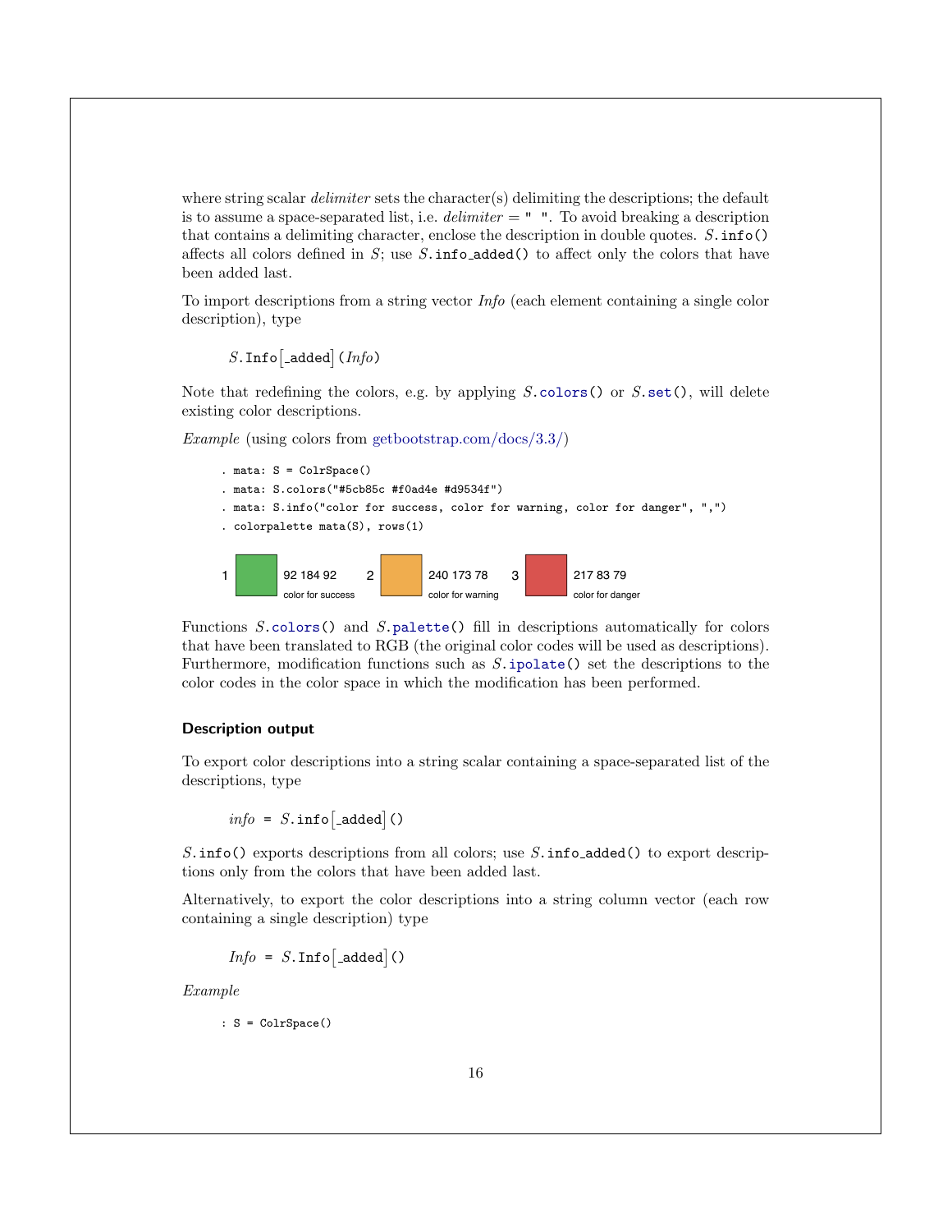where string scalar *delimiter* sets the character(s) delimiting the descriptions; the default is to assume a space-separated list, i.e. *delimiter* = `" "`. To avoid breaking a description that contains a delimiting character, enclose the description in double quotes. *S*.`info()` affects all colors defined in *S*; use *S*.`info_added()` to affect only the colors that have been added last.

To import descriptions from a string vector *Info* (each element containing a single color description), type

> *S*.`Info`[`_added`]`(`*Info*`)`

Note that redefining the colors, e.g. by applying *S*.`colors()` or *S*.`set()`, will delete existing color descriptions.

*Example* (using colors from getbootstrap.com/docs/3.3/)

```
. mata: S = ColrSpace()
. mata: S.colors("#5cb85c #f0ad4e #d9534f")
. mata: S.info("color for success, color for warning, color for danger", ",")
. colorpalette mata(S), rows(1)
```

1 — 92 184 92 — color for success  2 — 240 173 78 — color for warning  3 — 217 83 79 — color for danger

Functions *S*.`colors()` and *S*.`palette()` fill in descriptions automatically for colors that have been translated to RGB (the original color codes will be used as descriptions). Furthermore, modification functions such as *S*.`ipolate()` set the descriptions to the color codes in the color space in which the modification has been performed.

### Description output

To export color descriptions into a string scalar containing a space-separated list of the descriptions, type

> *info* = *S*.`info`[`_added`]`()`

*S*.`info()` exports descriptions from all colors; use *S*.`info_added()` to export descriptions only from the colors that have been added last.

Alternatively, to export the color descriptions into a string column vector (each row containing a single description) type

> *Info* = *S*.`Info`[`_added`]`()`

*Example*

```
: S = ColrSpace()
```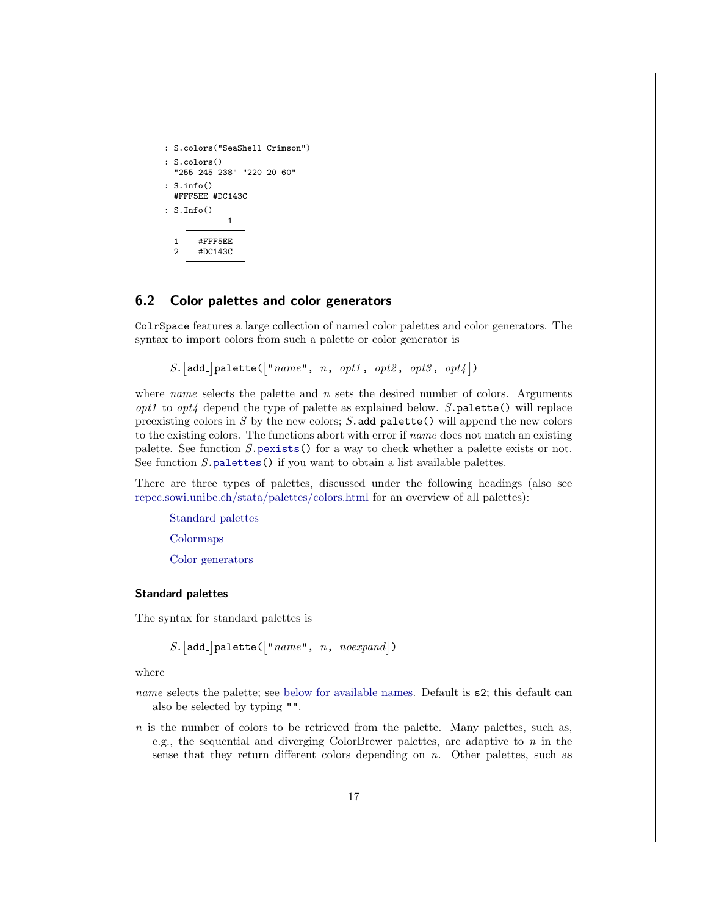```
: S.colors("SeaShell Crimson")

: S.colors()
  "255 245 238" "220 20 60"

: S.info()
  #FFF5EE #DC143C

: S.Info()
             1
    +-----------+
  1 |  #FFF5EE  |
  2 |  #DC143C  |
    +-----------+
```

## 6.2 Color palettes and color generators

`ColrSpace` features a large collection of named color palettes and color generators. The syntax to import colors from such a palette or color generator is

> *S*.[`add_`]`palette(`[`"`*name*`",` *n*`,` *opt1*`,` *opt2*`,` *opt3*`,` *opt4*]`)`

where *name* selects the palette and *n* sets the desired number of colors. Arguments *opt1* to *opt4* depend the type of palette as explained below. *S*.`palette()` will replace preexisting colors in *S* by the new colors; *S*.`add_palette()` will append the new colors to the existing colors. The functions abort with error if *name* does not match an existing palette. See function *S*.`pexists()` for a way to check whether a palette exists or not. See function *S*.`palettes()` if you want to obtain a list available palettes.

There are three types of palettes, discussed under the following headings (also see repec.sowi.unibe.ch/stata/palettes/colors.html for an overview of all palettes):

> Standard palettes
>
> Colormaps
>
> Color generators

#### Standard palettes

The syntax for standard palettes is

> *S*.[`add_`]`palette(`[`"`*name*`",` *n*`,` *noexpand*]`)`

where

*name* selects the palette; see below for available names. Default is `s2`; this default can also be selected by typing `""`.

*n* is the number of colors to be retrieved from the palette. Many palettes, such as, e.g., the sequential and diverging ColorBrewer palettes, are adaptive to *n* in the sense that they return different colors depending on *n*. Other palettes, such as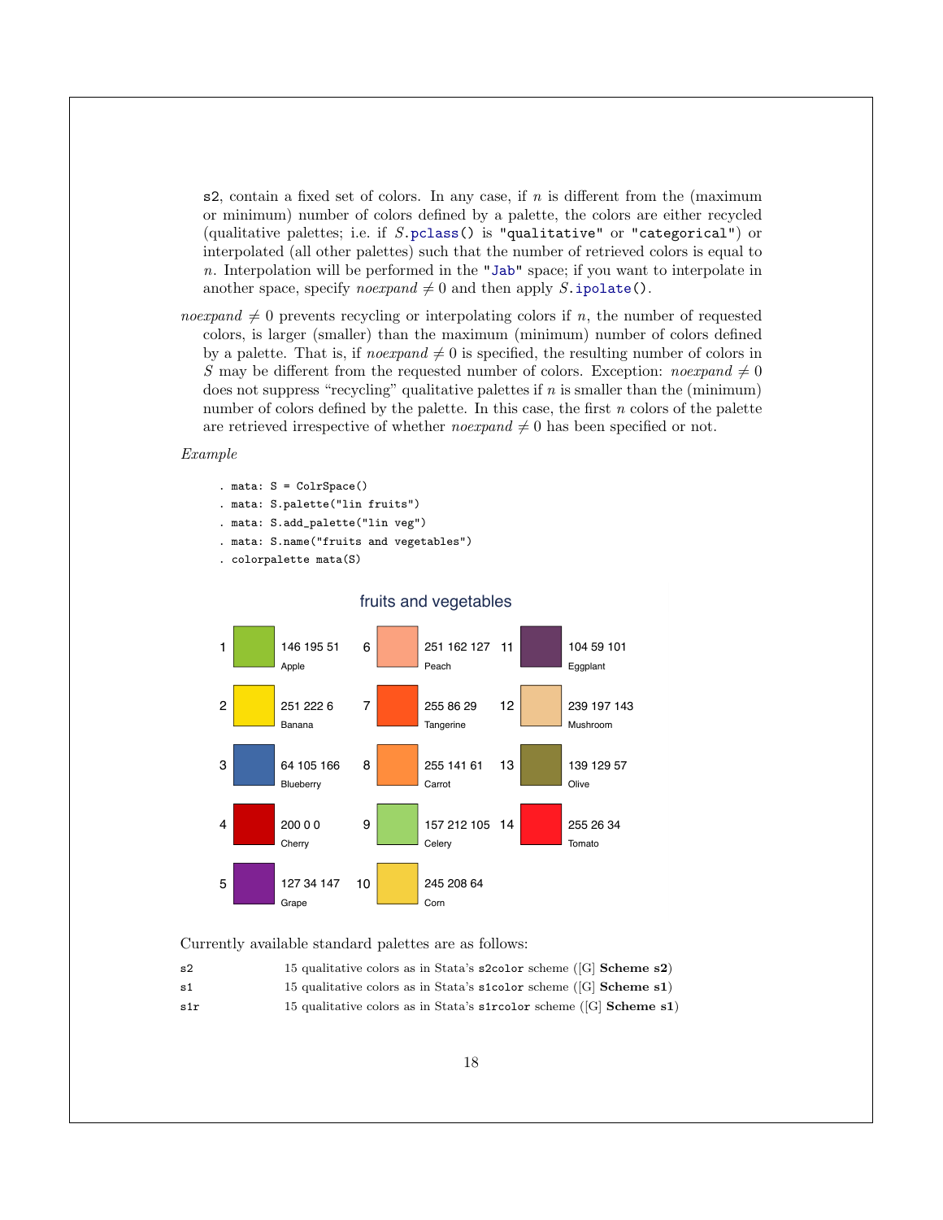s2, contain a fixed set of colors. In any case, if $n$ is different from the (maximum or minimum) number of colors defined by a palette, the colors are either recycled (qualitative palettes; i.e. if $S$.pclass() is "qualitative" or "categorical") or interpolated (all other palettes) such that the number of retrieved colors is equal to $n$. Interpolation will be performed in the "Jab" space; if you want to interpolate in another space, specify *noexpand* $\neq 0$ and then apply $S$.ipolate().

*noexpand* $\neq 0$ prevents recycling or interpolating colors if $n$, the number of requested colors, is larger (smaller) than the maximum (minimum) number of colors defined by a palette. That is, if *noexpand* $\neq 0$ is specified, the resulting number of colors in $S$ may be different from the requested number of colors. Exception: *noexpand* $\neq 0$ does not suppress "recycling" qualitative palettes if $n$ is smaller than the (minimum) number of colors defined by the palette. In this case, the first $n$ colors of the palette are retrieved irrespective of whether *noexpand* $\neq 0$ has been specified or not.

*Example*

```
. mata: S = ColrSpace()
. mata: S.palette("lin fruits")
. mata: S.add_palette("lin veg")
. mata: S.name("fruits and vegetables")
. colorpalette mata(S)
```

fruits and vegetables

| # | RGB | Name | # | RGB | Name | # | RGB | Name |
|---|---|---|---|---|---|---|---|---|
| 1 | 146 195 51 | Apple | 6 | 251 162 127 | Peach | 11 | 104 59 101 | Eggplant |
| 2 | 251 222 6 | Banana | 7 | 255 86 29 | Tangerine | 12 | 239 197 143 | Mushroom |
| 3 | 64 105 166 | Blueberry | 8 | 255 141 61 | Carrot | 13 | 139 129 57 | Olive |
| 4 | 200 0 0 | Cherry | 9 | 157 212 105 | Celery | 14 | 255 26 34 | Tomato |
| 5 | 127 34 147 | Grape | 10 | 245 208 64 | Corn | | | |

Currently available standard palettes are as follows:

| | |
|---|---|
| s2 | 15 qualitative colors as in Stata's s2color scheme ([G] **Scheme s2**) |
| s1 | 15 qualitative colors as in Stata's s1color scheme ([G] **Scheme s1**) |
| s1r | 15 qualitative colors as in Stata's s1rcolor scheme ([G] **Scheme s1**) |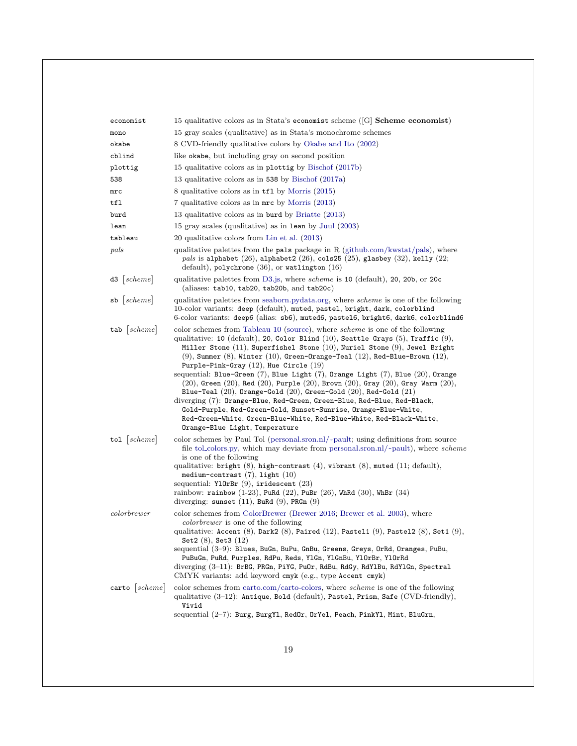`economist` 15 qualitative colors as in Stata's `economist` scheme ([G] **Scheme economist**)

`mono` 15 gray scales (qualitative) as in Stata's monochrome schemes

`okabe` 8 CVD-friendly qualitative colors by Okabe and Ito (2002)

`cblind` like `okabe`, but including gray on second position

`plottig` 15 qualitative colors as in `plottig` by Bischof (2017b)

`538` 13 qualitative colors as in `538` by Bischof (2017a)

`mrc` 8 qualitative colors as in `tfl` by Morris (2015)

`tfl` 7 qualitative colors as in `mrc` by Morris (2013)

`burd` 13 qualitative colors as in `burd` by Briatte (2013)

`lean` 15 gray scales (qualitative) as in `lean` by Juul (2003)

`tableau` 20 qualitative colors from Lin et al. (2013)

*pals* qualitative palettes from the `pals` package in R (github.com/kwstat/pals), where *pals* is `alphabet` (26), `alphabet2` (26), `cols25` (25), `glasbey` (32), `kelly` (22; default), `polychrome` (36), or `watlington` (16)

`d3` [*scheme*] qualitative palettes from D3.js, where *scheme* is `10` (default), `20`, `20b`, or `20c` (aliases: `tab10`, `tab20`, `tab20b`, and `tab20c`)

`sb` [*scheme*] qualitative palettes from seaborn.pydata.org, where *scheme* is one of the following
10-color variants: `deep` (default), `muted`, `pastel`, `bright`, `dark`, `colorblind`
6-color variants: `deep6` (alias: `sb6`), `muted6`, `pastel6`, `bright6`, `dark6`, `colorblind6`

`tab` [*scheme*] color schemes from Tableau 10 (source), where *scheme* is one of the following
qualitative: `10` (default), `20`, `Color Blind` (10), `Seattle Grays` (5), `Traffic` (9), `Miller Stone` (11), `Superfishel Stone` (10), `Nuriel Stone` (9), `Jewel Bright` (9), `Summer` (8), `Winter` (10), `Green-Orange-Teal` (12), `Red-Blue-Brown` (12), `Purple-Pink-Gray` (12), `Hue Circle` (19)
sequential: `Blue-Green` (7), `Blue Light` (7), `Orange Light` (7), `Blue` (20), `Orange` (20), `Green` (20), `Red` (20), `Purple` (20), `Brown` (20), `Gray` (20), `Gray Warm` (20), `Blue-Teal` (20), `Orange-Gold` (20), `Green-Gold` (20), `Red-Gold` (21)
diverging (7): `Orange-Blue`, `Red-Green`, `Green-Blue`, `Red-Blue`, `Red-Black`, `Gold-Purple`, `Red-Green-Gold`, `Sunset-Sunrise`, `Orange-Blue-White`, `Red-Green-White`, `Green-Blue-White`, `Red-Blue-White`, `Red-Black-White`, `Orange-Blue Light`, `Temperature`

`tol` [*scheme*] color schemes by Paul Tol (personal.sron.nl/~pault; using definitions from source file tol_colors.py, which may deviate from personal.sron.nl/~pault), where *scheme* is one of the following
qualitative: `bright` (8), `high-contrast` (4), `vibrant` (8), `muted` (11; default), `medium-contrast` (7), `light` (10)
sequential: `YlOrBr` (9), `iridescent` (23)
rainbow: `rainbow` (1-23), `PuRd` (22), `PuBr` (26), `WhRd` (30), `WhBr` (34)
diverging: `sunset` (11), `BuRd` (9), `PRGn` (9)

*colorbrewer* color schemes from ColorBrewer (Brewer 2016; Brewer et al. 2003), where *colorbrewer* is one of the following
qualitative: `Accent` (8), `Dark2` (8), `Paired` (12), `Pastel1` (9), `Pastel2` (8), `Set1` (9), `Set2` (8), `Set3` (12)
sequential (3–9): `Blues`, `BuGn`, `BuPu`, `GnBu`, `Greens`, `Greys`, `OrRd`, `Oranges`, `PuBu`, `PuBuGn`, `PuRd`, `Purples`, `RdPu`, `Reds`, `YlGn`, `YlGnBu`, `YlOrBr`, `YlOrRd`
diverging (3–11): `BrBG`, `PRGn`, `PiYG`, `PuOr`, `RdBu`, `RdGy`, `RdYlBu`, `RdYlGn`, `Spectral`
CMYK variants: add keyword `cmyk` (e.g., type `Accent cmyk`)

`carto` [*scheme*] color schemes from carto.com/carto-colors, where *scheme* is one of the following
qualitative (3–12): `Antique`, `Bold` (default), `Pastel`, `Prism`, `Safe` (CVD-friendly), `Vivid`
sequential (2–7): `Burg`, `BurgYl`, `RedOr`, `OrYel`, `Peach`, `PinkYl`, `Mint`, `BluGrn`,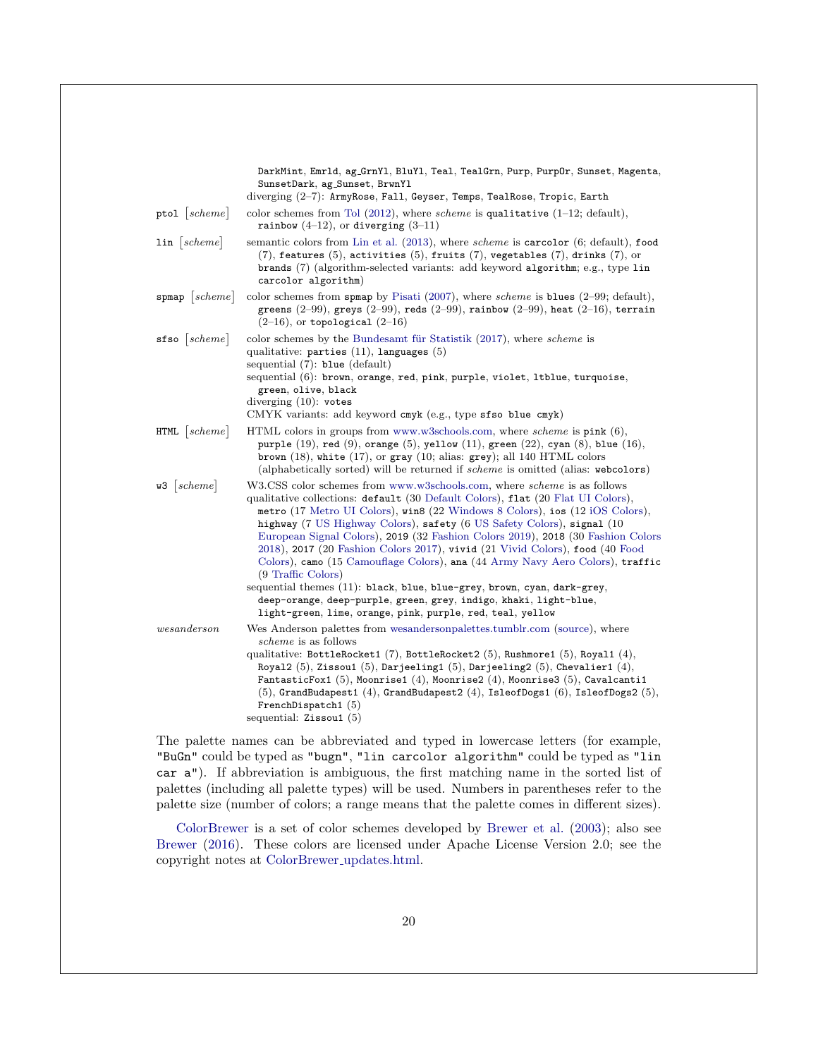| | |
|---|---|
| | `DarkMint`, `Emrld`, `ag_GrnYl`, `BluYl`, `Teal`, `TealGrn`, `Purp`, `PurpOr`, `Sunset`, `Magenta`, `SunsetDark`, `ag_Sunset`, `BrwnYl` <br> diverging (2–7): `ArmyRose`, `Fall`, `Geyser`, `Temps`, `TealRose`, `Tropic`, `Earth` |
| `ptol` [*scheme*] | color schemes from Tol (2012), where *scheme* is `qualitative` (1–12; default), `rainbow` (4–12), or `diverging` (3–11) |
| `lin` [*scheme*] | semantic colors from Lin et al. (2013), where *scheme* is `carcolor` (6; default), `food` (7), `features` (5), `activities` (5), `fruits` (7), `vegetables` (7), `drinks` (7), or `brands` (7) (algorithm-selected variants: add keyword `algorithm`; e.g., type `lin carcolor algorithm`) |
| `spmap` [*scheme*] | color schemes from `spmap` by Pisati (2007), where *scheme* is `blues` (2–99; default), `greens` (2–99), `greys` (2–99), `reds` (2–99), `rainbow` (2–99), `heat` (2–16), `terrain` (2–16), or `topological` (2–16) |
| `sfso` [*scheme*] | color schemes by the Bundesamt für Statistik (2017), where *scheme* is <br> qualitative: `parties` (11), `languages` (5) <br> sequential (7): `blue` (default) <br> sequential (6): `brown`, `orange`, `red`, `pink`, `purple`, `violet`, `ltblue`, `turquoise`, `green`, `olive`, `black` <br> diverging (10): `votes` <br> CMYK variants: add keyword `cmyk` (e.g., type `sfso blue cmyk`) |
| `HTML` [*scheme*] | HTML colors in groups from www.w3schools.com, where *scheme* is `pink` (6), `purple` (19), `red` (9), `orange` (5), `yellow` (11), `green` (22), `cyan` (8), `blue` (16), `brown` (18), `white` (17), or `gray` (10; alias: `grey`); all 140 HTML colors (alphabetically sorted) will be returned if *scheme* is omitted (alias: `webcolors`) |
| `w3` [*scheme*] | W3.CSS color schemes from www.w3schools.com, where *scheme* is as follows <br> qualitative collections: `default` (30 Default Colors), `flat` (20 Flat UI Colors), `metro` (17 Metro UI Colors), `win8` (22 Windows 8 Colors), `ios` (12 iOS Colors), `highway` (7 US Highway Colors), `safety` (6 US Safety Colors), `signal` (10 European Signal Colors), `2019` (32 Fashion Colors 2019), `2018` (30 Fashion Colors 2018), `2017` (20 Fashion Colors 2017), `vivid` (21 Vivid Colors), `food` (40 Food Colors), `camo` (15 Camouflage Colors), `ana` (44 Army Navy Aero Colors), `traffic` (9 Traffic Colors) <br> sequential themes (11): `black`, `blue`, `blue-grey`, `brown`, `cyan`, `dark-grey`, `deep-orange`, `deep-purple`, `green`, `grey`, `indigo`, `khaki`, `light-blue`, `light-green`, `lime`, `orange`, `pink`, `purple`, `red`, `teal`, `yellow` |
| *wesanderson* | Wes Anderson palettes from wesandersonpalettes.tumblr.com (source), where *scheme* is as follows <br> qualitative: `BottleRocket1` (7), `BottleRocket2` (5), `Rushmore1` (5), `Royal1` (4), `Royal2` (5), `Zissou1` (5), `Darjeeling1` (5), `Darjeeling2` (5), `Chevalier1` (4), `FantasticFox1` (5), `Moonrise1` (4), `Moonrise2` (4), `Moonrise3` (5), `Cavalcanti1` (5), `GrandBudapest1` (4), `GrandBudapest2` (4), `IsleofDogs1` (6), `IsleofDogs2` (5), `FrenchDispatch1` (5) <br> sequential: `Zissou1` (5) |

The palette names can be abbreviated and typed in lowercase letters (for example, `"BuGn"` could be typed as `"bugn"`, `"lin carcolor algorithm"` could be typed as `"lin car a"`). If abbreviation is ambiguous, the first matching name in the sorted list of palettes (including all palette types) will be used. Numbers in parentheses refer to the palette size (number of colors; a range means that the palette comes in different sizes).

ColorBrewer is a set of color schemes developed by Brewer et al. (2003); also see Brewer (2016). These colors are licensed under Apache License Version 2.0; see the copyright notes at ColorBrewer_updates.html.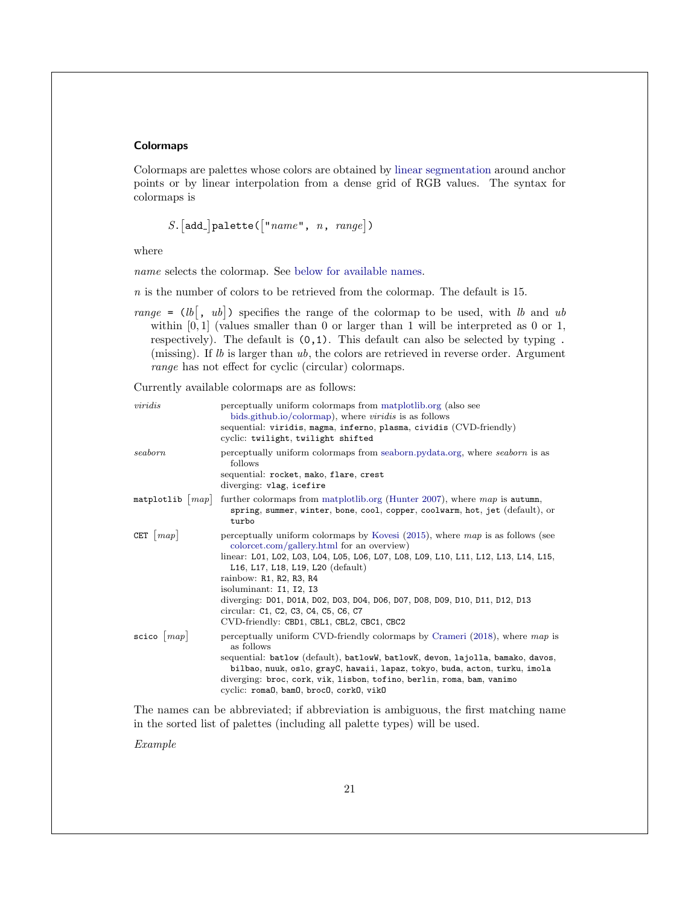### Colormaps

Colormaps are palettes whose colors are obtained by linear segmentation around anchor points or by linear interpolation from a dense grid of RGB values. The syntax for colormaps is

> *S*.[`add_`]`palette(`[`"`*name*`", ` *n*`, ` *range*]`)`

where

*name* selects the colormap. See below for available names.

*n* is the number of colors to be retrieved from the colormap. The default is 15.

*range* `= (`*lb*[`, ` *ub*]`)` specifies the range of the colormap to be used, with *lb* and *ub* within $[0, 1]$ (values smaller than 0 or larger than 1 will be interpreted as 0 or 1, respectively). The default is `(0,1)`. This default can also be selected by typing `.` (missing). If *lb* is larger than *ub*, the colors are retrieved in reverse order. Argument *range* has not effect for cyclic (circular) colormaps.

Currently available colormaps are as follows:

| | |
|---|---|
| *viridis* | perceptually uniform colormaps from matplotlib.org (also see bids.github.io/colormap), where *viridis* is as follows<br>sequential: `viridis`, `magma`, `inferno`, `plasma`, `cividis` (CVD-friendly)<br>cyclic: `twilight`, `twilight shifted` |
| *seaborn* | perceptually uniform colormaps from seaborn.pydata.org, where *seaborn* is as follows<br>sequential: `rocket`, `mako`, `flare`, `crest`<br>diverging: `vlag`, `icefire` |
| `matplotlib` [*map*] | further colormaps from matplotlib.org (Hunter 2007), where *map* is `autumn`, `spring`, `summer`, `winter`, `bone`, `cool`, `copper`, `coolwarm`, `hot`, `jet` (default), or `turbo` |
| `CET` [*map*] | perceptually uniform colormaps by Kovesi (2015), where *map* is as follows (see colorcet.com/gallery.html for an overview)<br>linear: `L01`, `L02`, `L03`, `L04`, `L05`, `L06`, `L07`, `L08`, `L09`, `L10`, `L11`, `L12`, `L13`, `L14`, `L15`, `L16`, `L17`, `L18`, `L19`, `L20` (default)<br>rainbow: `R1`, `R2`, `R3`, `R4`<br>isoluminant: `I1`, `I2`, `I3`<br>diverging: `D01`, `D01A`, `D02`, `D03`, `D04`, `D06`, `D07`, `D08`, `D09`, `D10`, `D11`, `D12`, `D13`<br>circular: `C1`, `C2`, `C3`, `C4`, `C5`, `C6`, `C7`<br>CVD-friendly: `CBD1`, `CBL1`, `CBL2`, `CBC1`, `CBC2` |
| `scico` [*map*] | perceptually uniform CVD-friendly colormaps by Crameri (2018), where *map* is as follows<br>sequential: `batlow` (default), `batlowW`, `batlowK`, `devon`, `lajolla`, `bamako`, `davos`, `bilbao`, `nuuk`, `oslo`, `grayC`, `hawaii`, `lapaz`, `tokyo`, `buda`, `acton`, `turku`, `imola`<br>diverging: `broc`, `cork`, `vik`, `lisbon`, `tofino`, `berlin`, `roma`, `bam`, `vanimo`<br>cyclic: `romaO`, `bamO`, `brocO`, `corkO`, `vikO` |

The names can be abbreviated; if abbreviation is ambiguous, the first matching name in the sorted list of palettes (including all palette types) will be used.

*Example*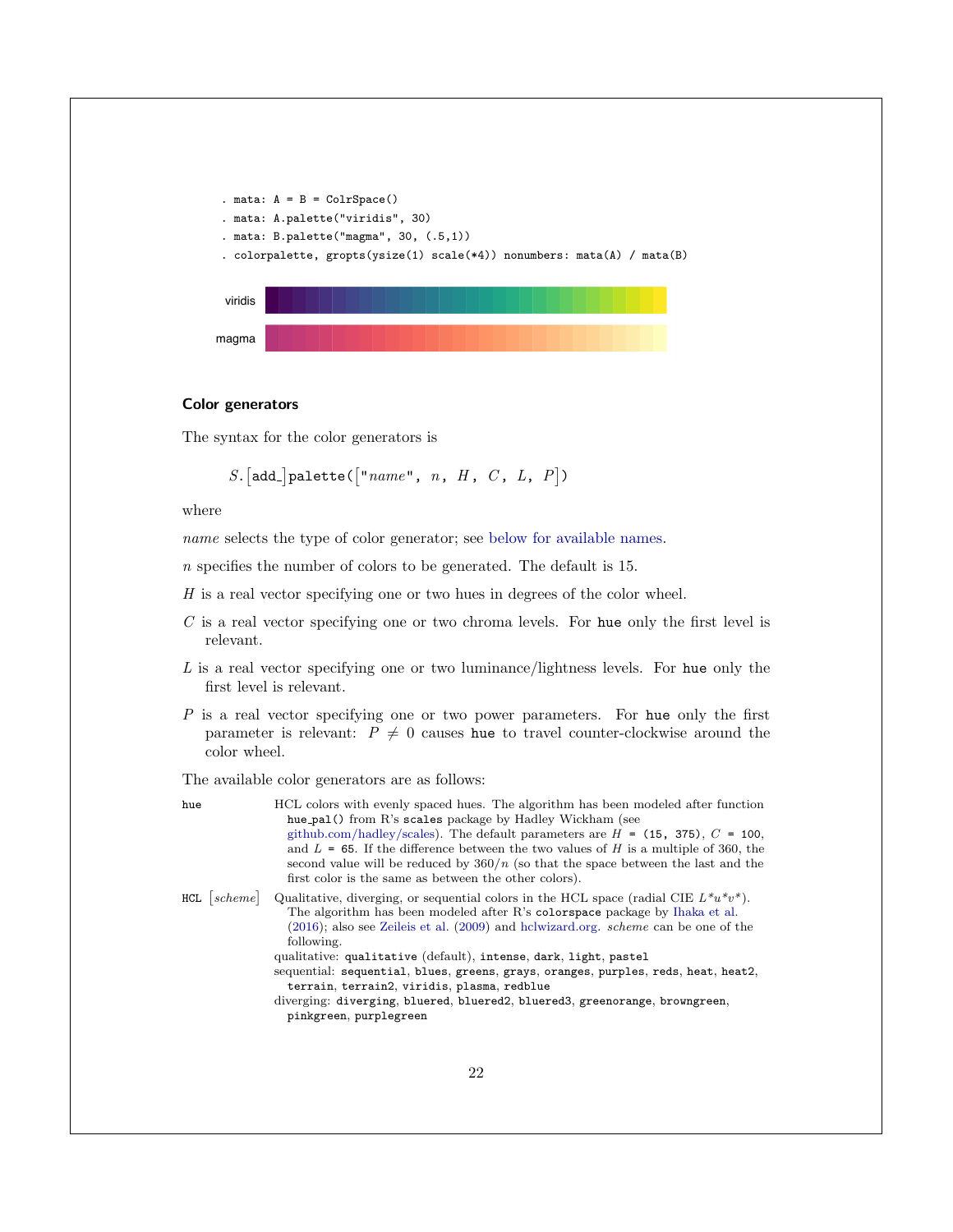```
. mata: A = B = ColrSpace()
. mata: A.palette("viridis", 30)
. mata: B.palette("magma", 30, (.5,1))
. colorpalette, gropts(ysize(1) scale(*4)) nonumbers: mata(A) / mata(B)
```

viridis

magma

### Color generators

The syntax for the color generators is

> $S$.[add_]palette(["*name*", $n$, $H$, $C$, $L$, $P$])

where

*name* selects the type of color generator; see below for available names.

$n$ specifies the number of colors to be generated. The default is 15.

$H$ is a real vector specifying one or two hues in degrees of the color wheel.

$C$ is a real vector specifying one or two chroma levels. For `hue` only the first level is relevant.

$L$ is a real vector specifying one or two luminance/lightness levels. For `hue` only the first level is relevant.

$P$ is a real vector specifying one or two power parameters. For `hue` only the first parameter is relevant: $P \neq 0$ causes `hue` to travel counter-clockwise around the color wheel.

The available color generators are as follows:

`hue` HCL colors with evenly spaced hues. The algorithm has been modeled after function `hue_pal()` from R's `scales` package by Hadley Wickham (see github.com/hadley/scales). The default parameters are $H$ = `(15, 375)`, $C$ = `100`, and $L$ = `65`. If the difference between the two values of $H$ is a multiple of 360, the second value will be reduced by $360/n$ (so that the space between the last and the first color is the same as between the other colors).

`HCL` [*scheme*] Qualitative, diverging, or sequential colors in the HCL space (radial CIE $L^*u^*v^*$). The algorithm has been modeled after R's `colorspace` package by Ihaka et al. (2016); also see Zeileis et al. (2009) and hclwizard.org. *scheme* can be one of the following.

qualitative: `qualitative` (default), `intense`, `dark`, `light`, `pastel`

sequential: `sequential`, `blues`, `greens`, `grays`, `oranges`, `purples`, `reds`, `heat`, `heat2`, `terrain`, `terrain2`, `viridis`, `plasma`, `redblue`

diverging: `diverging`, `bluered`, `bluered2`, `bluered3`, `greenorange`, `browngreen`, `pinkgreen`, `purplegreen`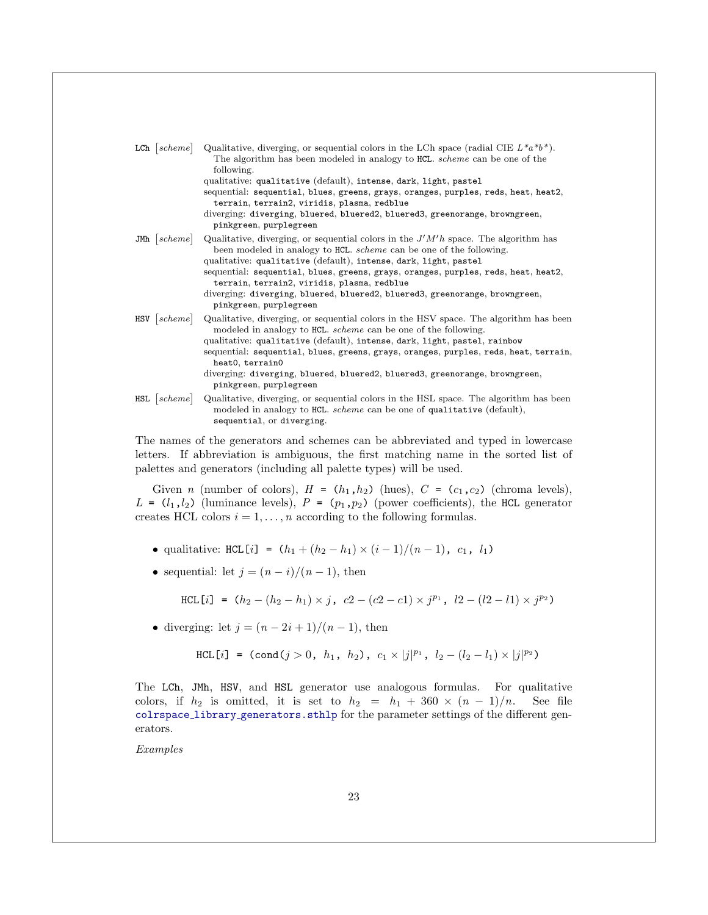`LCh` [*scheme*] Qualitative, diverging, or sequential colors in the LCh space (radial CIE $L^*a^*b^*$). The algorithm has been modeled in analogy to `HCL`. *scheme* can be one of the following.
qualitative: `qualitative` (default), `intense`, `dark`, `light`, `pastel`
sequential: `sequential`, `blues`, `greens`, `grays`, `oranges`, `purples`, `reds`, `heat`, `heat2`, `terrain`, `terrain2`, `viridis`, `plasma`, `redblue`
diverging: `diverging`, `bluered`, `bluered2`, `bluered3`, `greenorange`, `browngreen`, `pinkgreen`, `purplegreen`

`JMh` [*scheme*] Qualitative, diverging, or sequential colors in the $J'M'h$ space. The algorithm has been modeled in analogy to `HCL`. *scheme* can be one of the following.
qualitative: `qualitative` (default), `intense`, `dark`, `light`, `pastel`
sequential: `sequential`, `blues`, `greens`, `grays`, `oranges`, `purples`, `reds`, `heat`, `heat2`, `terrain`, `terrain2`, `viridis`, `plasma`, `redblue`
diverging: `diverging`, `bluered`, `bluered2`, `bluered3`, `greenorange`, `browngreen`, `pinkgreen`, `purplegreen`

`HSV` [*scheme*] Qualitative, diverging, or sequential colors in the HSV space. The algorithm has been modeled in analogy to `HCL`. *scheme* can be one of the following.
qualitative: `qualitative` (default), `intense`, `dark`, `light`, `pastel`, `rainbow`
sequential: `sequential`, `blues`, `greens`, `grays`, `oranges`, `purples`, `reds`, `heat`, `terrain`, `heat0`, `terrain0`
diverging: `diverging`, `bluered`, `bluered2`, `bluered3`, `greenorange`, `browngreen`, `pinkgreen`, `purplegreen`

`HSL` [*scheme*] Qualitative, diverging, or sequential colors in the HSL space. The algorithm has been modeled in analogy to `HCL`. *scheme* can be one of `qualitative` (default), `sequential`, or `diverging`.

The names of the generators and schemes can be abbreviated and typed in lowercase letters. If abbreviation is ambiguous, the first matching name in the sorted list of palettes and generators (including all palette types) will be used.

Given $n$ (number of colors), $H$ = ($h_1$,$h_2$) (hues), $C$ = ($c_1$,$c_2$) (chroma levels), $L$ = ($l_1$,$l_2$) (luminance levels), $P$ = ($p_1$,$p_2$) (power coefficients), the `HCL` generator creates HCL colors $i = 1, \ldots, n$ according to the following formulas.

- qualitative: `HCL[`$i$`] = (`$h_1 + (h_2 - h_1) \times (i-1)/(n-1)$`, `$c_1$`, `$l_1$`)`
- sequential: let $j = (n-i)/(n-1)$, then

  `HCL[`$i$`] = (`$h_2 - (h_2 - h_1) \times j$`, `$c2 - (c2 - c1) \times j^{p_1}$`, `$l2 - (l2 - l1) \times j^{p_2}$`)`

- diverging: let $j = (n - 2i + 1)/(n-1)$, then

  `HCL[`$i$`] = (cond(`$j > 0$`, `$h_1$`, `$h_2$`), `$c_1 \times |j|^{p_1}$`, `$l_2 - (l_2 - l_1) \times |j|^{p_2}$`)`

The `LCh`, `JMh`, `HSV`, and `HSL` generator use analogous formulas. For qualitative colors, if $h_2$ is omitted, it is set to $h_2 = h_1 + 360 \times (n-1)/n$. See file colrspace_library_generators.sthlp for the parameter settings of the different generators.

*Examples*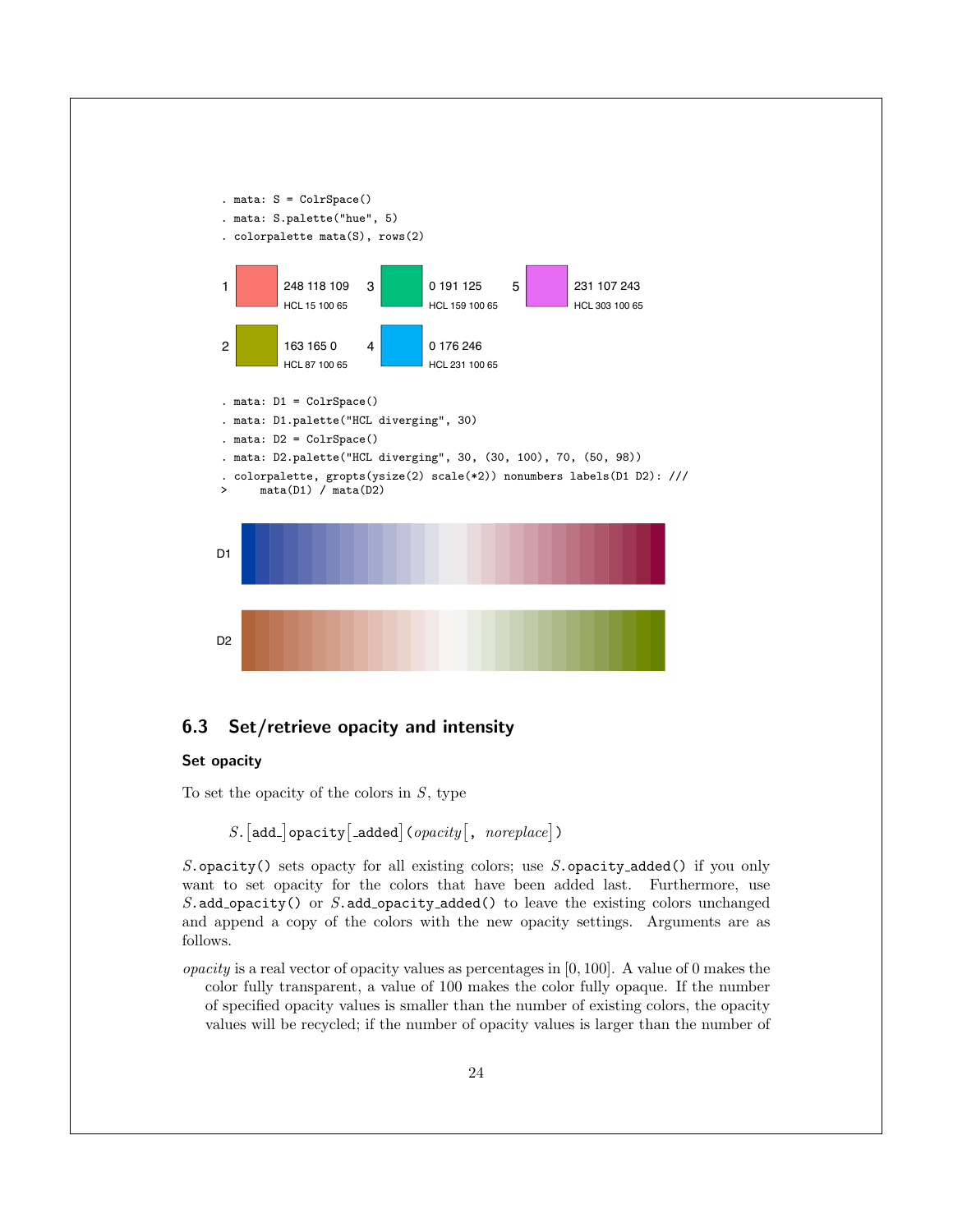```
. mata: S = ColrSpace()
. mata: S.palette("hue", 5)
. colorpalette mata(S), rows(2)
```

1 248 118 109 HCL 15 100 65
2 163 165 0 HCL 87 100 65
3 0 191 125 HCL 159 100 65
4 0 176 246 HCL 231 100 65
5 231 107 243 HCL 303 100 65

```
. mata: D1 = ColrSpace()
. mata: D1.palette("HCL diverging", 30)
. mata: D2 = ColrSpace()
. mata: D2.palette("HCL diverging", 30, (30, 100), 70, (50, 98))
. colorpalette, gropts(ysize(2) scale(*2)) nonumbers labels(D1 D2): ///
>     mata(D1) / mata(D2)
```

D1

D2

## 6.3 Set/retrieve opacity and intensity

### Set opacity

To set the opacity of the colors in $S$, type

> $S$.[add_]opacity[_added](*opacity*[, *noreplace*])

$S$.`opacity()` sets opacty for all existing colors; use $S$.`opacity_added()` if you only want to set opacity for the colors that have been added last. Furthermore, use $S$.`add_opacity()` or $S$.`add_opacity_added()` to leave the existing colors unchanged and append a copy of the colors with the new opacity settings. Arguments are as follows.

*opacity* is a real vector of opacity values as percentages in $[0, 100]$. A value of 0 makes the color fully transparent, a value of 100 makes the color fully opaque. If the number of specified opacity values is smaller than the number of existing colors, the opacity values will be recycled; if the number of opacity values is larger than the number of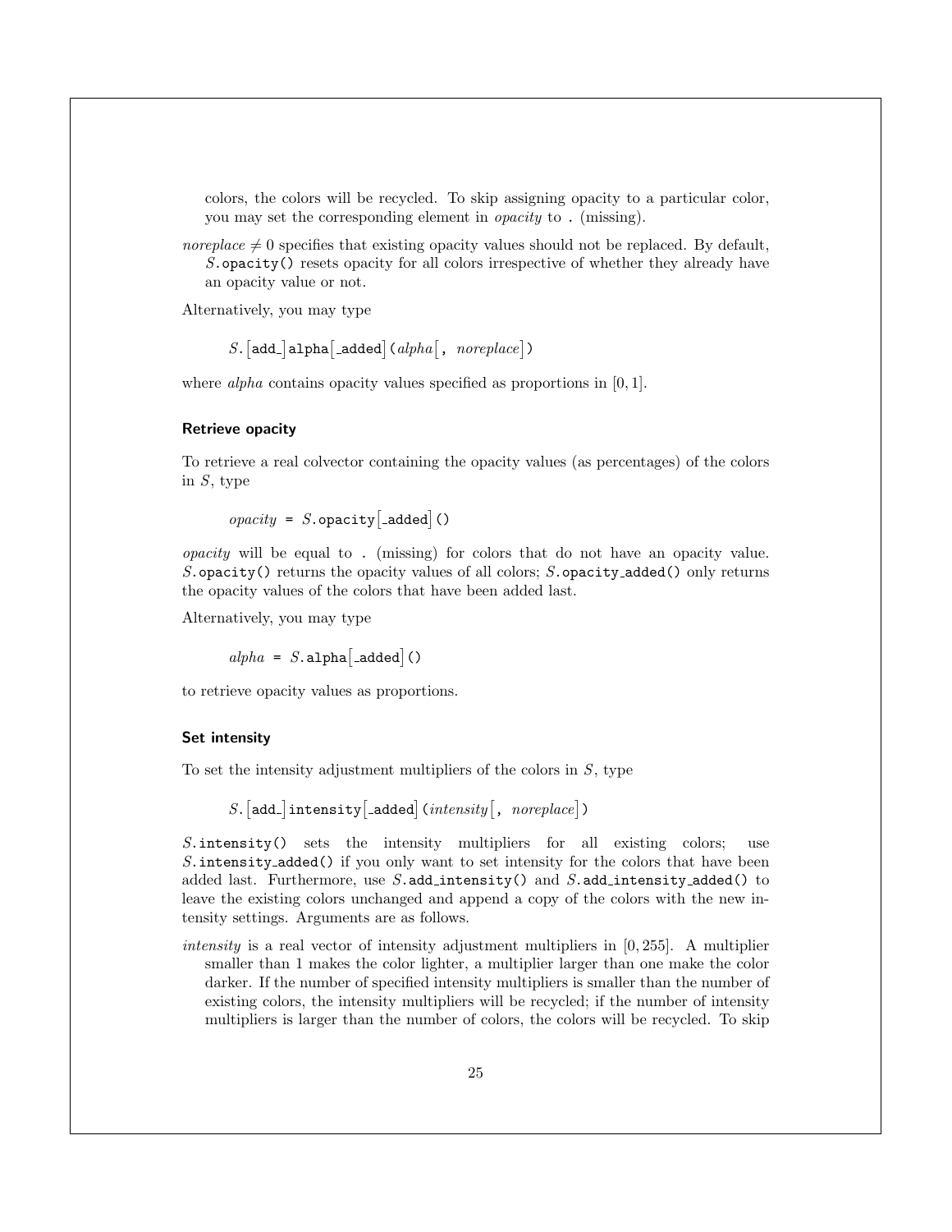colors, the colors will be recycled. To skip assigning opacity to a particular color, you may set the corresponding element in *opacity* to `.` (missing).

*noreplace* $\neq 0$ specifies that existing opacity values should not be replaced. By default, *S*.`opacity()` resets opacity for all colors irrespective of whether they already have an opacity value or not.

Alternatively, you may type

*S*.[`add_`]`alpha`[`_added`]`(`*alpha*[`,` *noreplace*]`)`

where *alpha* contains opacity values specified as proportions in $[0, 1]$.

#### Retrieve opacity

To retrieve a real colvector containing the opacity values (as percentages) of the colors in *S*, type

*opacity* `=` *S*.`opacity`[`_added`]`()`

*opacity* will be equal to `.` (missing) for colors that do not have an opacity value. *S*.`opacity()` returns the opacity values of all colors; *S*.`opacity_added()` only returns the opacity values of the colors that have been added last.

Alternatively, you may type

*alpha* `=` *S*.`alpha`[`_added`]`()`

to retrieve opacity values as proportions.

#### Set intensity

To set the intensity adjustment multipliers of the colors in *S*, type

*S*.[`add_`]`intensity`[`_added`]`(`*intensity*[`,` *noreplace*]`)`

*S*.`intensity()` sets the intensity multipliers for all existing colors; use *S*.`intensity_added()` if you only want to set intensity for the colors that have been added last. Furthermore, use *S*.`add_intensity()` and *S*.`add_intensity_added()` to leave the existing colors unchanged and append a copy of the colors with the new intensity settings. Arguments are as follows.

*intensity* is a real vector of intensity adjustment multipliers in $[0, 255]$. A multiplier smaller than 1 makes the color lighter, a multiplier larger than one make the color darker. If the number of specified intensity multipliers is smaller than the number of existing colors, the intensity multipliers will be recycled; if the number of intensity multipliers is larger than the number of colors, the colors will be recycled. To skip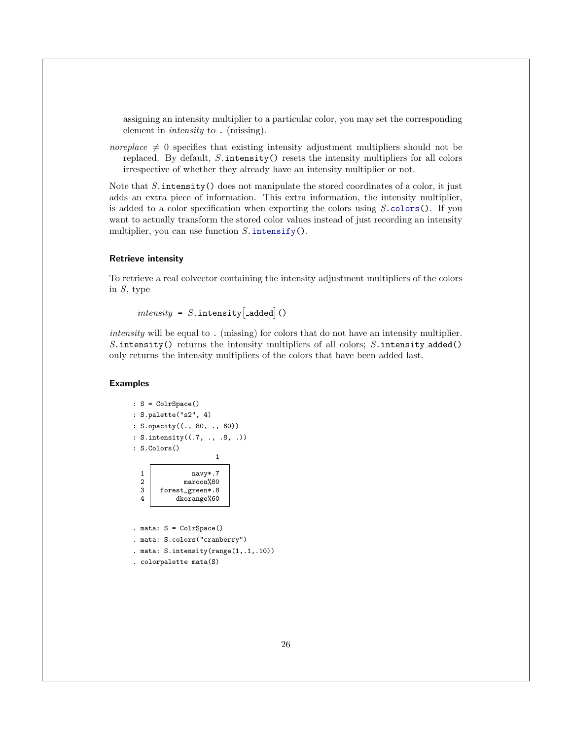assigning an intensity multiplier to a particular color, you may set the corresponding element in *intensity* to `.` (missing).

*noreplace* $\neq 0$ specifies that existing intensity adjustment multipliers should not be replaced. By default, *S*.`intensity()` resets the intensity multipliers for all colors irrespective of whether they already have an intensity multiplier or not.

Note that *S*.`intensity()` does not manipulate the stored coordinates of a color, it just adds an extra piece of information. This extra information, the intensity multiplier, is added to a color specification when exporting the colors using *S*.`colors()`. If you want to actually transform the stored color values instead of just recording an intensity multiplier, you can use function *S*.`intensify()`.

### Retrieve intensity

To retrieve a real colvector containing the intensity adjustment multipliers of the colors in *S*, type

*intensity* `=` *S*.`intensity`[`_added`]`()`

*intensity* will be equal to `.` (missing) for colors that do not have an intensity multiplier. *S*.`intensity()` returns the intensity multipliers of all colors; *S*.`intensity_added()` only returns the intensity multipliers of the colors that have been added last.

### Examples

```
: S = ColrSpace()
: S.palette("s2", 4)
: S.opacity((., 80, ., 60))
: S.intensity((.7, ., .8, .))
: S.Colors()
                   1
    +-----------------+
  1 |          navy*.7 |
  2 |        maroon%80 |
  3 |  forest_green*.8 |
  4 |      dkorange%60 |
    +-----------------+
```

```
. mata: S = ColrSpace()
. mata: S.colors("cranberry")
. mata: S.intensity(range(1,.1,.10))
. colorpalette mata(S)
```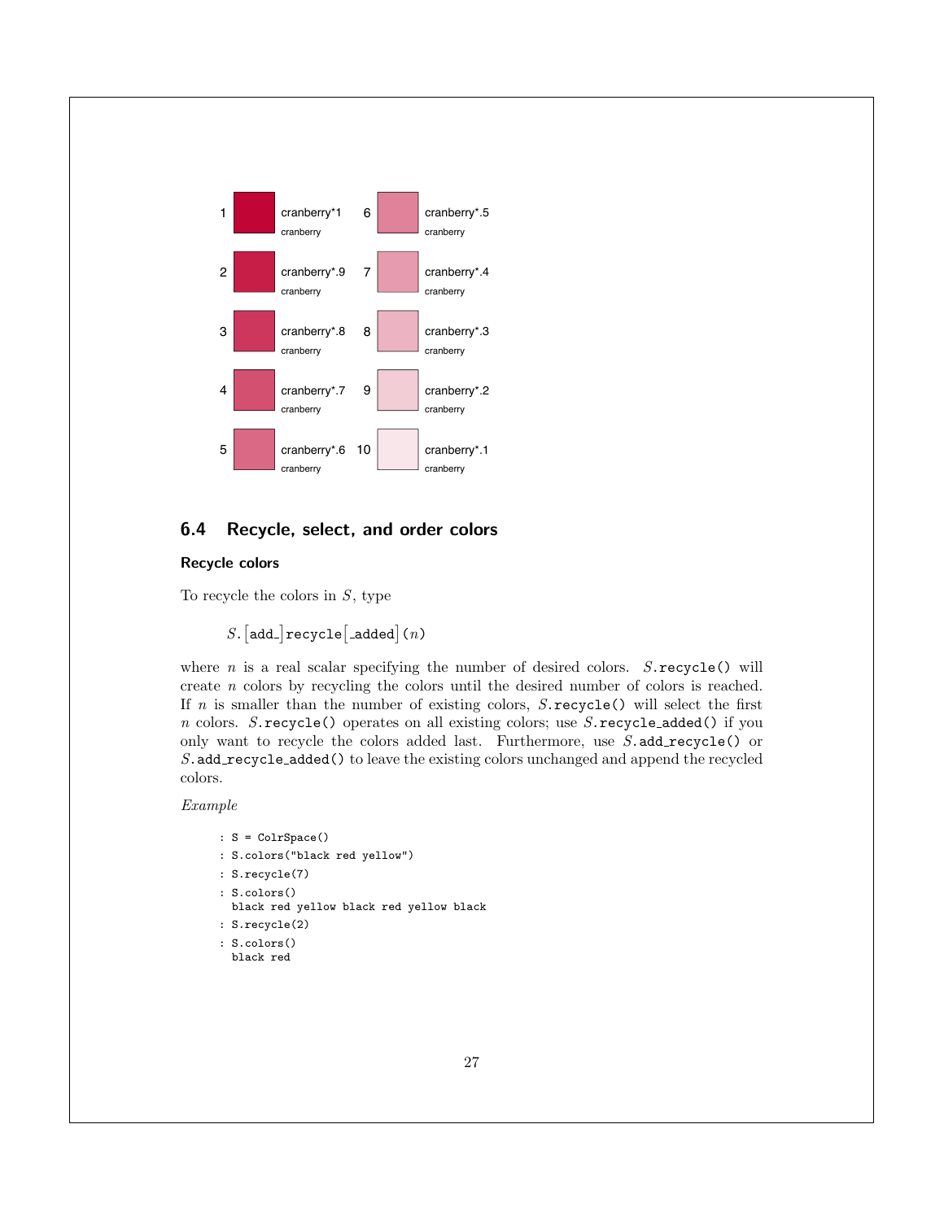| | | | |
|---|---|---|---|
| 1 | cranberry*1<br>cranberry | 6 | cranberry*.5<br>cranberry |
| 2 | cranberry*.9<br>cranberry | 7 | cranberry*.4<br>cranberry |
| 3 | cranberry*.8<br>cranberry | 8 | cranberry*.3<br>cranberry |
| 4 | cranberry*.7<br>cranberry | 9 | cranberry*.2<br>cranberry |
| 5 | cranberry*.6<br>cranberry | 10 | cranberry*.1<br>cranberry |

## 6.4 Recycle, select, and order colors

### Recycle colors

To recycle the colors in $S$, type

$S$.[add_]recycle[_added]($n$)

where $n$ is a real scalar specifying the number of desired colors. $S$.recycle() will create $n$ colors by recycling the colors until the desired number of colors is reached. If $n$ is smaller than the number of existing colors, $S$.recycle() will select the first $n$ colors. $S$.recycle() operates on all existing colors; use $S$.recycle_added() if you only want to recycle the colors added last. Furthermore, use $S$.add_recycle() or $S$.add_recycle_added() to leave the existing colors unchanged and append the recycled colors.

*Example*

```
: S = ColrSpace()
: S.colors("black red yellow")
: S.recycle(7)
: S.colors()
  black red yellow black red yellow black
: S.recycle(2)
: S.colors()
  black red
```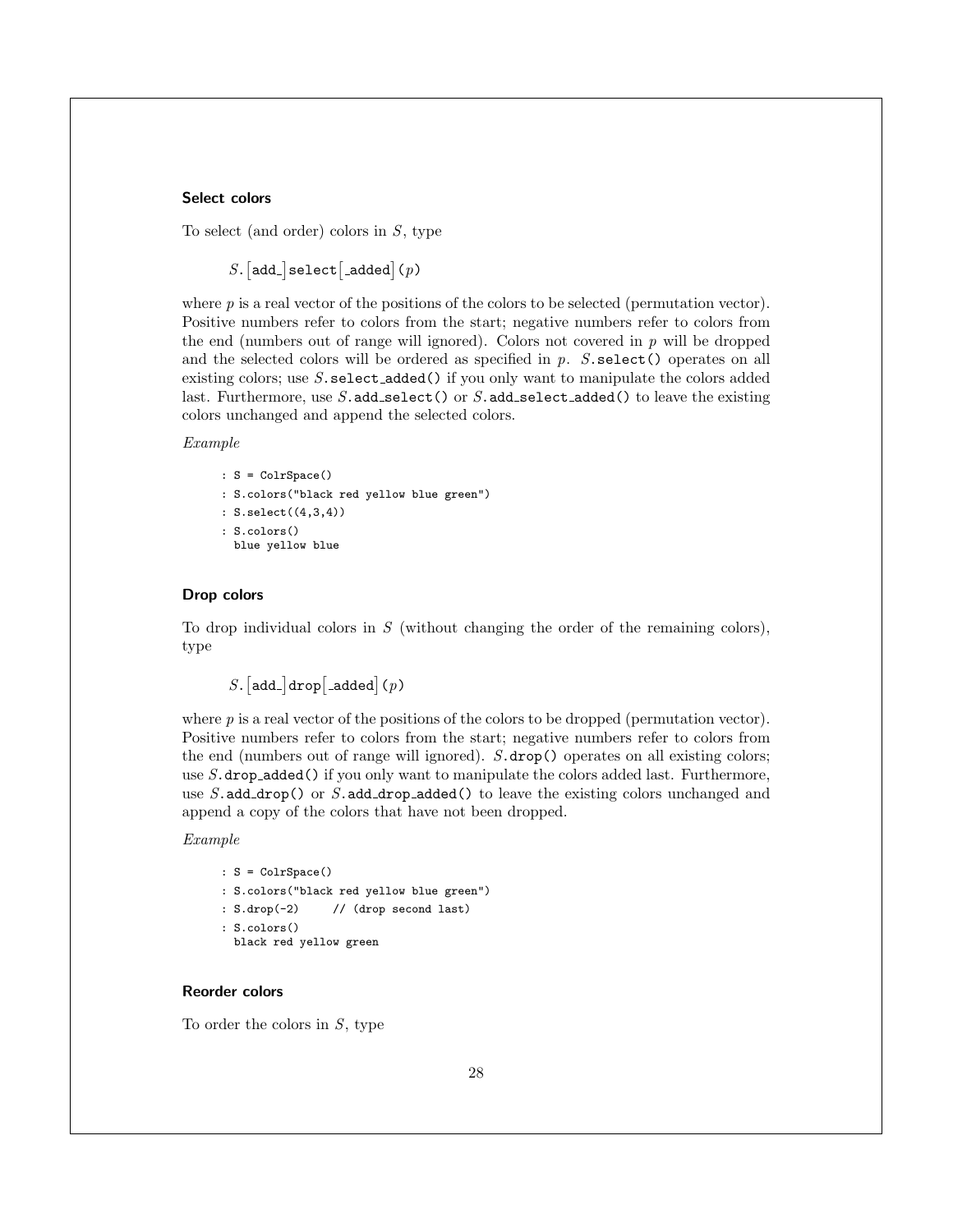### Select colors

To select (and order) colors in $S$, type

```
S.[add_]select[_added](p)
```

where $p$ is a real vector of the positions of the colors to be selected (permutation vector). Positive numbers refer to colors from the start; negative numbers refer to colors from the end (numbers out of range will ignored). Colors not covered in $p$ will be dropped and the selected colors will be ordered as specified in $p$. $S$.`select()` operates on all existing colors; use $S$.`select_added()` if you only want to manipulate the colors added last. Furthermore, use $S$.`add_select()` or $S$.`add_select_added()` to leave the existing colors unchanged and append the selected colors.

*Example*

```
: S = ColrSpace()
: S.colors("black red yellow blue green")
: S.select((4,3,4))
: S.colors()
  blue yellow blue
```

### Drop colors

To drop individual colors in $S$ (without changing the order of the remaining colors), type

```
S.[add_]drop[_added](p)
```

where $p$ is a real vector of the positions of the colors to be dropped (permutation vector). Positive numbers refer to colors from the start; negative numbers refer to colors from the end (numbers out of range will ignored). $S$.`drop()` operates on all existing colors; use $S$.`drop_added()` if you only want to manipulate the colors added last. Furthermore, use $S$.`add_drop()` or $S$.`add_drop_added()` to leave the existing colors unchanged and append a copy of the colors that have not been dropped.

*Example*

```
: S = ColrSpace()
: S.colors("black red yellow blue green")
: S.drop(-2)     // (drop second last)
: S.colors()
  black red yellow green
```

### Reorder colors

To order the colors in $S$, type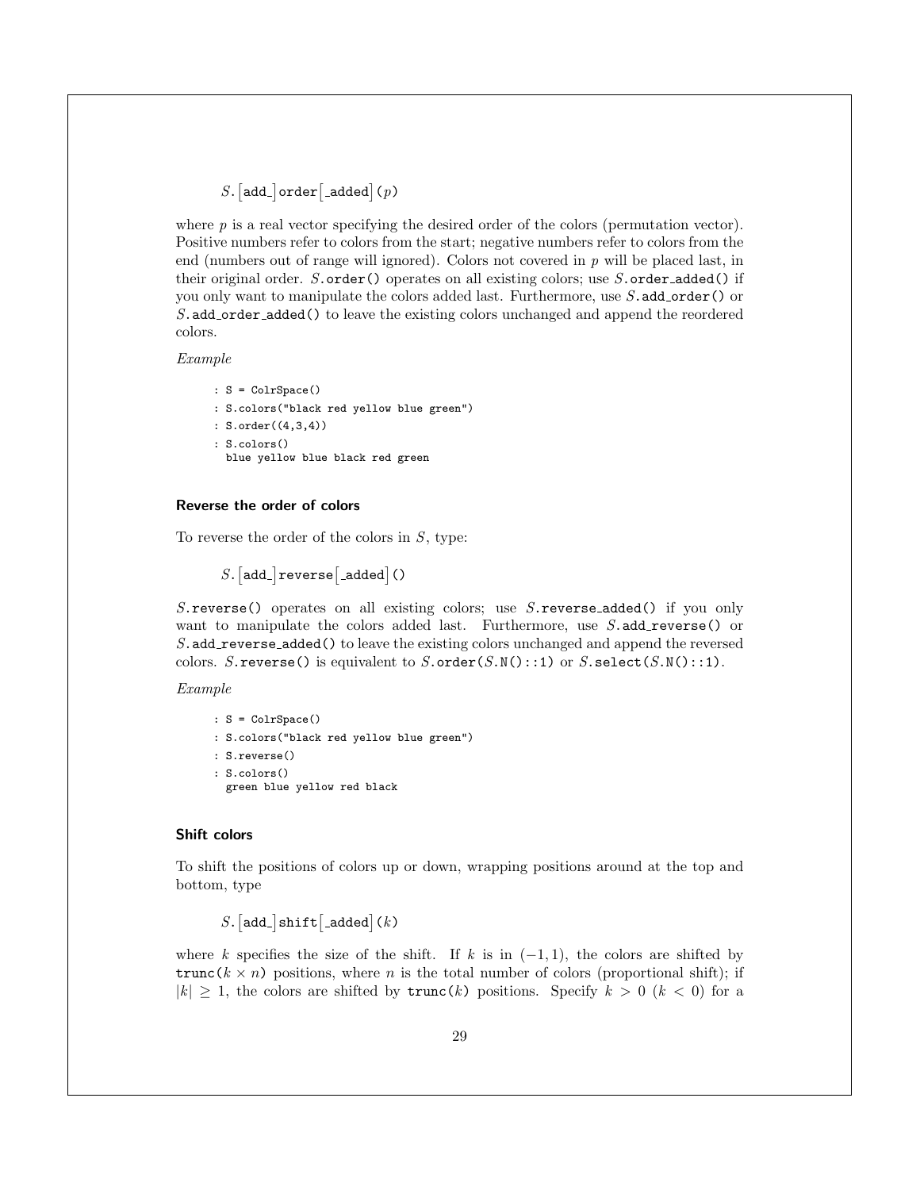$S.$[add_]order[_added]($p$)

where $p$ is a real vector specifying the desired order of the colors (permutation vector). Positive numbers refer to colors from the start; negative numbers refer to colors from the end (numbers out of range will ignored). Colors not covered in $p$ will be placed last, in their original order. $S$.order() operates on all existing colors; use $S$.order_added() if you only want to manipulate the colors added last. Furthermore, use $S$.add_order() or $S$.add_order_added() to leave the existing colors unchanged and append the reordered colors.

*Example*

```
: S = ColrSpace()
: S.colors("black red yellow blue green")
: S.order((4,3,4))
: S.colors()
  blue yellow blue black red green
```

### Reverse the order of colors

To reverse the order of the colors in $S$, type:

$S.$[add_]reverse[_added]()

$S$.reverse() operates on all existing colors; use $S$.reverse_added() if you only want to manipulate the colors added last. Furthermore, use $S$.add_reverse() or $S$.add_reverse_added() to leave the existing colors unchanged and append the reversed colors. $S$.reverse() is equivalent to $S$.order($S$.N()::1) or $S$.select($S$.N()::1).

*Example*

```
: S = ColrSpace()
: S.colors("black red yellow blue green")
: S.reverse()
: S.colors()
  green blue yellow red black
```

### Shift colors

To shift the positions of colors up or down, wrapping positions around at the top and bottom, type

$S.$[add_]shift[_added]($k$)

where $k$ specifies the size of the shift. If $k$ is in $(-1, 1)$, the colors are shifted by trunc($k \times n$) positions, where $n$ is the total number of colors (proportional shift); if $|k| \geq 1$, the colors are shifted by trunc($k$) positions. Specify $k > 0$ ($k < 0$) for a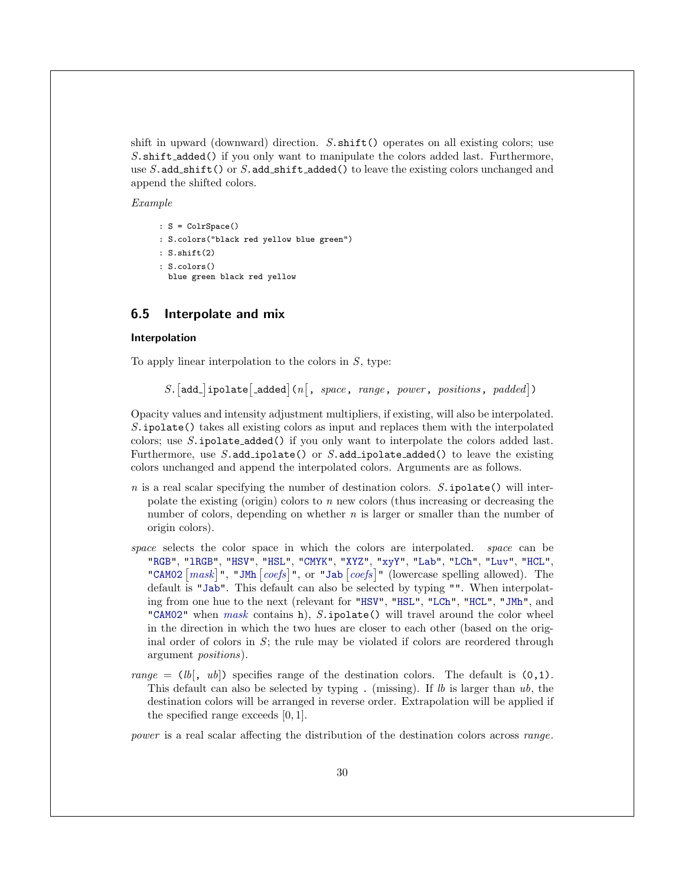shift in upward (downward) direction. *S*.`shift()` operates on all existing colors; use *S*.`shift_added()` if you only want to manipulate the colors added last. Furthermore, use *S*.`add_shift()` or *S*.`add_shift_added()` to leave the existing colors unchanged and append the shifted colors.

*Example*

```
: S = ColrSpace()
: S.colors("black red yellow blue green")
: S.shift(2)
: S.colors()
  blue green black red yellow
```

## 6.5 Interpolate and mix

### Interpolation

To apply linear interpolation to the colors in *S*, type:

> *S*.[`add_`]`ipolate`[`_added`]`(`*n*[`,` *space*`,` *range*`,` *power*`,` *positions*`,` *padded*]`)`

Opacity values and intensity adjustment multipliers, if existing, will also be interpolated. *S*.`ipolate()` takes all existing colors as input and replaces them with the interpolated colors; use *S*.`ipolate_added()` if you only want to interpolate the colors added last. Furthermore, use *S*.`add_ipolate()` or *S*.`add_ipolate_added()` to leave the existing colors unchanged and append the interpolated colors. Arguments are as follows.

*n* is a real scalar specifying the number of destination colors. *S*.`ipolate()` will interpolate the existing (origin) colors to *n* new colors (thus increasing or decreasing the number of colors, depending on whether *n* is larger or smaller than the number of origin colors).

*space* selects the color space in which the colors are interpolated. *space* can be `"RGB"`, `"lRGB"`, `"HSV"`, `"HSL"`, `"CMYK"`, `"XYZ"`, `"xyY"`, `"Lab"`, `"LCh"`, `"Luv"`, `"HCL"`, `"CAM02` [*mask*]`"`, `"JMh` [*coefs*]`"`, or `"Jab` [*coefs*]`"` (lowercase spelling allowed). The default is `"Jab"`. This default can also be selected by typing `""`. When interpolating from one hue to the next (relevant for `"HSV"`, `"HSL"`, `"LCh"`, `"HCL"`, `"JMh"`, and `"CAM02"` when *mask* contains `h`), *S*.`ipolate()` will travel around the color wheel in the direction in which the two hues are closer to each other (based on the original order of colors in *S*; the rule may be violated if colors are reordered through argument *positions*).

*range* = `(`*lb*[`,` *ub*]`)` specifies range of the destination colors. The default is `(0,1)`. This default can also be selected by typing `.` (missing). If *lb* is larger than *ub*, the destination colors will be arranged in reverse order. Extrapolation will be applied if the specified range exceeds $[0, 1]$.

*power* is a real scalar affecting the distribution of the destination colors across *range*.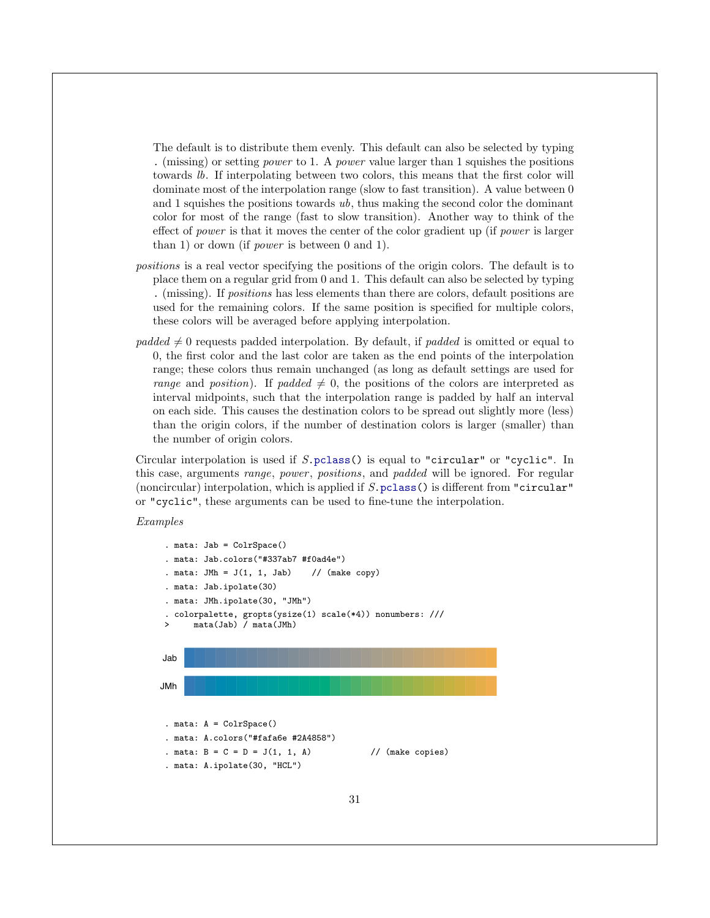The default is to distribute them evenly. This default can also be selected by typing `.` (missing) or setting *power* to 1. A *power* value larger than 1 squishes the positions towards *lb*. If interpolating between two colors, this means that the first color will dominate most of the interpolation range (slow to fast transition). A value between 0 and 1 squishes the positions towards *ub*, thus making the second color the dominant color for most of the range (fast to slow transition). Another way to think of the effect of *power* is that it moves the center of the color gradient up (if *power* is larger than 1) or down (if *power* is between 0 and 1).

*positions* is a real vector specifying the positions of the origin colors. The default is to place them on a regular grid from 0 and 1. This default can also be selected by typing `.` (missing). If *positions* has less elements than there are colors, default positions are used for the remaining colors. If the same position is specified for multiple colors, these colors will be averaged before applying interpolation.

*padded* $\neq 0$ requests padded interpolation. By default, if *padded* is omitted or equal to 0, the first color and the last color are taken as the end points of the interpolation range; these colors thus remain unchanged (as long as default settings are used for *range* and *position*). If *padded* $\neq 0$, the positions of the colors are interpreted as interval midpoints, such that the interpolation range is padded by half an interval on each side. This causes the destination colors to be spread out slightly more (less) than the origin colors, if the number of destination colors is larger (smaller) than the number of origin colors.

Circular interpolation is used if *S*.`pclass()` is equal to `"circular"` or `"cyclic"`. In this case, arguments *range*, *power*, *positions*, and *padded* will be ignored. For regular (noncircular) interpolation, which is applied if *S*.`pclass()` is different from `"circular"` or `"cyclic"`, these arguments can be used to fine-tune the interpolation.

*Examples*

```
. mata: Jab = ColrSpace()
. mata: Jab.colors("#337ab7 #f0ad4e")
. mata: JMh = J(1, 1, Jab)    // (make copy)
. mata: Jab.ipolate(30)
. mata: JMh.ipolate(30, "JMh")
. colorpalette, gropts(ysize(1) scale(*4)) nonumbers: ///
>     mata(Jab) / mata(JMh)
```

Jab

JMh

```
. mata: A = ColrSpace()
. mata: A.colors("#fafa6e #2A4858")
. mata: B = C = D = J(1, 1, A)           // (make copies)
. mata: A.ipolate(30, "HCL")
```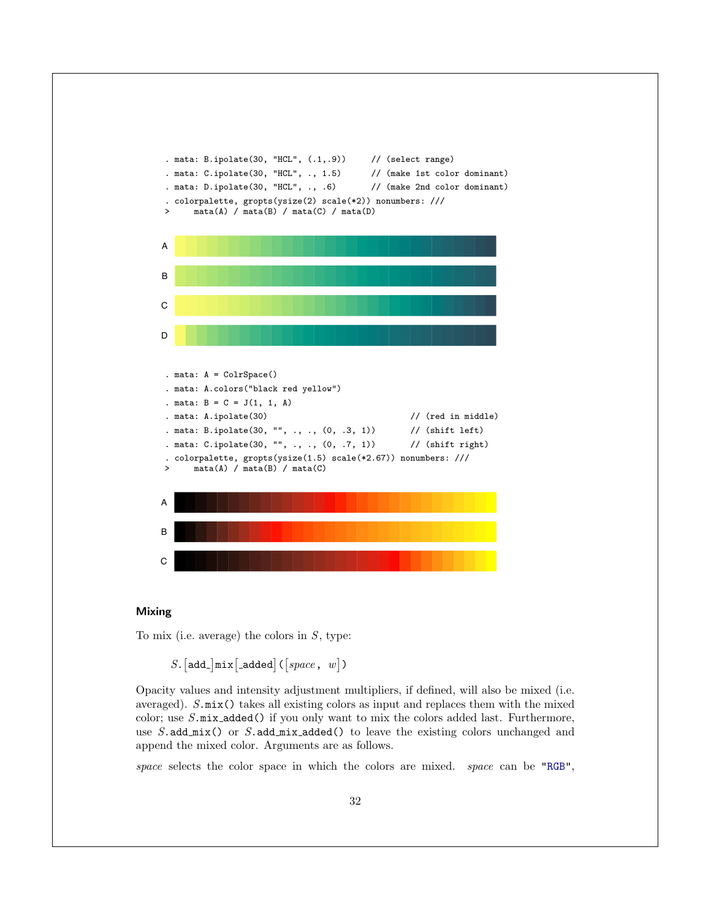```
. mata: B.ipolate(30, "HCL", (.1,.9))     // (select range)
. mata: C.ipolate(30, "HCL", ., 1.5)      // (make 1st color dominant)
. mata: D.ipolate(30, "HCL", ., .6)       // (make 2nd color dominant)
. colorpalette, gropts(ysize(2) scale(*2)) nonumbers: ///
>     mata(A) / mata(B) / mata(C) / mata(D)
```

```
. mata: A = ColrSpace()
. mata: A.colors("black red yellow")
. mata: B = C = J(1, 1, A)
. mata: A.ipolate(30)                                // (red in middle)
. mata: B.ipolate(30, "", ., ., (0, .3, 1))          // (shift left)
. mata: C.ipolate(30, "", ., ., (0, .7, 1))          // (shift right)
. colorpalette, gropts(ysize(1.5) scale(*2.67)) nonumbers: ///
>     mata(A) / mata(B) / mata(C)
```

### Mixing

To mix (i.e. average) the colors in *S*, type:

*S*.[add_]mix[_added]([*space*, *w*])

Opacity values and intensity adjustment multipliers, if defined, will also be mixed (i.e. averaged). *S*.mix() takes all existing colors as input and replaces them with the mixed color; use *S*.mix_added() if you only want to mix the colors added last. Furthermore, use *S*.add_mix() or *S*.add_mix_added() to leave the existing colors unchanged and append the mixed color. Arguments are as follows.

*space* selects the color space in which the colors are mixed. *space* can be "RGB",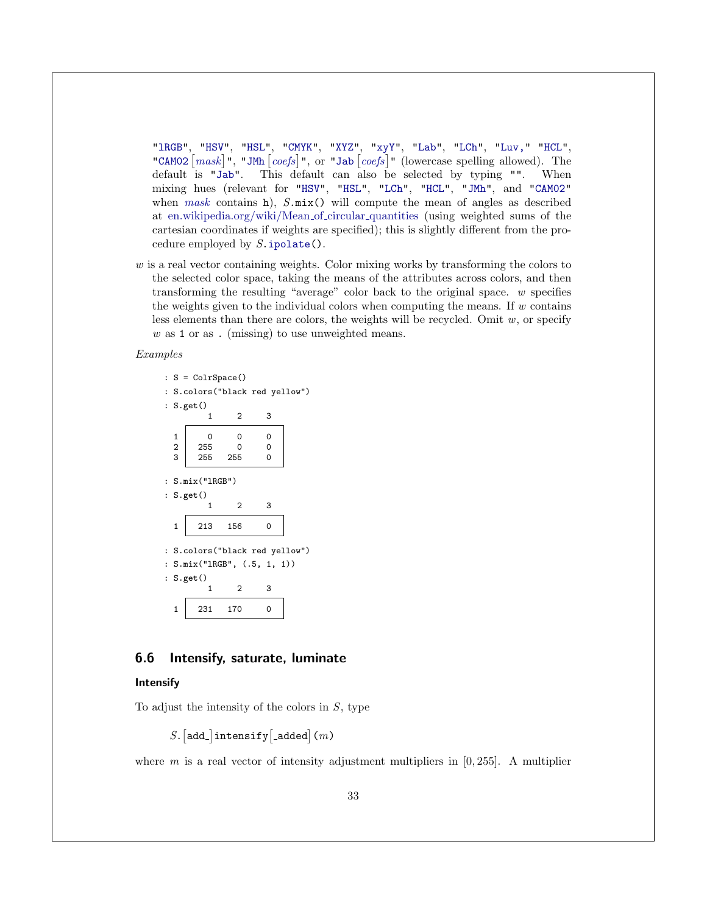"lRGB", "HSV", "HSL", "CMYK", "XYZ", "xyY", "Lab", "LCh", "Luv," "HCL", "CAM02 [*mask*]", "JMh [*coefs*]", or "Jab [*coefs*]" (lowercase spelling allowed). The default is "Jab". This default can also be selected by typing "". When mixing hues (relevant for "HSV", "HSL", "LCh", "HCL", "JMh", and "CAM02" when *mask* contains h), *S*.mix() will compute the mean of angles as described at en.wikipedia.org/wiki/Mean_of_circular_quantities (using weighted sums of the cartesian coordinates if weights are specified); this is slightly different from the procedure employed by *S*.ipolate().

*w* is a real vector containing weights. Color mixing works by transforming the colors to the selected color space, taking the means of the attributes across colors, and then transforming the resulting "average" color back to the original space. *w* specifies the weights given to the individual colors when computing the means. If *w* contains less elements than there are colors, the weights will be recycled. Omit *w*, or specify *w* as 1 or as . (missing) to use unweighted means.

*Examples*

```
: S = ColrSpace()
: S.colors("black red yellow")
: S.get()
         1     2     3
    +-------------------+
  1 |    0     0     0  |
  2 |  255     0     0  |
  3 |  255   255     0  |
    +-------------------+

: S.mix("lRGB")
: S.get()
         1     2     3
    +-------------------+
  1 |  213   156     0  |
    +-------------------+

: S.colors("black red yellow")
: S.mix("lRGB", (.5, 1, 1))
: S.get()
         1     2     3
    +-------------------+
  1 |  231   170     0  |
    +-------------------+
```

## 6.6 Intensify, saturate, luminate

### Intensify

To adjust the intensity of the colors in *S*, type

*S*.[add_]intensify[_added](*m*)

where *m* is a real vector of intensity adjustment multipliers in $[0, 255]$. A multiplier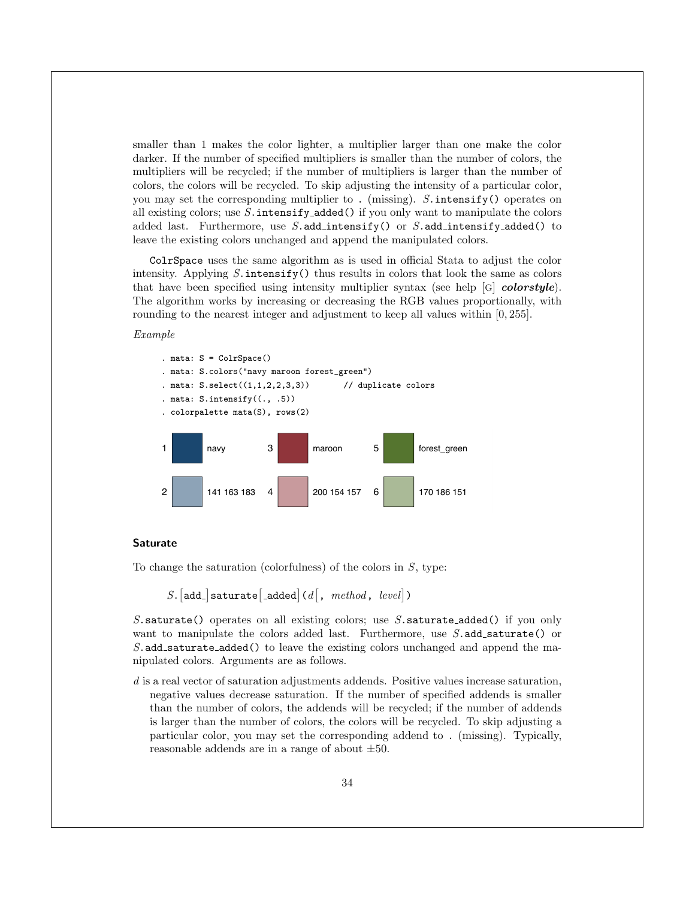smaller than 1 makes the color lighter, a multiplier larger than one make the color darker. If the number of specified multipliers is smaller than the number of colors, the multipliers will be recycled; if the number of multipliers is larger than the number of colors, the colors will be recycled. To skip adjusting the intensity of a particular color, you may set the corresponding multiplier to `.` (missing). *S*.`intensify()` operates on all existing colors; use *S*.`intensify_added()` if you only want to manipulate the colors added last. Furthermore, use *S*.`add_intensify()` or *S*.`add_intensify_added()` to leave the existing colors unchanged and append the manipulated colors.

`ColrSpace` uses the same algorithm as is used in official Stata to adjust the color intensity. Applying *S*.`intensify()` thus results in colors that look the same as colors that have been specified using intensity multiplier syntax (see help [G] ***colorstyle***). The algorithm works by increasing or decreasing the RGB values proportionally, with rounding to the nearest integer and adjustment to keep all values within $[0, 255]$.

*Example*

```
. mata: S = ColrSpace()
. mata: S.colors("navy maroon forest_green")
. mata: S.select((1,1,2,2,3,3))       // duplicate colors
. mata: S.intensify((., .5))
. colorpalette mata(S), rows(2)
```

| | | | | | |
|---|---|---|---|---|---|
| 1 | navy | 3 | maroon | 5 | forest_green |
| 2 | 141 163 183 | 4 | 200 154 157 | 6 | 170 186 151 |

### Saturate

To change the saturation (colorfulness) of the colors in *S*, type:

> *S*.[`add_`]`saturate`[`_added`](*d*[, *method*, *level*])

*S*.`saturate()` operates on all existing colors; use *S*.`saturate_added()` if you only want to manipulate the colors added last. Furthermore, use *S*.`add_saturate()` or *S*.`add_saturate_added()` to leave the existing colors unchanged and append the manipulated colors. Arguments are as follows.

*d* is a real vector of saturation adjustments addends. Positive values increase saturation, negative values decrease saturation. If the number of specified addends is smaller than the number of colors, the addends will be recycled; if the number of addends is larger than the number of colors, the colors will be recycled. To skip adjusting a particular color, you may set the corresponding addend to `.` (missing). Typically, reasonable addends are in a range of about $\pm 50$.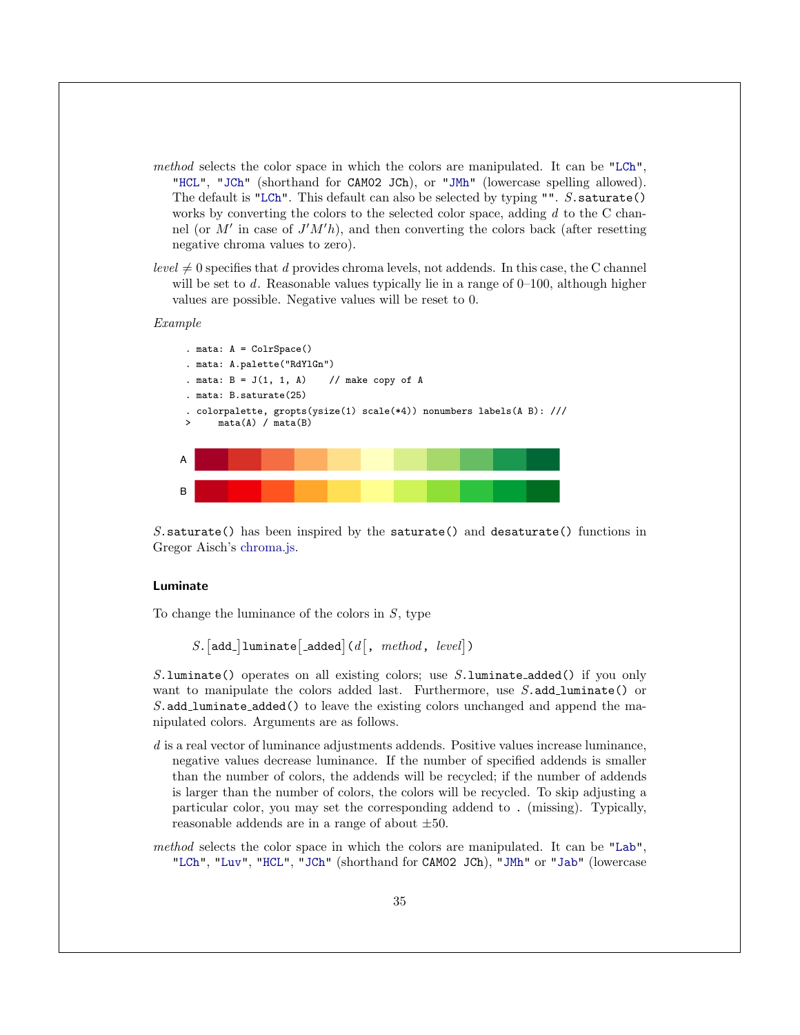*method* selects the color space in which the colors are manipulated. It can be "LCh", "HCL", "JCh" (shorthand for CAM02 JCh), or "JMh" (lowercase spelling allowed). The default is "LCh". This default can also be selected by typing "". *S*.saturate() works by converting the colors to the selected color space, adding $d$ to the C channel (or $M'$ in case of $J'M'h$), and then converting the colors back (after resetting negative chroma values to zero).

*level* $\neq 0$ specifies that $d$ provides chroma levels, not addends. In this case, the C channel will be set to $d$. Reasonable values typically lie in a range of 0–100, although higher values are possible. Negative values will be reset to 0.

*Example*

```
. mata: A = ColrSpace()
. mata: A.palette("RdYlGn")
. mata: B = J(1, 1, A)    // make copy of A
. mata: B.saturate(25)
. colorpalette, gropts(ysize(1) scale(*4)) nonumbers labels(A B): ///
>     mata(A) / mata(B)
```

*S*.saturate() has been inspired by the saturate() and desaturate() functions in Gregor Aisch's chroma.js.

### Luminate

To change the luminance of the colors in *S*, type

*S*.[add_]luminate[_added](*d*[, *method*, *level*])

*S*.luminate() operates on all existing colors; use *S*.luminate_added() if you only want to manipulate the colors added last. Furthermore, use *S*.add_luminate() or *S*.add_luminate_added() to leave the existing colors unchanged and append the manipulated colors. Arguments are as follows.

*d* is a real vector of luminance adjustments addends. Positive values increase luminance, negative values decrease luminance. If the number of specified addends is smaller than the number of colors, the addends will be recycled; if the number of addends is larger than the number of colors, the colors will be recycled. To skip adjusting a particular color, you may set the corresponding addend to . (missing). Typically, reasonable addends are in a range of about $\pm 50$.

*method* selects the color space in which the colors are manipulated. It can be "Lab", "LCh", "Luv", "HCL", "JCh" (shorthand for CAM02 JCh), "JMh" or "Jab" (lowercase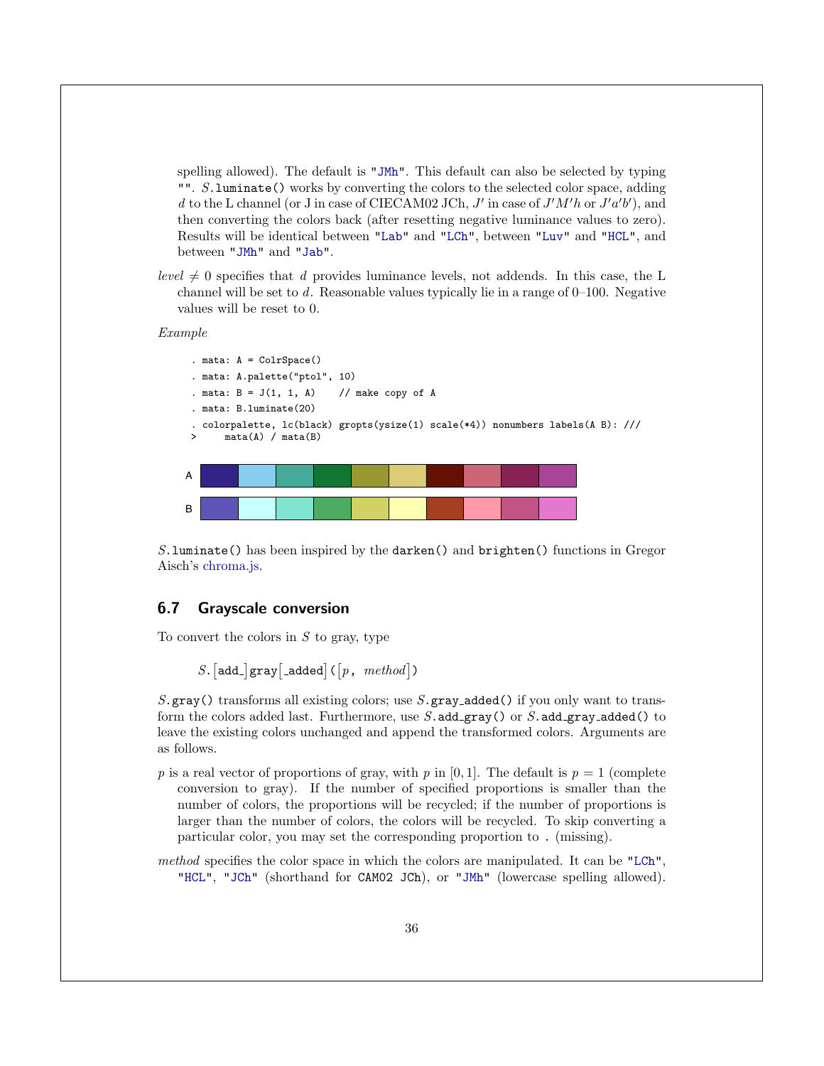spelling allowed). The default is "JMh". This default can also be selected by typing "". *S*.luminate() works by converting the colors to the selected color space, adding $d$ to the L channel (or J in case of CIECAM02 JCh, $J'$ in case of $J'M'h$ or $J'a'b'$), and then converting the colors back (after resetting negative luminance values to zero). Results will be identical between "Lab" and "LCh", between "Luv" and "HCL", and between "JMh" and "Jab".

*level* $\neq 0$ specifies that $d$ provides luminance levels, not addends. In this case, the L channel will be set to $d$. Reasonable values typically lie in a range of 0–100. Negative values will be reset to 0.

*Example*

```
. mata: A = ColrSpace()
. mata: A.palette("ptol", 10)
. mata: B = J(1, 1, A)    // make copy of A
. mata: B.luminate(20)
. colorpalette, lc(black) gropts(ysize(1) scale(*4)) nonumbers labels(A B): ///
>     mata(A) / mata(B)
```

*S*.luminate() has been inspired by the darken() and brighten() functions in Gregor Aisch's chroma.js.

## 6.7 Grayscale conversion

To convert the colors in $S$ to gray, type

*S*.[add_]gray[_added]([*p*, *method*])

*S*.gray() transforms all existing colors; use *S*.gray_added() if you only want to transform the colors added last. Furthermore, use *S*.add_gray() or *S*.add_gray_added() to leave the existing colors unchanged and append the transformed colors. Arguments are as follows.

$p$ is a real vector of proportions of gray, with $p$ in $[0, 1]$. The default is $p = 1$ (complete conversion to gray). If the number of specified proportions is smaller than the number of colors, the proportions will be recycled; if the number of proportions is larger than the number of colors, the colors will be recycled. To skip converting a particular color, you may set the corresponding proportion to . (missing).

*method* specifies the color space in which the colors are manipulated. It can be "LCh", "HCL", "JCh" (shorthand for CAM02 JCh), or "JMh" (lowercase spelling allowed).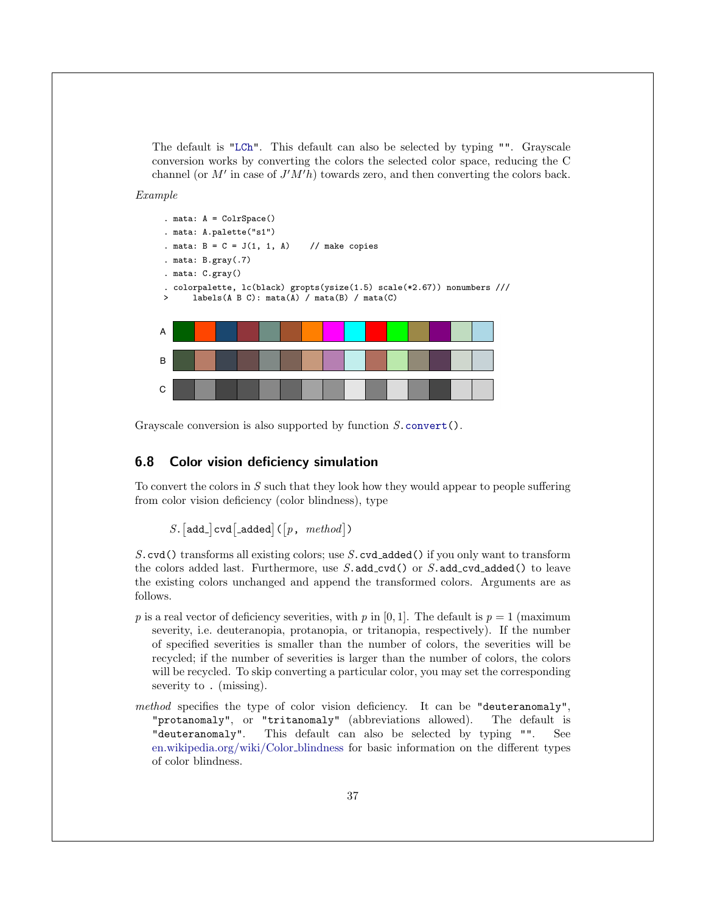The default is "LCh". This default can also be selected by typing "". Grayscale conversion works by converting the colors the selected color space, reducing the C channel (or $M'$ in case of $J'M'h$) towards zero, and then converting the colors back.

*Example*

```
. mata: A = ColrSpace()
. mata: A.palette("s1")
. mata: B = C = J(1, 1, A)    // make copies
. mata: B.gray(.7)
. mata: C.gray()
. colorpalette, lc(black) gropts(ysize(1.5) scale(*2.67)) nonumbers ///
>     labels(A B C): mata(A) / mata(B) / mata(C)
```

Grayscale conversion is also supported by function *S*.convert().

## 6.8 Color vision deficiency simulation

To convert the colors in *S* such that they look how they would appear to people suffering from color vision deficiency (color blindness), type

*S*.[add_]cvd[_added]([*p*, *method*])

*S*.cvd() transforms all existing colors; use *S*.cvd_added() if you only want to transform the colors added last. Furthermore, use *S*.add_cvd() or *S*.add_cvd_added() to leave the existing colors unchanged and append the transformed colors. Arguments are as follows.

*p* is a real vector of deficiency severities, with *p* in $[0, 1]$. The default is $p = 1$ (maximum severity, i.e. deuteranopia, protanopia, or tritanopia, respectively). If the number of specified severities is smaller than the number of colors, the severities will be recycled; if the number of severities is larger than the number of colors, the colors will be recycled. To skip converting a particular color, you may set the corresponding severity to . (missing).

*method* specifies the type of color vision deficiency. It can be "deuteranomaly", "protanomaly", or "tritanomaly" (abbreviations allowed). The default is "deuteranomaly". This default can also be selected by typing "". See en.wikipedia.org/wiki/Color_blindness for basic information on the different types of color blindness.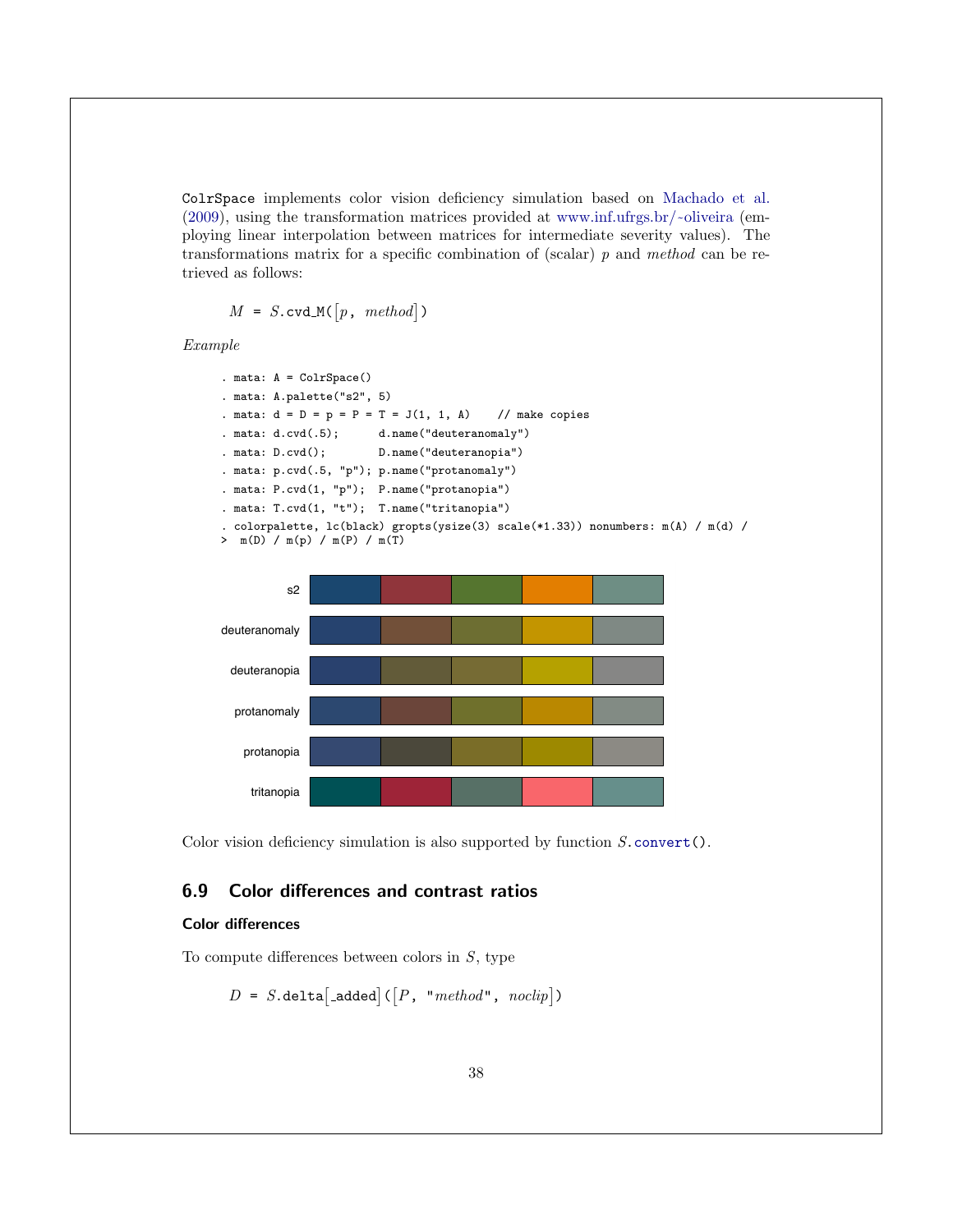ColrSpace implements color vision deficiency simulation based on Machado et al. (2009), using the transformation matrices provided at www.inf.ufrgs.br/~oliveira (employing linear interpolation between matrices for intermediate severity values). The transformations matrix for a specific combination of (scalar) *p* and *method* can be retrieved as follows:

```
M = S.cvd_M([p, method])
```

*Example*

```
. mata: A = ColrSpace()
. mata: A.palette("s2", 5)
. mata: d = D = p = P = T = J(1, 1, A)    // make copies
. mata: d.cvd(.5);      d.name("deuteranomaly")
. mata: D.cvd();        D.name("deuteranopia")
. mata: p.cvd(.5, "p"); p.name("protanomaly")
. mata: P.cvd(1, "p");  P.name("protanopia")
. mata: T.cvd(1, "t");  T.name("tritanopia")
. colorpalette, lc(black) gropts(ysize(3) scale(*1.33)) nonumbers: m(A) / m(d) /
>  m(D) / m(p) / m(P) / m(T)
```

Color vision deficiency simulation is also supported by function *S*.convert().

## 6.9 Color differences and contrast ratios

### Color differences

To compute differences between colors in *S*, type

```
D = S.delta[_added]([P, "method", noclip])
```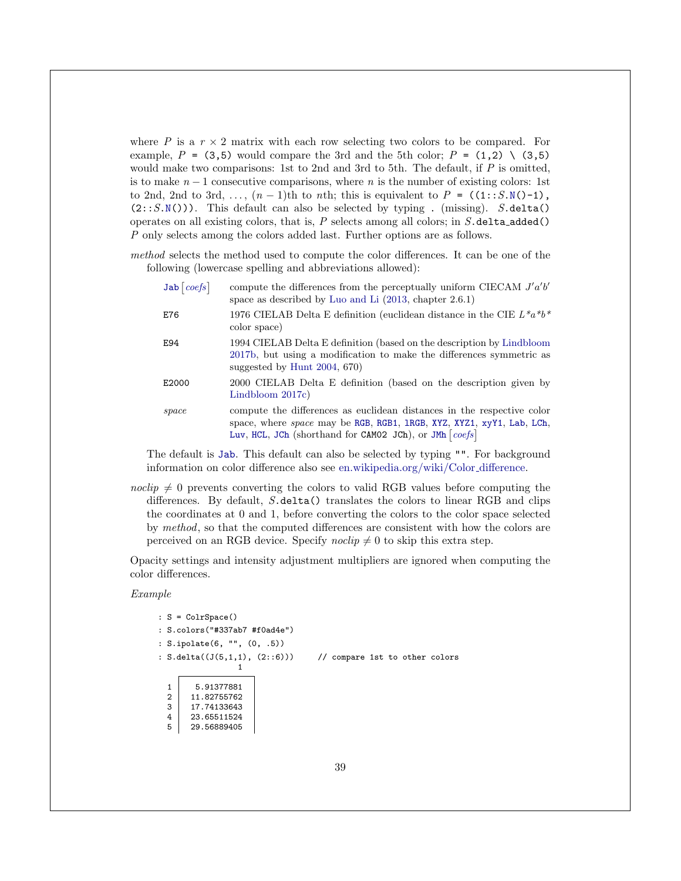where $P$ is a $r \times 2$ matrix with each row selecting two colors to be compared. For example, $P$ = `(3,5)` would compare the 3rd and the 5th color; $P$ = `(1,2) \ (3,5)` would make two comparisons: 1st to 2nd and 3rd to 5th. The default, if $P$ is omitted, is to make $n-1$ consecutive comparisons, where $n$ is the number of existing colors: 1st to 2nd, 2nd to 3rd, ..., $(n-1)$th to $n$th; this is equivalent to $P$ = `((1::`*S*`.N()-1), (2::`*S*`.N()))`. This default can also be selected by typing `.` (missing). *S*`.delta()` operates on all existing colors, that is, $P$ selects among all colors; in *S*`.delta_added()` $P$ only selects among the colors added last. Further options are as follows.

*method* selects the method used to compute the color differences. It can be one of the following (lowercase spelling and abbreviations allowed):

| | |
|---|---|
| `Jab` [*coefs*] | compute the differences from the perceptually uniform CIECAM $J'a'b'$ space as described by Luo and Li (2013, chapter 2.6.1) |
| `E76` | 1976 CIELAB Delta E definition (euclidean distance in the CIE $L^*a^*b^*$ color space) |
| `E94` | 1994 CIELAB Delta E definition (based on the description by Lindbloom 2017b, but using a modification to make the differences symmetric as suggested by Hunt 2004, 670) |
| `E2000` | 2000 CIELAB Delta E definition (based on the description given by Lindbloom 2017c) |
| *space* | compute the differences as euclidean distances in the respective color space, where *space* may be `RGB`, `RGB1`, `lRGB`, `XYZ`, `XYZ1`, `xyY1`, `Lab`, `LCh`, `Luv`, `HCL`, `JCh` (shorthand for `CAM02 JCh`), or `JMh` [*coefs*] |

The default is `Jab`. This default can also be selected by typing `""`. For background information on color difference also see en.wikipedia.org/wiki/Color_difference.

*noclip* $\neq 0$ prevents converting the colors to valid RGB values before computing the differences. By default, *S*`.delta()` translates the colors to linear RGB and clips the coordinates at 0 and 1, before converting the colors to the color space selected by *method*, so that the computed differences are consistent with how the colors are perceived on an RGB device. Specify *noclip* $\neq 0$ to skip this extra step.

Opacity settings and intensity adjustment multipliers are ignored when computing the color differences.

*Example*

```
: S = ColrSpace()
: S.colors("#337ab7 #f0ad4e")
: S.ipolate(6, "", (0, .5))
: S.delta((J(5,1,1), (2::6)))     // compare 1st to other colors
                 1
    +---------------+
  1 |   5.91377881  |
  2 |  11.82755762  |
  3 |  17.74133643  |
  4 |  23.65511524  |
  5 |  29.56889405  |
```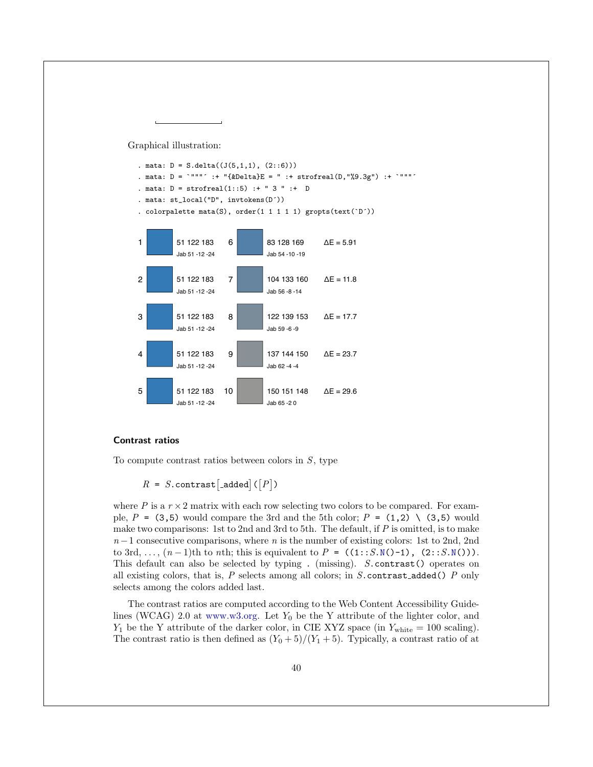Graphical illustration:

```
. mata: D = S.delta((J(5,1,1), (2::6)))
. mata: D = `"""' :+ "{&Delta}E = " :+ strofreal(D,"%9.3g") :+ `"""'
. mata: D = strofreal(1::5) :+ " 3 " :+  D
. mata: st_local("D", invtokens(D'))
. colorpalette mata(S), order(1 1 1 1 1) gropts(text(`D'))
```

| | | | | |
|---|---|---|---|---|
| 1 | 51 122 183 Jab 51 -12 -24 | 6 | 83 128 169 Jab 54 -10 -19 | ΔE = 5.91 |
| 2 | 51 122 183 Jab 51 -12 -24 | 7 | 104 133 160 Jab 56 -8 -14 | ΔE = 11.8 |
| 3 | 51 122 183 Jab 51 -12 -24 | 8 | 122 139 153 Jab 59 -6 -9 | ΔE = 17.7 |
| 4 | 51 122 183 Jab 51 -12 -24 | 9 | 137 144 150 Jab 62 -4 -4 | ΔE = 23.7 |
| 5 | 51 122 183 Jab 51 -12 -24 | 10 | 150 151 148 Jab 65 -2 0 | ΔE = 29.6 |

#### Contrast ratios

To compute contrast ratios between colors in $S$, type

$R$ = $S$.contrast[_added]([$P$])

where $P$ is a $r \times 2$ matrix with each row selecting two colors to be compared. For example, $P$ = (3,5) would compare the 3rd and the 5th color; $P$ = (1,2) \ (3,5) would make two comparisons: 1st to 2nd and 3rd to 5th. The default, if $P$ is omitted, is to make $n-1$ consecutive comparisons, where $n$ is the number of existing colors: 1st to 2nd, 2nd to 3rd, ..., $(n-1)$th to $n$th; this is equivalent to $P$ = ((1::$S$.N()-1), (2::$S$.N())). This default can also be selected by typing . (missing). $S$.contrast() operates on all existing colors, that is, $P$ selects among all colors; in $S$.contrast_added() $P$ only selects among the colors added last.

The contrast ratios are computed according to the Web Content Accessibility Guidelines (WCAG) 2.0 at www.w3.org. Let $Y_0$ be the Y attribute of the lighter color, and $Y_1$ be the Y attribute of the darker color, in CIE XYZ space (in $Y_{\text{white}} = 100$ scaling). The contrast ratio is then defined as $(Y_0 + 5)/(Y_1 + 5)$. Typically, a contrast ratio of at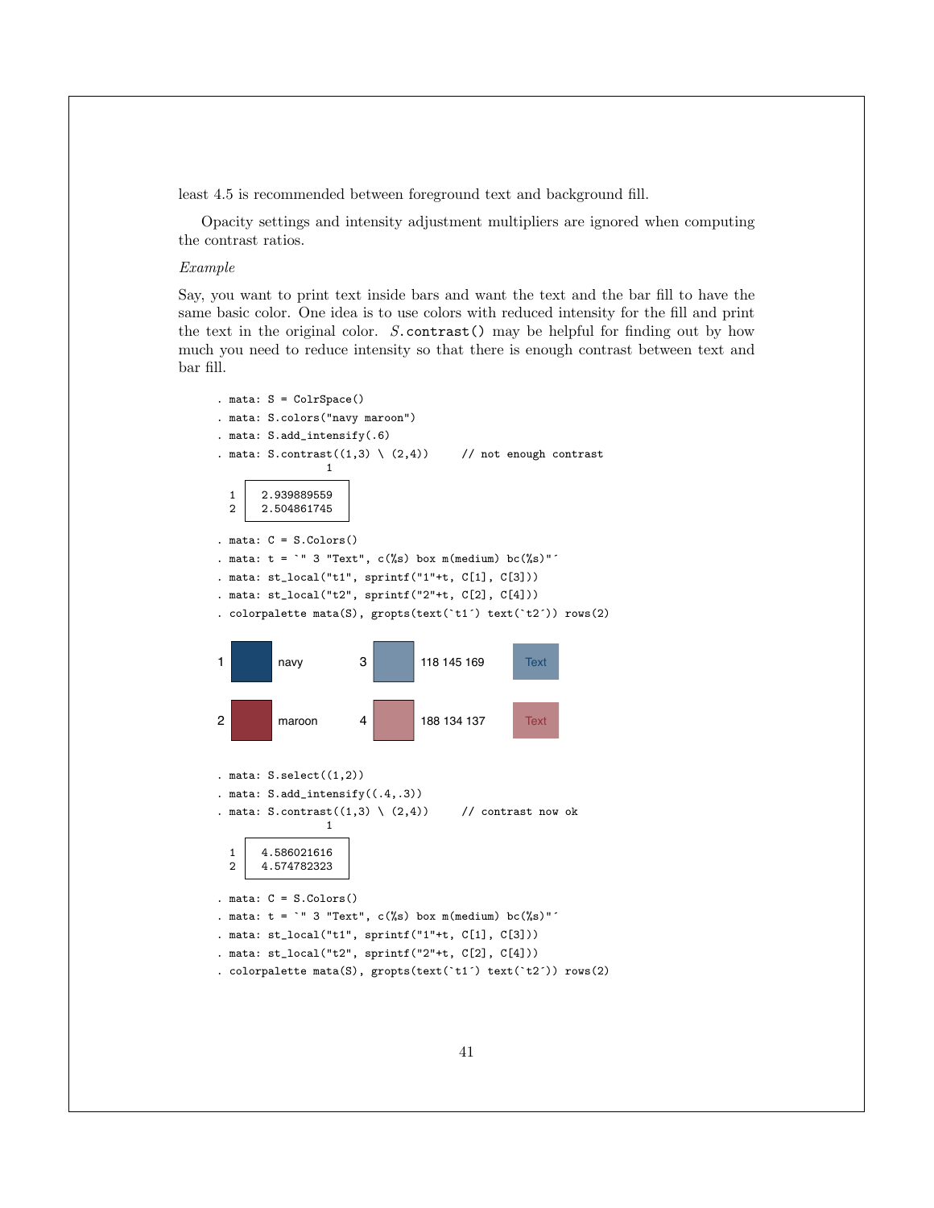least 4.5 is recommended between foreground text and background fill.

Opacity settings and intensity adjustment multipliers are ignored when computing the contrast ratios.

*Example*

Say, you want to print text inside bars and want the text and the bar fill to have the same basic color. One idea is to use colors with reduced intensity for the fill and print the text in the original color. *S*.`contrast()` may be helpful for finding out by how much you need to reduce intensity so that there is enough contrast between text and bar fill.

```
. mata: S = ColrSpace()
. mata: S.colors("navy maroon")
. mata: S.add_intensify(.6)
. mata: S.contrast((1,3) \ (2,4))     // not enough contrast
                 1
    +---------------+
  1 |  2.939889559  |
  2 |  2.504861745  |
    +---------------+
. mata: C = S.Colors()
. mata: t = `" 3 "Text", c(%s) box m(medium) bc(%s)"´
. mata: st_local("t1", sprintf("1"+t, C[1], C[3]))
. mata: st_local("t2", sprintf("2"+t, C[2], C[4]))
. colorpalette mata(S), gropts(text(`t1´) text(`t2´)) rows(2)
```

1 navy    3 118 145 169    Text

2 maroon    4 188 134 137    Text

```
. mata: S.select((1,2))
. mata: S.add_intensify((.4,.3))
. mata: S.contrast((1,3) \ (2,4))     // contrast now ok
                 1
    +---------------+
  1 |  4.586021616  |
  2 |  4.574782323  |
    +---------------+
. mata: C = S.Colors()
. mata: t = `" 3 "Text", c(%s) box m(medium) bc(%s)"´
. mata: st_local("t1", sprintf("1"+t, C[1], C[3]))
. mata: st_local("t2", sprintf("2"+t, C[2], C[4]))
. colorpalette mata(S), gropts(text(`t1´) text(`t2´)) rows(2)
```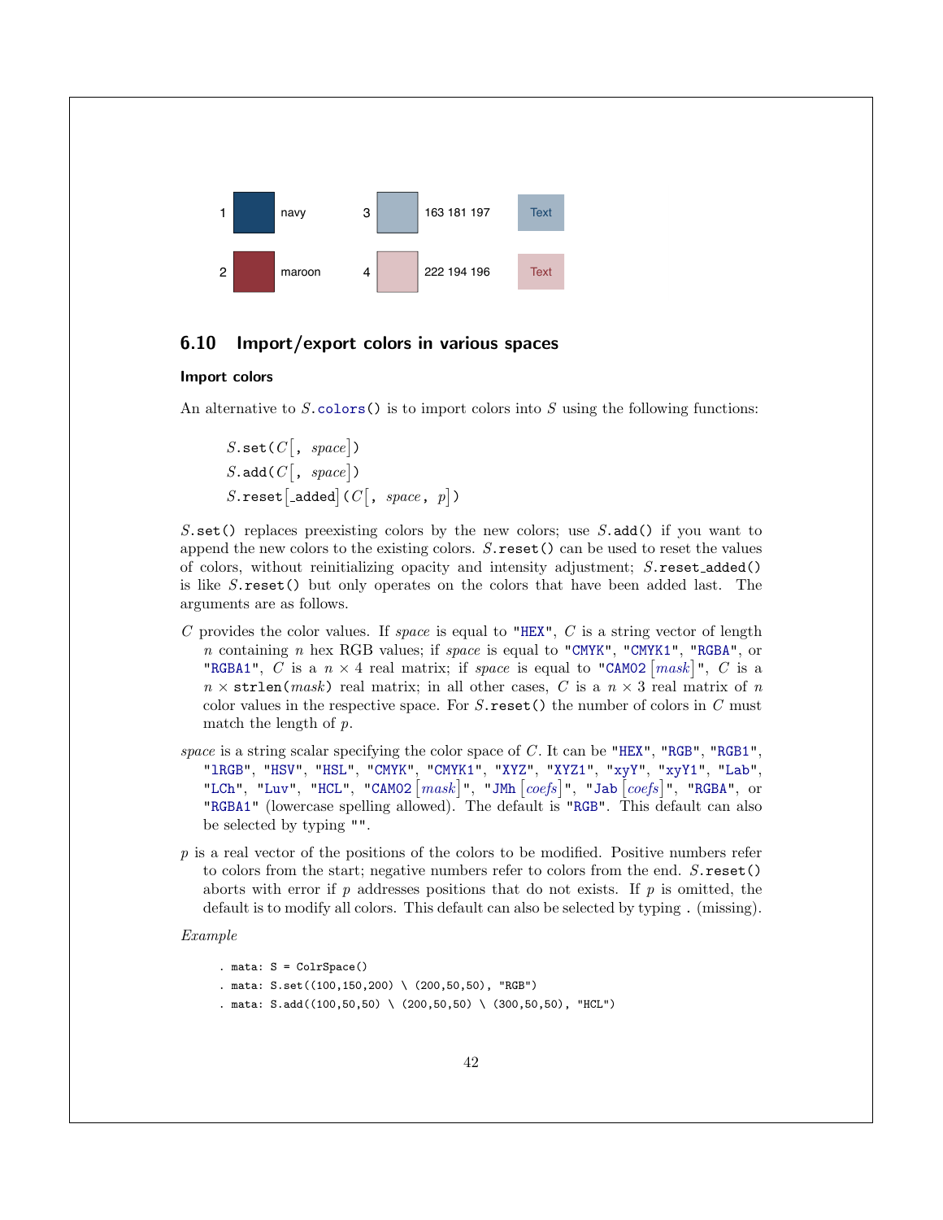## 6.10 Import/export colors in various spaces

### Import colors

An alternative to *S*.colors() is to import colors into *S* using the following functions:

> *S*.set(*C*[, *space*])
> *S*.add(*C*[, *space*])
> *S*.reset[_added](*C*[, *space*, *p*])

*S*.set() replaces preexisting colors by the new colors; use *S*.add() if you want to append the new colors to the existing colors. *S*.reset() can be used to reset the values of colors, without reinitializing opacity and intensity adjustment; *S*.reset_added() is like *S*.reset() but only operates on the colors that have been added last. The arguments are as follows.

*C* provides the color values. If *space* is equal to "HEX", *C* is a string vector of length *n* containing *n* hex RGB values; if *space* is equal to "CMYK", "CMYK1", "RGBA", or "RGBA1", *C* is a $n \times 4$ real matrix; if *space* is equal to "CAM02 [*mask*]", *C* is a $n \times$ strlen(*mask*) real matrix; in all other cases, *C* is a $n \times 3$ real matrix of *n* color values in the respective space. For *S*.reset() the number of colors in *C* must match the length of *p*.

*space* is a string scalar specifying the color space of *C*. It can be "HEX", "RGB", "RGB1", "lRGB", "HSV", "HSL", "CMYK", "CMYK1", "XYZ", "XYZ1", "xyY", "xyY1", "Lab", "LCh", "Luv", "HCL", "CAM02 [*mask*]", "JMh [*coefs*]", "Jab [*coefs*]", "RGBA", or "RGBA1" (lowercase spelling allowed). The default is "RGB". This default can also be selected by typing "".

*p* is a real vector of the positions of the colors to be modified. Positive numbers refer to colors from the start; negative numbers refer to colors from the end. *S*.reset() aborts with error if *p* addresses positions that do not exists. If *p* is omitted, the default is to modify all colors. This default can also be selected by typing . (missing).

*Example*

```
. mata: S = ColrSpace()
. mata: S.set((100,150,200) \ (200,50,50), "RGB")
. mata: S.add((100,50,50) \ (200,50,50) \ (300,50,50), "HCL")
```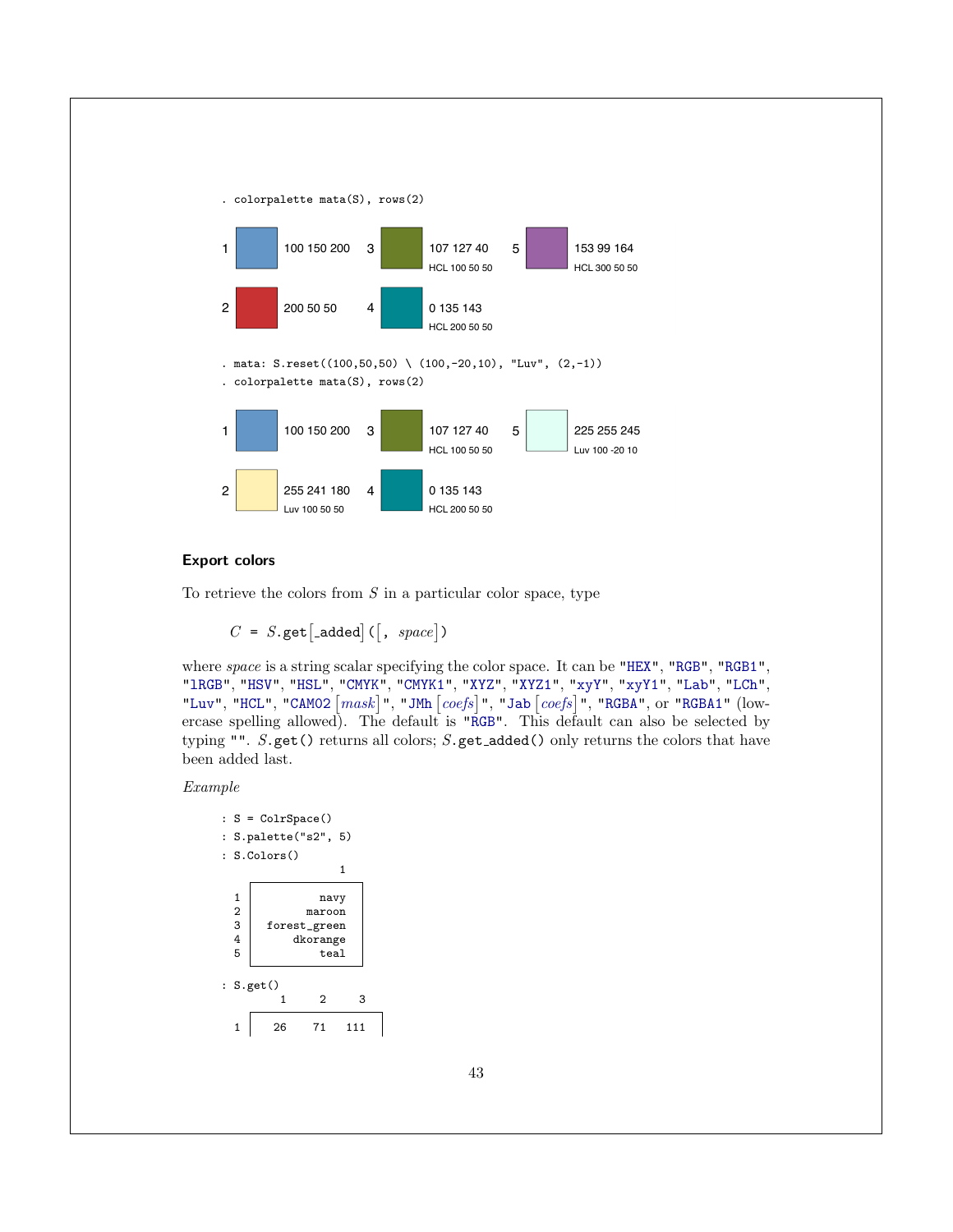```
. colorpalette mata(S), rows(2)
```

1 — 100 150 200
2 — 200 50 50
3 — 107 127 40, HCL 100 50 50
4 — 0 135 143, HCL 200 50 50
5 — 153 99 164, HCL 300 50 50

```
. mata: S.reset((100,50,50) \ (100,-20,10), "Luv", (2,-1))
. colorpalette mata(S), rows(2)
```

1 — 100 150 200
2 — 255 241 180, Luv 100 50 50
3 — 107 127 40, HCL 100 50 50
4 — 0 135 143, HCL 200 50 50
5 — 225 255 245, Luv 100 -20 10

### Export colors

To retrieve the colors from $S$ in a particular color space, type

$C$ = $S$.get[_added]([, *space*])

where *space* is a string scalar specifying the color space. It can be "HEX", "RGB", "RGB1", "lRGB", "HSV", "HSL", "CMYK", "CMYK1", "XYZ", "XYZ1", "xyY", "xyY1", "Lab", "LCh", "Luv", "HCL", "CAM02 [*mask*]", "JMh [*coefs*]", "Jab [*coefs*]", "RGBA", or "RGBA1" (lowercase spelling allowed). The default is "RGB". This default can also be selected by typing "". $S$.get() returns all colors; $S$.get_added() only returns the colors that have been added last.

*Example*

```
: S = ColrSpace()
: S.palette("s2", 5)
: S.Colors()
                 1
    +----------------+
  1 |           navy |
  2 |         maroon |
  3 |   forest_green |
  4 |       dkorange |
  5 |           teal |
    +----------------+

: S.get()
         1     2     3
    +------------------
  1 |   26    71   111
```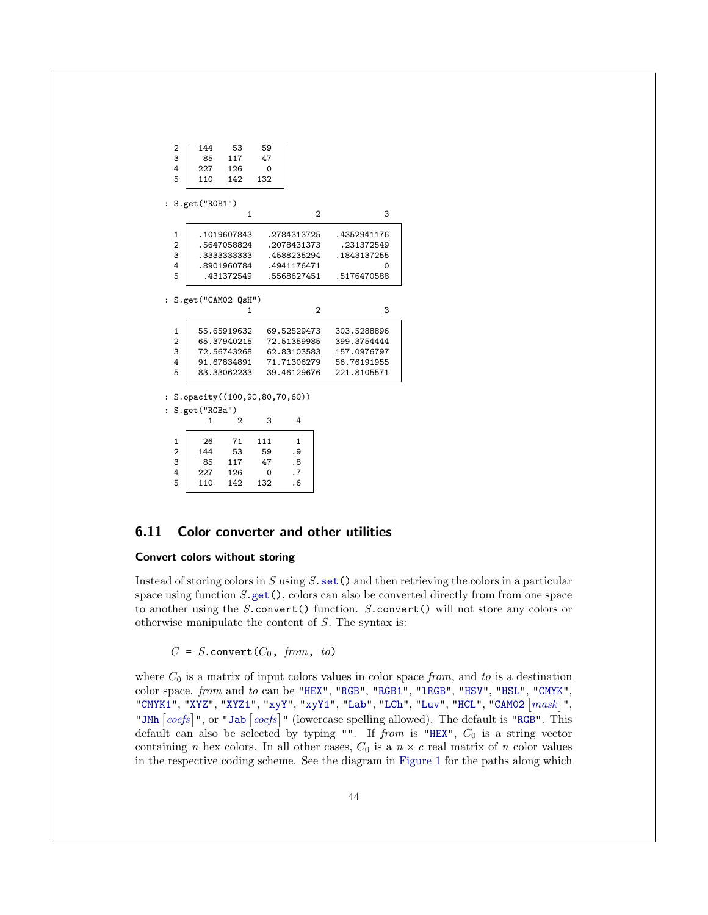```
  2 |   144    53    59
  3 |    85   117    47
  4 |   227   126     0
  5 |   110   142   132

: S.get("RGB1")
                 1             2             3

  1 |  .1019607843   .2784313725   .4352941176
  2 |  .5647058824   .2078431373    .231372549
  3 |  .3333333333   .4588235294   .1843137255
  4 |  .8901960784   .4941176471             0
  5 |   .431372549   .5568627451   .5176470588

: S.get("CAM02 QsH")
                 1             2             3

  1 |  55.65919632   69.52529473   303.5288896
  2 |  65.37940215   72.51359985   399.3754444
  3 |  72.56743268   62.83103583   157.0976797
  4 |  91.67834891   71.71306279   56.76191955
  5 |  83.33062233   39.46129676   221.8105571

: S.opacity((100,90,80,70,60))
: S.get("RGBa")
         1     2     3     4

  1 |    26    71   111     1
  2 |   144    53    59    .9
  3 |    85   117    47    .8
  4 |   227   126     0    .7
  5 |   110   142   132    .6
```

## 6.11 Color converter and other utilities

**Convert colors without storing**

Instead of storing colors in *S* using *S*.`set()` and then retrieving the colors in a particular space using function *S*.`get()`, colors can also be converted directly from from one space to another using the *S*.`convert()` function. *S*.`convert()` will not store any colors or otherwise manipulate the content of *S*. The syntax is:

*C* = *S*.`convert(`$C_0$`,` *from*`,` *to*`)`

where $C_0$ is a matrix of input colors values in color space *from*, and *to* is a destination color space. *from* and *to* can be `"HEX"`, `"RGB"`, `"RGB1"`, `"lRGB"`, `"HSV"`, `"HSL"`, `"CMYK"`, `"CMYK1"`, `"XYZ"`, `"XYZ1"`, `"xyY"`, `"xyY1"`, `"Lab"`, `"LCh"`, `"Luv"`, `"HCL"`, `"CAM02` [*mask*]`"`, `"JMh` [*coefs*]`"`, or `"Jab` [*coefs*]`"` (lowercase spelling allowed). The default is `"RGB"`. This default can also be selected by typing `""`. If *from* is `"HEX"`, $C_0$ is a string vector containing *n* hex colors. In all other cases, $C_0$ is a $n \times c$ real matrix of *n* color values in the respective coding scheme. See the diagram in Figure 1 for the paths along which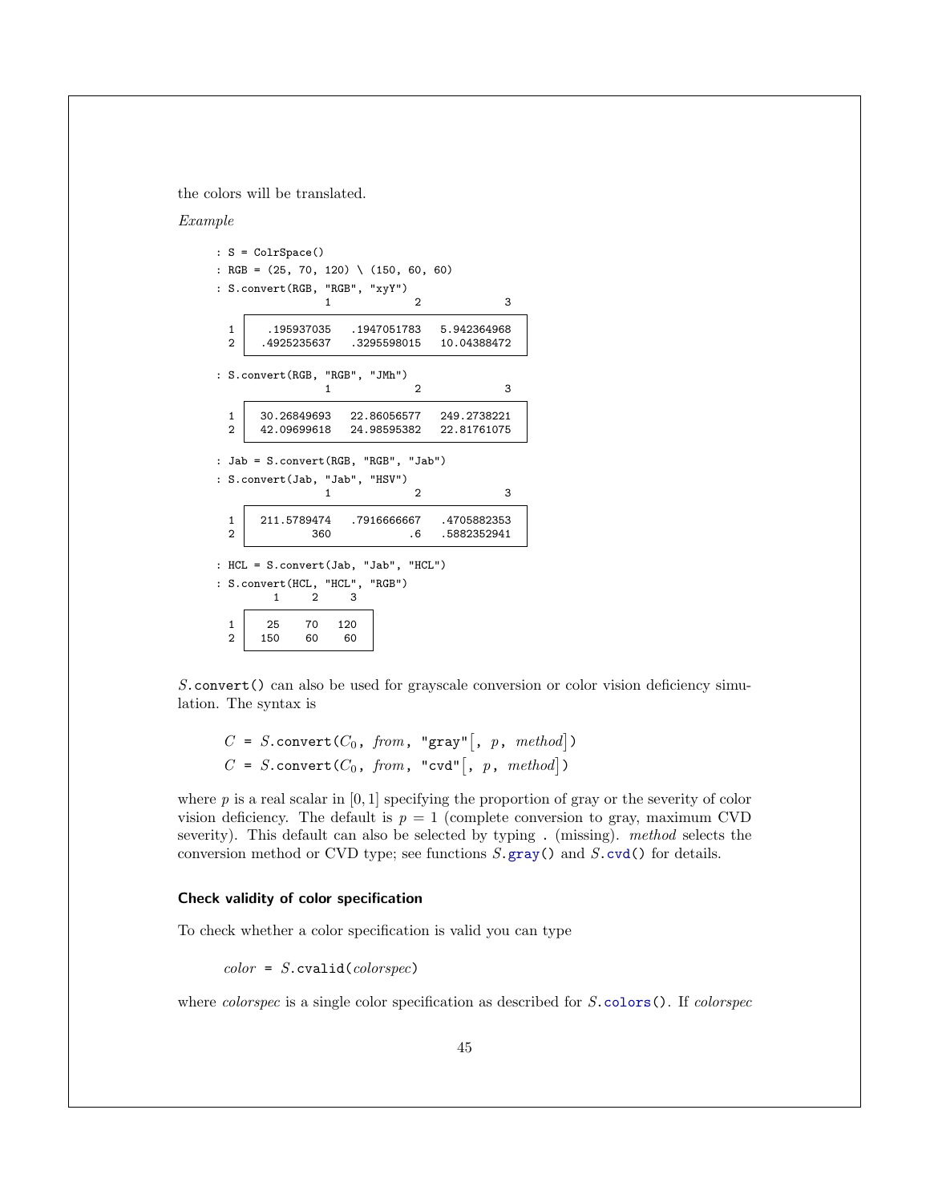the colors will be translated.

*Example*

```
: S = ColrSpace()
: RGB = (25, 70, 120) \ (150, 60, 60)
: S.convert(RGB, "RGB", "xyY")
                 1             2             3
    +-------------------------------------------+
  1 |   .195937035   .1947051783   5.942364968  |
  2 |  .4925235637   .3295598015   10.04388472  |
    +-------------------------------------------+

: S.convert(RGB, "RGB", "JMh")
                 1             2             3
    +-------------------------------------------+
  1 |  30.26849693   22.86056577   249.2738221  |
  2 |  42.09699618   24.98595382   22.81761075  |
    +-------------------------------------------+

: Jab = S.convert(RGB, "RGB", "Jab")
: S.convert(Jab, "Jab", "HSV")
                 1             2             3
    +-------------------------------------------+
  1 |  211.5789474   .7916666667   .4705882353  |
  2 |          360            .6   .5882352941  |
    +-------------------------------------------+

: HCL = S.convert(Jab, "Jab", "HCL")
: S.convert(HCL, "HCL", "RGB")
         1     2     3
    +-------------------+
  1 |   25    70   120  |
  2 |  150    60    60  |
    +-------------------+
```

*S*.`convert()` can also be used for grayscale conversion or color vision deficiency simulation. The syntax is

> *C* = *S*.`convert(`$C_0$, *from*, `"gray"`[, *p*, *method*]`)`
>
> *C* = *S*.`convert(`$C_0$, *from*, `"cvd"`[, *p*, *method*]`)`

where *p* is a real scalar in $[0, 1]$ specifying the proportion of gray or the severity of color vision deficiency. The default is $p = 1$ (complete conversion to gray, maximum CVD severity). This default can also be selected by typing . (missing). *method* selects the conversion method or CVD type; see functions *S*.`gray()` and *S*.`cvd()` for details.

### Check validity of color specification

To check whether a color specification is valid you can type

> *color* = *S*.`cvalid(`*colorspec*`)`

where *colorspec* is a single color specification as described for *S*.`colors()`. If *colorspec*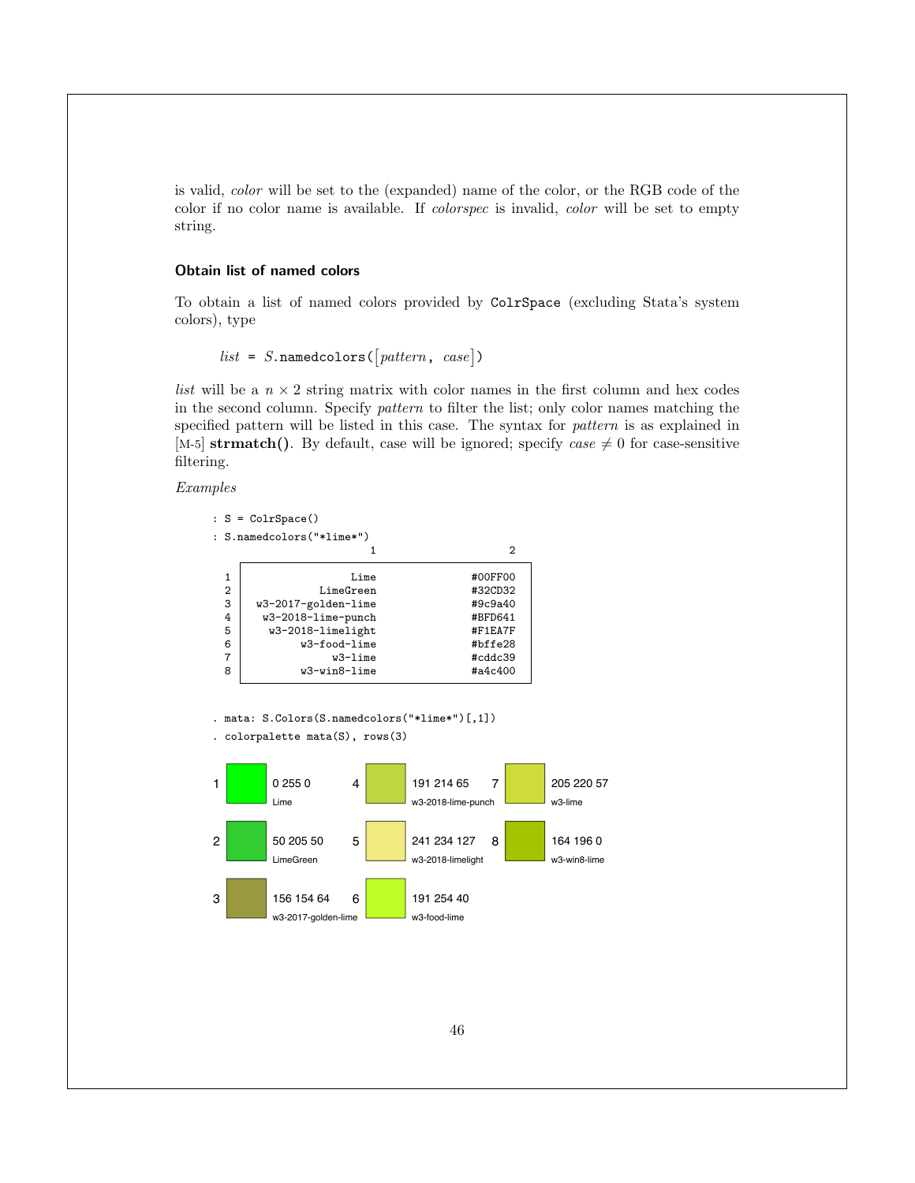is valid, *color* will be set to the (expanded) name of the color, or the RGB code of the color if no color name is available. If *colorspec* is invalid, *color* will be set to empty string.

### Obtain list of named colors

To obtain a list of named colors provided by `ColrSpace` (excluding Stata's system colors), type

*list* = *S*.`namedcolors(`[*pattern*, *case*]`)`

*list* will be a $n \times 2$ string matrix with color names in the first column and hex codes in the second column. Specify *pattern* to filter the list; only color names matching the specified pattern will be listed in this case. The syntax for *pattern* is as explained in [M-5] **strmatch()**. By default, case will be ignored; specify $case \neq 0$ for case-sensitive filtering.

*Examples*

```
: S = ColrSpace()
: S.namedcolors("*lime*")
                        1                    2
    +-------------------------------------------+
  1 |                 Lime             #00FF00  |
  2 |            LimeGreen             #32CD32  |
  3 |  w3-2017-golden-lime             #9c9a40  |
  4 |   w3-2018-lime-punch             #BFD641  |
  5 |    w3-2018-limelight             #F1EA7F  |
  6 |         w3-food-lime             #bffe28  |
  7 |              w3-lime             #cddc39  |
  8 |         w3-win8-lime             #a4c400  |
    +-------------------------------------------+
```

```
. mata: S.Colors(S.namedcolors("*lime*")[,1])
. colorpalette mata(S), rows(3)
```

1 — 0 255 0 — Lime
2 — 50 205 50 — LimeGreen
3 — 156 154 64 — w3-2017-golden-lime
4 — 191 214 65 — w3-2018-lime-punch
5 — 241 234 127 — w3-2018-limelight
6 — 191 254 40 — w3-food-lime
7 — 205 220 57 — w3-lime
8 — 164 196 0 — w3-win8-lime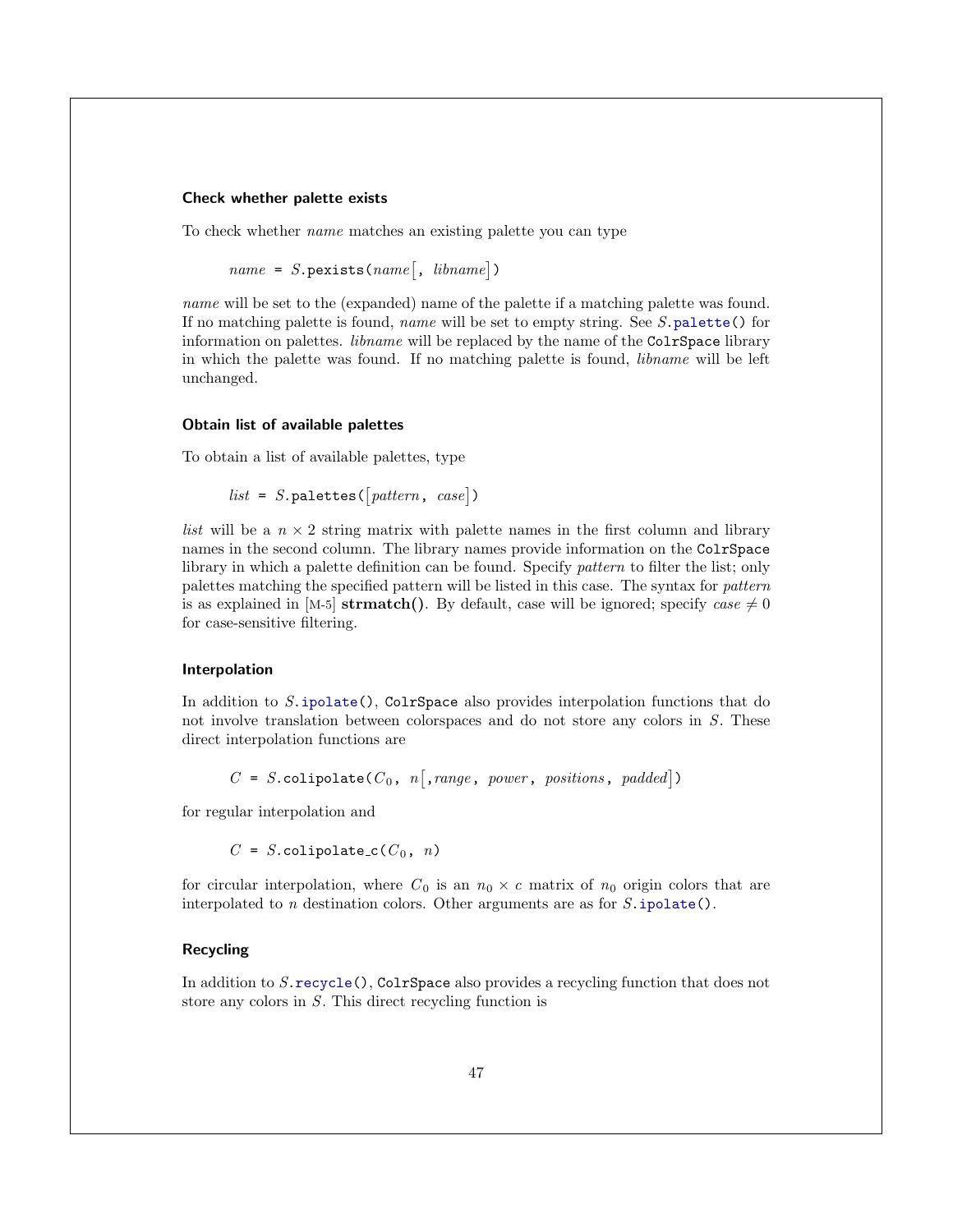### Check whether palette exists

To check whether *name* matches an existing palette you can type

```
name = S.pexists(name[, libname])
```

*name* will be set to the (expanded) name of the palette if a matching palette was found. If no matching palette is found, *name* will be set to empty string. See *S*.palette() for information on palettes. *libname* will be replaced by the name of the ColrSpace library in which the palette was found. If no matching palette is found, *libname* will be left unchanged.

### Obtain list of available palettes

To obtain a list of available palettes, type

```
list = S.palettes([pattern, case])
```

*list* will be a $n \times 2$ string matrix with palette names in the first column and library names in the second column. The library names provide information on the ColrSpace library in which a palette definition can be found. Specify *pattern* to filter the list; only palettes matching the specified pattern will be listed in this case. The syntax for *pattern* is as explained in [M-5] **strmatch()**. By default, case will be ignored; specify $case \neq 0$ for case-sensitive filtering.

### Interpolation

In addition to *S*.ipolate(), ColrSpace also provides interpolation functions that do not involve translation between colorspaces and do not store any colors in *S*. These direct interpolation functions are

```
C = S.colipolate(C0, n[,range, power, positions, padded])
```

for regular interpolation and

```
C = S.colipolate_c(C0, n)
```

for circular interpolation, where $C_0$ is an $n_0 \times c$ matrix of $n_0$ origin colors that are interpolated to $n$ destination colors. Other arguments are as for *S*.ipolate().

### Recycling

In addition to *S*.recycle(), ColrSpace also provides a recycling function that does not store any colors in *S*. This direct recycling function is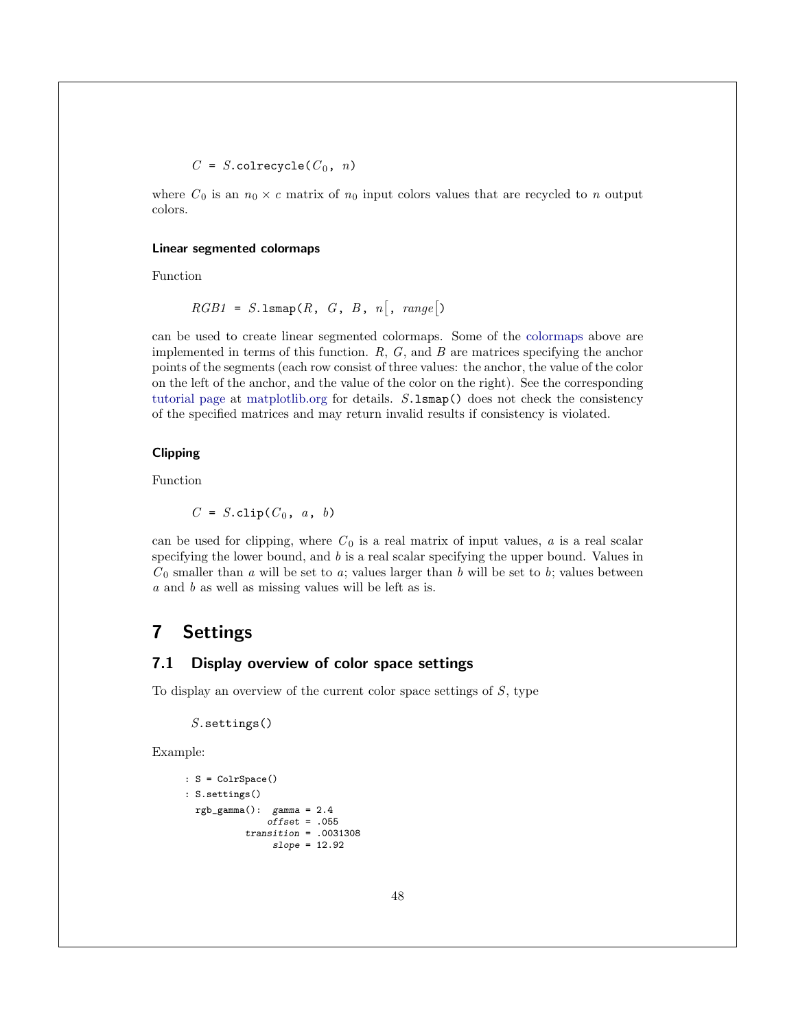```
C = S.colrecycle(C0, n)
```

where $C_0$ is an $n_0 \times c$ matrix of $n_0$ input colors values that are recycled to $n$ output colors.

#### Linear segmented colormaps

Function

```
RGB1 = S.lsmap(R, G, B, n[, range])
```

can be used to create linear segmented colormaps. Some of the colormaps above are implemented in terms of this function. $R$, $G$, and $B$ are matrices specifying the anchor points of the segments (each row consist of three values: the anchor, the value of the color on the left of the anchor, and the value of the color on the right). See the corresponding tutorial page at matplotlib.org for details. *S*.`lsmap()` does not check the consistency of the specified matrices and may return invalid results if consistency is violated.

#### Clipping

Function

```
C = S.clip(C0, a, b)
```

can be used for clipping, where $C_0$ is a real matrix of input values, $a$ is a real scalar specifying the lower bound, and $b$ is a real scalar specifying the upper bound. Values in $C_0$ smaller than $a$ will be set to $a$; values larger than $b$ will be set to $b$; values between $a$ and $b$ as well as missing values will be left as is.

# 7 Settings

## 7.1 Display overview of color space settings

To display an overview of the current color space settings of $S$, type

```
S.settings()
```

Example:

```
: S = ColrSpace()
: S.settings()
  rgb_gamma():  gamma = 2.4
               offset = .055
           transition = .0031308
                slope = 12.92
```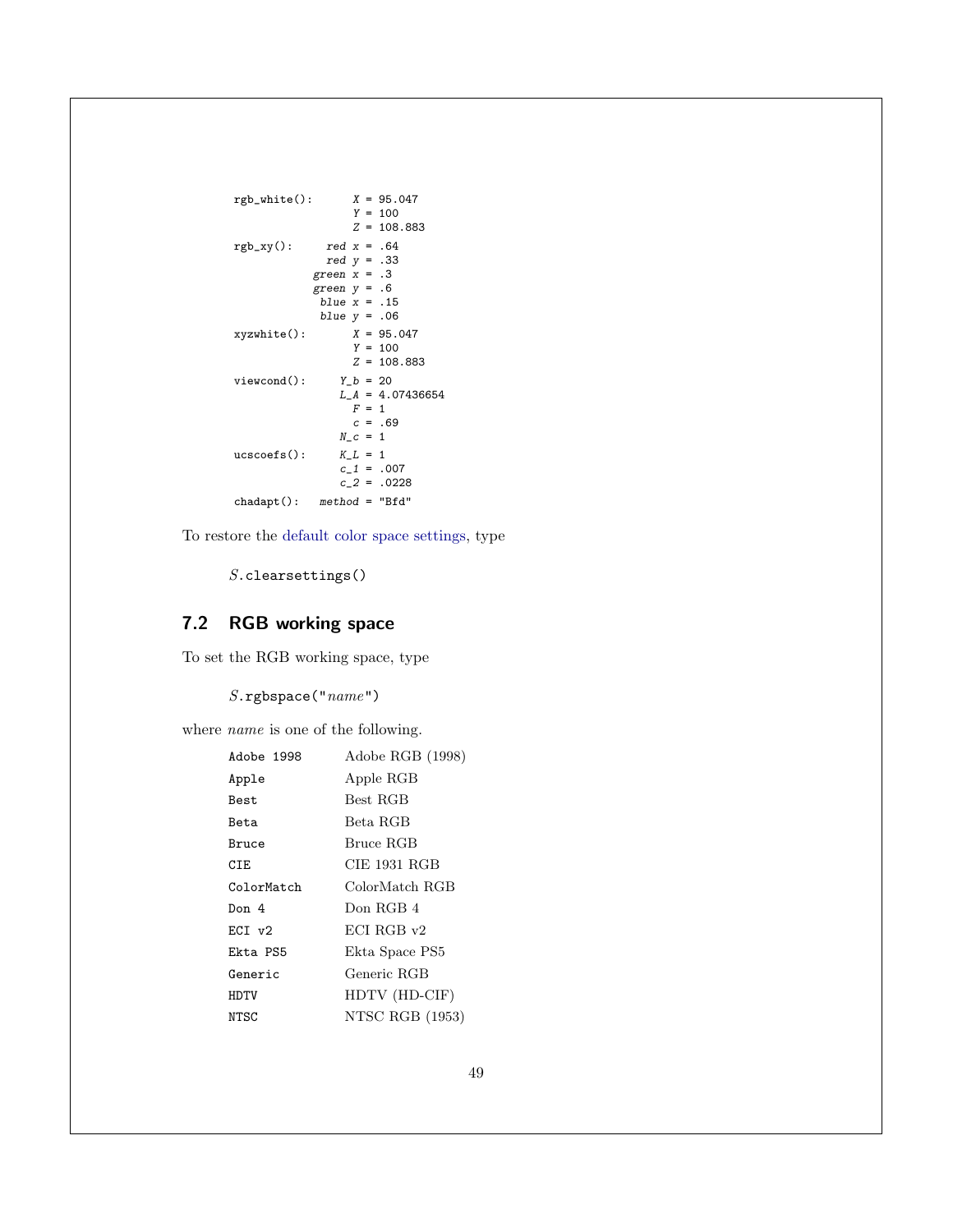```
rgb_white():      X = 95.047
                  Y = 100
                  Z = 108.883
rgb_xy():     red x = .64
              red y = .33
            green x = .3
            green y = .6
             blue x = .15
             blue y = .06
xyzwhite():       X = 95.047
                  Y = 100
                  Z = 108.883
viewcond():     Y_b = 20
                L_A = 4.07436654
                  F = 1
                  c = .69
                N_c = 1
ucscoefs():     K_L = 1
                c_1 = .007
                c_2 = .0228
chadapt():   method = "Bfd"
```

To restore the default color space settings, type

```
S.clearsettings()
```

## 7.2 RGB working space

To set the RGB working space, type

```
S.rgbspace("name")
```

where *name* is one of the following.

| | |
|---|---|
| `Adobe 1998` | Adobe RGB (1998) |
| `Apple` | Apple RGB |
| `Best` | Best RGB |
| `Beta` | Beta RGB |
| `Bruce` | Bruce RGB |
| `CIE` | CIE 1931 RGB |
| `ColorMatch` | ColorMatch RGB |
| `Don 4` | Don RGB 4 |
| `ECI v2` | ECI RGB v2 |
| `Ekta PS5` | Ekta Space PS5 |
| `Generic` | Generic RGB |
| `HDTV` | HDTV (HD-CIF) |
| `NTSC` | NTSC RGB (1953) |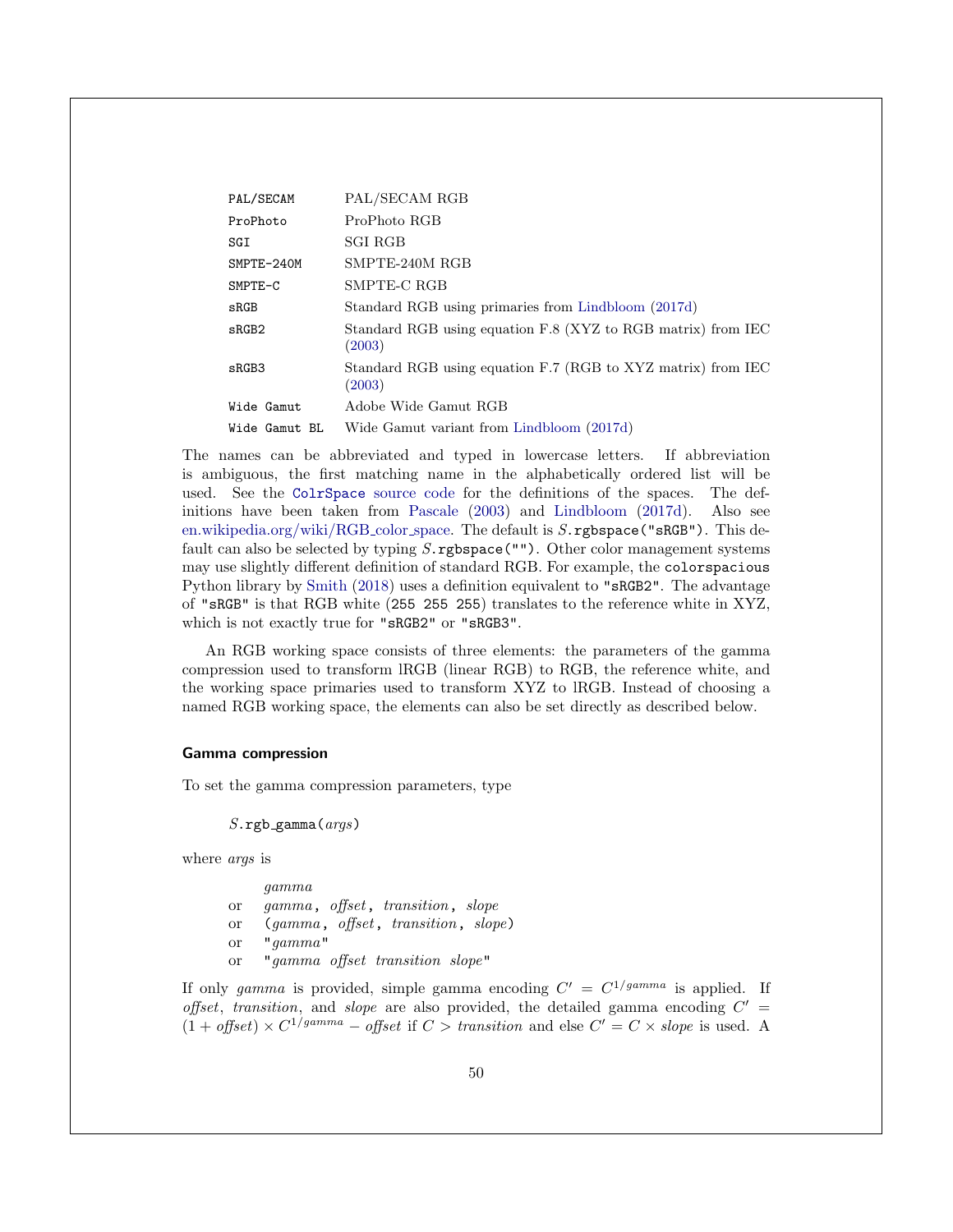| | |
|---|---|
| `PAL/SECAM` | PAL/SECAM RGB |
| `ProPhoto` | ProPhoto RGB |
| `SGI` | SGI RGB |
| `SMPTE-240M` | SMPTE-240M RGB |
| `SMPTE-C` | SMPTE-C RGB |
| `sRGB` | Standard RGB using primaries from Lindbloom (2017d) |
| `sRGB2` | Standard RGB using equation F.8 (XYZ to RGB matrix) from IEC (2003) |
| `sRGB3` | Standard RGB using equation F.7 (RGB to XYZ matrix) from IEC (2003) |
| `Wide Gamut` | Adobe Wide Gamut RGB |
| `Wide Gamut BL` | Wide Gamut variant from Lindbloom (2017d) |

The names can be abbreviated and typed in lowercase letters. If abbreviation is ambiguous, the first matching name in the alphabetically ordered list will be used. See the `ColrSpace` source code for the definitions of the spaces. The definitions have been taken from Pascale (2003) and Lindbloom (2017d). Also see en.wikipedia.org/wiki/RGB_color_space. The default is *S*.`rgbspace("sRGB")`. This default can also be selected by typing *S*.`rgbspace("")`. Other color management systems may use slightly different definition of standard RGB. For example, the `colorspacious` Python library by Smith (2018) uses a definition equivalent to `"sRGB2"`. The advantage of `"sRGB"` is that RGB white (`255 255 255`) translates to the reference white in XYZ, which is not exactly true for `"sRGB2"` or `"sRGB3"`.

An RGB working space consists of three elements: the parameters of the gamma compression used to transform lRGB (linear RGB) to RGB, the reference white, and the working space primaries used to transform XYZ to lRGB. Instead of choosing a named RGB working space, the elements can also be set directly as described below.

#### Gamma compression

To set the gamma compression parameters, type

*S*.`rgb_gamma(`*args*`)`

where *args* is

*gamma*
or *gamma*`,` *offset*`,` *transition*`,` *slope*
or `(`*gamma*`,` *offset*`,` *transition*`,` *slope*`)`
or `"`*gamma*`"`
or `"`*gamma offset transition slope*`"`

If only *gamma* is provided, simple gamma encoding $C' = C^{1/gamma}$ is applied. If *offset*, *transition*, and *slope* are also provided, the detailed gamma encoding $C' = (1 + offset) \times C^{1/gamma} - offset$ if $C > transition$ and else $C' = C \times slope$ is used. A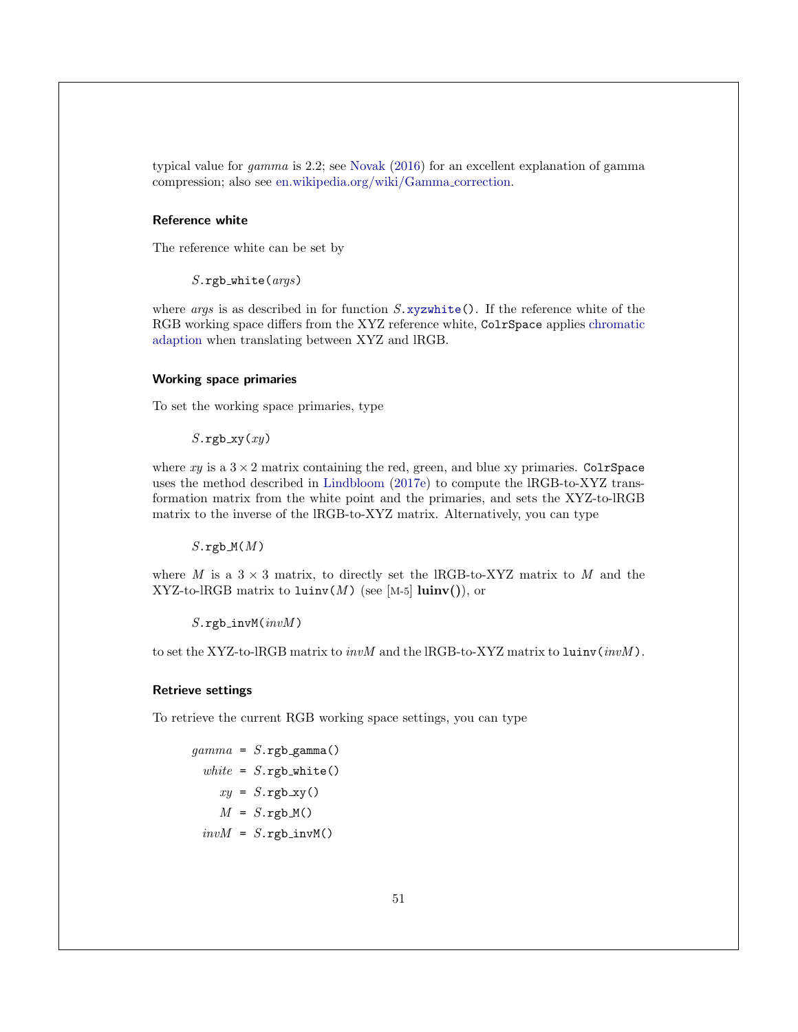typical value for *gamma* is 2.2; see Novak (2016) for an excellent explanation of gamma compression; also see en.wikipedia.org/wiki/Gamma_correction.

### Reference white

The reference white can be set by

```
S.rgb_white(args)
```

where *args* is as described in for function *S*.`xyzwhite()`. If the reference white of the RGB working space differs from the XYZ reference white, `ColrSpace` applies chromatic adaption when translating between XYZ and lRGB.

### Working space primaries

To set the working space primaries, type

```
S.rgb_xy(xy)
```

where *xy* is a $3 \times 2$ matrix containing the red, green, and blue xy primaries. `ColrSpace` uses the method described in Lindbloom (2017e) to compute the lRGB-to-XYZ transformation matrix from the white point and the primaries, and sets the XYZ-to-lRGB matrix to the inverse of the lRGB-to-XYZ matrix. Alternatively, you can type

```
S.rgb_M(M)
```

where $M$ is a $3 \times 3$ matrix, to directly set the lRGB-to-XYZ matrix to $M$ and the XYZ-to-lRGB matrix to `luinv(`$M$`)` (see [M-5] **luinv()**), or

```
S.rgb_invM(invM)
```

to set the XYZ-to-lRGB matrix to *invM* and the lRGB-to-XYZ matrix to `luinv(`*invM*`)`.

### Retrieve settings

To retrieve the current RGB working space settings, you can type

```
gamma = S.rgb_gamma()
white = S.rgb_white()
   xy = S.rgb_xy()
    M = S.rgb_M()
 invM = S.rgb_invM()
```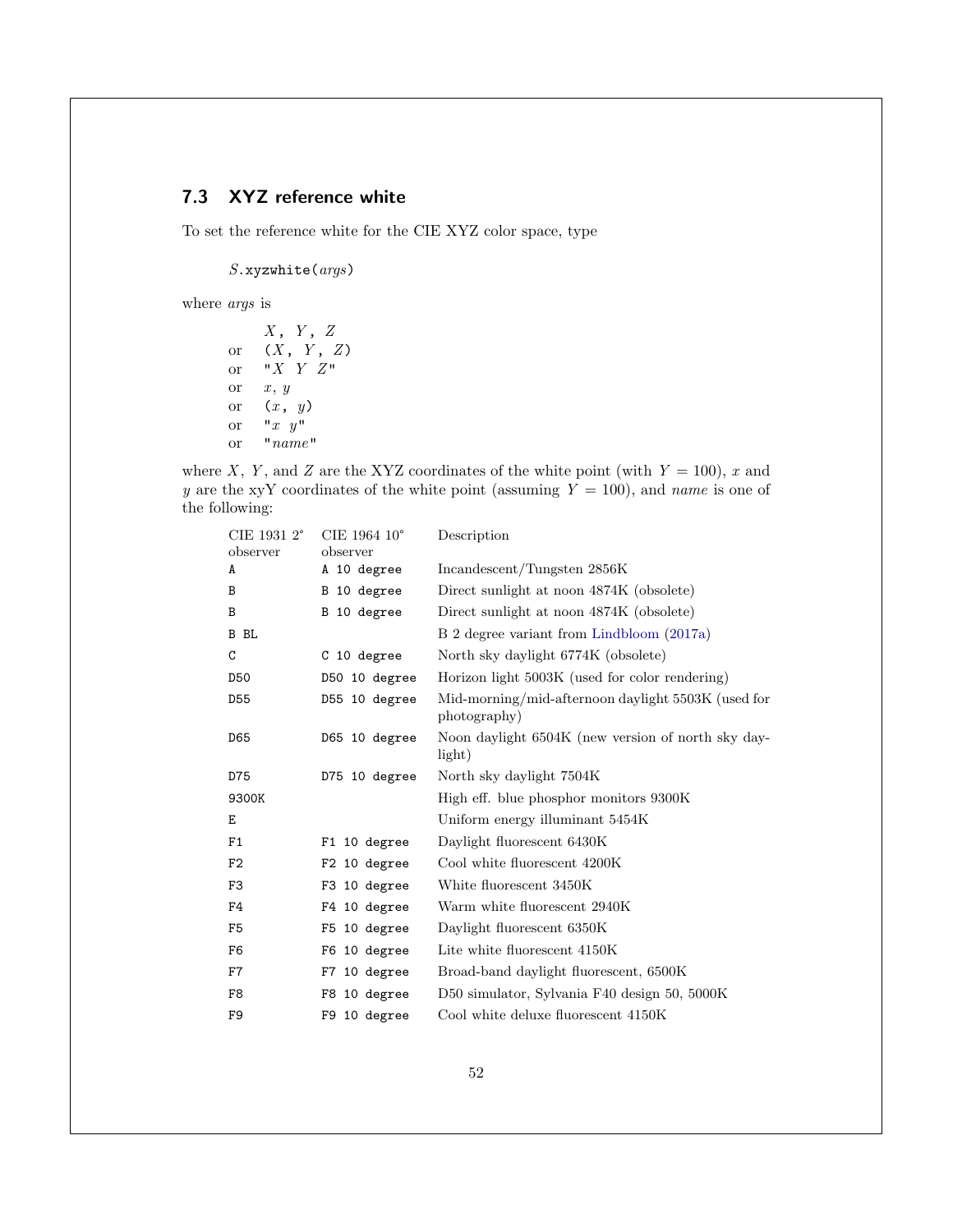## 7.3 XYZ reference white

To set the reference white for the CIE XYZ color space, type

```
S.xyzwhite(args)
```

where *args* is

```
    X, Y, Z
or  (X, Y, Z)
or  "X Y Z"
or  x, y
or  (x, y)
or  "x y"
or  "name"
```

where $X$, $Y$, and $Z$ are the XYZ coordinates of the white point (with $Y = 100$), $x$ and $y$ are the xyY coordinates of the white point (assuming $Y = 100$), and *name* is one of the following:

| CIE 1931 2° observer | CIE 1964 10° observer | Description |
|---|---|---|
| `A` | `A 10 degree` | Incandescent/Tungsten 2856K |
| `B` | `B 10 degree` | Direct sunlight at noon 4874K (obsolete) |
| `B` | `B 10 degree` | Direct sunlight at noon 4874K (obsolete) |
| `B BL` | | B 2 degree variant from Lindbloom (2017a) |
| `C` | `C 10 degree` | North sky daylight 6774K (obsolete) |
| `D50` | `D50 10 degree` | Horizon light 5003K (used for color rendering) |
| `D55` | `D55 10 degree` | Mid-morning/mid-afternoon daylight 5503K (used for photography) |
| `D65` | `D65 10 degree` | Noon daylight 6504K (new version of north sky daylight) |
| `D75` | `D75 10 degree` | North sky daylight 7504K |
| `9300K` | | High eff. blue phosphor monitors 9300K |
| `E` | | Uniform energy illuminant 5454K |
| `F1` | `F1 10 degree` | Daylight fluorescent 6430K |
| `F2` | `F2 10 degree` | Cool white fluorescent 4200K |
| `F3` | `F3 10 degree` | White fluorescent 3450K |
| `F4` | `F4 10 degree` | Warm white fluorescent 2940K |
| `F5` | `F5 10 degree` | Daylight fluorescent 6350K |
| `F6` | `F6 10 degree` | Lite white fluorescent 4150K |
| `F7` | `F7 10 degree` | Broad-band daylight fluorescent, 6500K |
| `F8` | `F8 10 degree` | D50 simulator, Sylvania F40 design 50, 5000K |
| `F9` | `F9 10 degree` | Cool white deluxe fluorescent 4150K |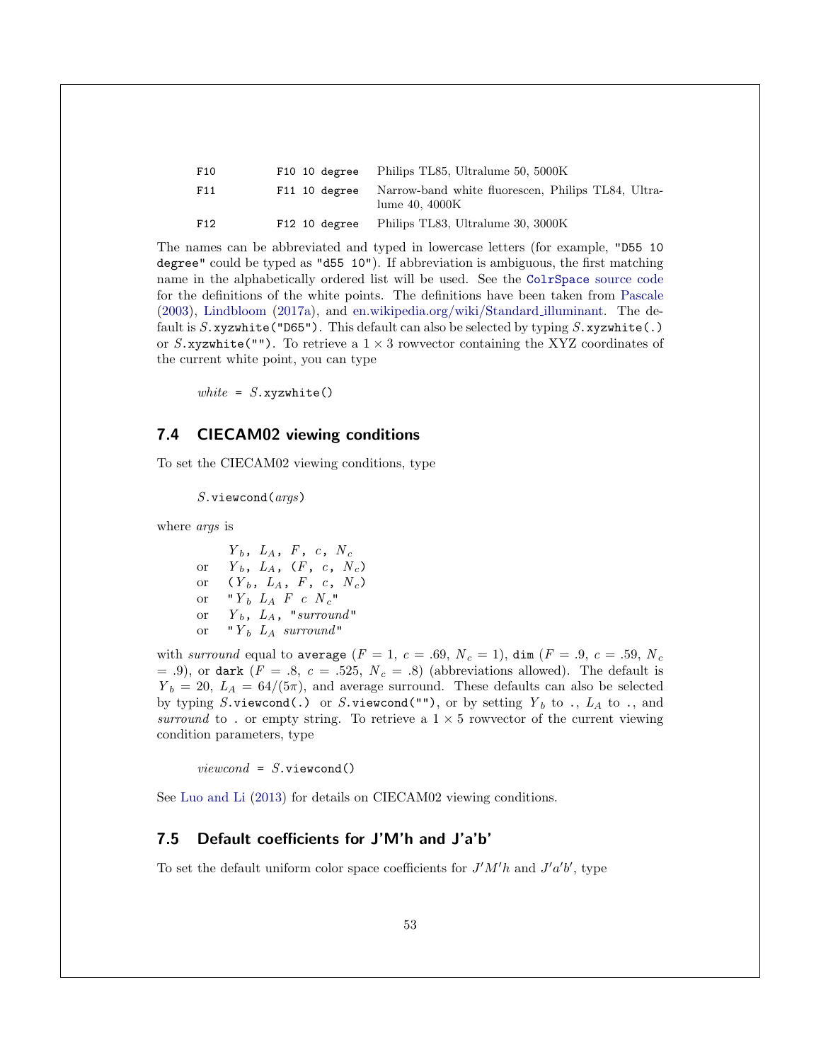| | | |
|---|---|---|
| `F10` | `F10 10 degree` | Philips TL85, Ultralume 50, 5000K |
| `F11` | `F11 10 degree` | Narrow-band white fluorescen, Philips TL84, Ultralume 40, 4000K |
| `F12` | `F12 10 degree` | Philips TL83, Ultralume 30, 3000K |

The names can be abbreviated and typed in lowercase letters (for example, `"D55 10 degree"` could be typed as `"d55 10"`). If abbreviation is ambiguous, the first matching name in the alphabetically ordered list will be used. See the `ColrSpace` source code for the definitions of the white points. The definitions have been taken from Pascale (2003), Lindbloom (2017a), and en.wikipedia.org/wiki/Standard_illuminant. The default is *S*`.xyzwhite("D65")`. This default can also be selected by typing *S*`.xyzwhite(.)` or *S*`.xyzwhite("")`. To retrieve a $1 \times 3$ rowvector containing the XYZ coordinates of the current white point, you can type

> *white* `=` *S*`.xyzwhite()`

## 7.4 CIECAM02 viewing conditions

To set the CIECAM02 viewing conditions, type

> *S*`.viewcond(`*args*`)`

where *args* is

> $Y_b$, $L_A$, $F$, $c$, $N_c$
> or $Y_b$, $L_A$, ($F$, $c$, $N_c$)
> or ($Y_b$, $L_A$, $F$, $c$, $N_c$)
> or "$Y_b$ $L_A$ $F$ $c$ $N_c$"
> or $Y_b$, $L_A$, "*surround*"
> or "$Y_b$ $L_A$ *surround*"

with *surround* equal to `average` ($F = 1$, $c = .69$, $N_c = 1$), `dim` ($F = .9$, $c = .59$, $N_c = .9$), or `dark` ($F = .8$, $c = .525$, $N_c = .8$) (abbreviations allowed). The default is $Y_b = 20$, $L_A = 64/(5\pi)$, and average surround. These defaults can also be selected by typing *S*`.viewcond(.)` or *S*`.viewcond("")`, or by setting $Y_b$ to `.`, $L_A$ to `.`, and *surround* to `.` or empty string. To retrieve a $1 \times 5$ rowvector of the current viewing condition parameters, type

> *viewcond* `=` *S*`.viewcond()`

See Luo and Li (2013) for details on CIECAM02 viewing conditions.

## 7.5 Default coefficients for J'M'h and J'a'b'

To set the default uniform color space coefficients for $J'M'h$ and $J'a'b'$, type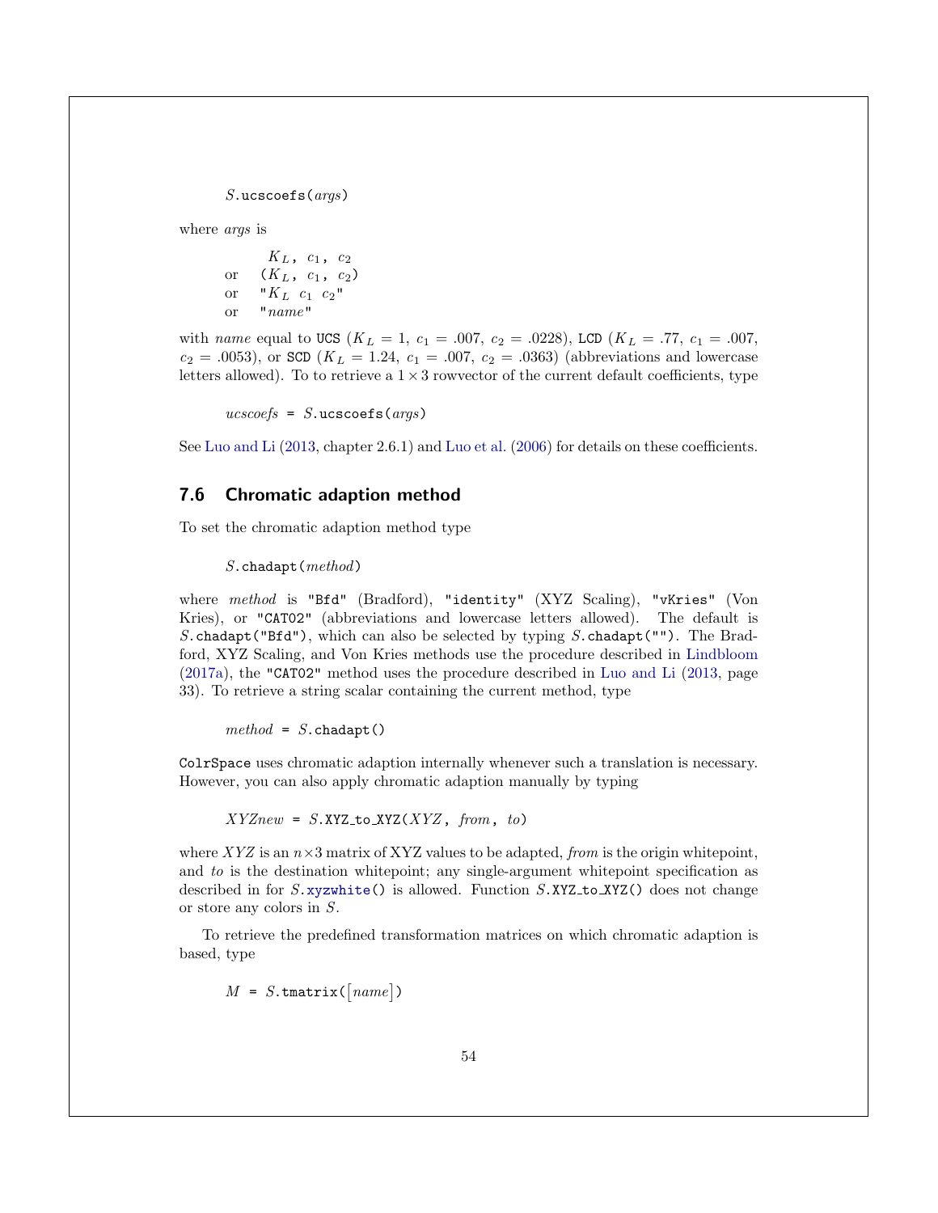*S*.ucscoefs(*args*)

where *args* is

```
      KL, c1, c2
or   (KL, c1, c2)
or   "KL c1 c2"
or   "name"
```

with *name* equal to UCS ($K_L = 1$, $c_1 = .007$, $c_2 = .0228$), LCD ($K_L = .77$, $c_1 = .007$, $c_2 = .0053$), or SCD ($K_L = 1.24$, $c_1 = .007$, $c_2 = .0363$) (abbreviations and lowercase letters allowed). To to retrieve a $1 \times 3$ rowvector of the current default coefficients, type

*ucscoefs* = *S*.ucscoefs(*args*)

See Luo and Li (2013, chapter 2.6.1) and Luo et al. (2006) for details on these coefficients.

## 7.6 Chromatic adaption method

To set the chromatic adaption method type

*S*.chadapt(*method*)

where *method* is "Bfd" (Bradford), "identity" (XYZ Scaling), "vKries" (Von Kries), or "CAT02" (abbreviations and lowercase letters allowed). The default is *S*.chadapt("Bfd"), which can also be selected by typing *S*.chadapt(""). The Bradford, XYZ Scaling, and Von Kries methods use the procedure described in Lindbloom (2017a), the "CAT02" method uses the procedure described in Luo and Li (2013, page 33). To retrieve a string scalar containing the current method, type

*method* = *S*.chadapt()

ColrSpace uses chromatic adaption internally whenever such a translation is necessary. However, you can also apply chromatic adaption manually by typing

*XYZnew* = *S*.XYZ_to_XYZ(*XYZ*, *from*, *to*)

where *XYZ* is an $n \times 3$ matrix of XYZ values to be adapted, *from* is the origin whitepoint, and *to* is the destination whitepoint; any single-argument whitepoint specification as described in for *S*.xyzwhite() is allowed. Function *S*.XYZ_to_XYZ() does not change or store any colors in *S*.

To retrieve the predefined transformation matrices on which chromatic adaption is based, type

*M* = *S*.tmatrix([*name*])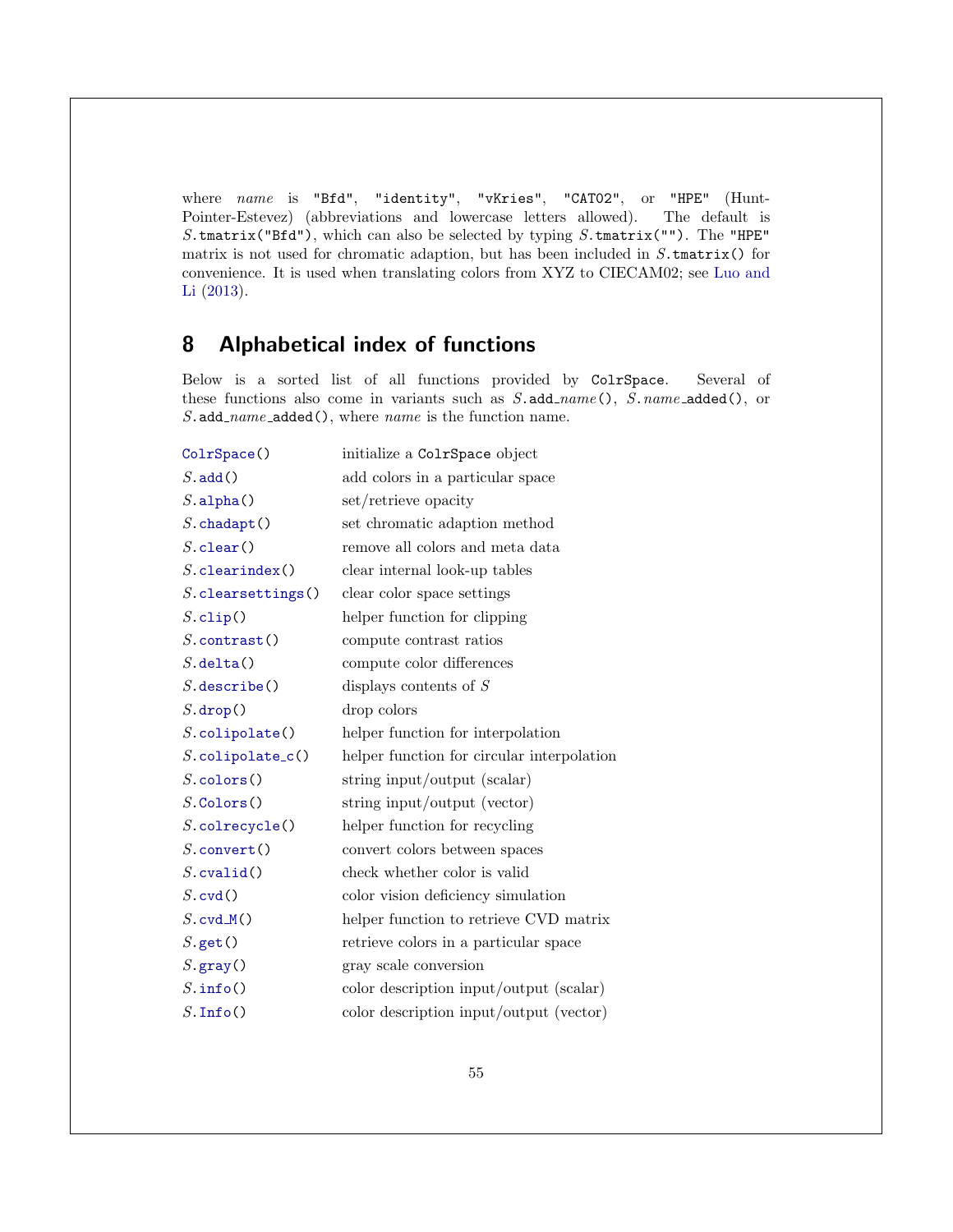where *name* is "Bfd", "identity", "vKries", "CAT02", or "HPE" (Hunt-Pointer-Estevez) (abbreviations and lowercase letters allowed). The default is *S*.tmatrix("Bfd"), which can also be selected by typing *S*.tmatrix(""). The "HPE" matrix is not used for chromatic adaption, but has been included in *S*.tmatrix() for convenience. It is used when translating colors from XYZ to CIECAM02; see Luo and Li (2013).

## 8 Alphabetical index of functions

Below is a sorted list of all functions provided by ColrSpace. Several of these functions also come in variants such as *S*.add_*name*(), *S*.*name*_added(), or *S*.add_*name*_added(), where *name* is the function name.

| | |
|---|---|
| ColrSpace() | initialize a ColrSpace object |
| *S*.add() | add colors in a particular space |
| *S*.alpha() | set/retrieve opacity |
| *S*.chadapt() | set chromatic adaption method |
| *S*.clear() | remove all colors and meta data |
| *S*.clearindex() | clear internal look-up tables |
| *S*.clearsettings() | clear color space settings |
| *S*.clip() | helper function for clipping |
| *S*.contrast() | compute contrast ratios |
| *S*.delta() | compute color differences |
| *S*.describe() | displays contents of *S* |
| *S*.drop() | drop colors |
| *S*.colipolate() | helper function for interpolation |
| *S*.colipolate_c() | helper function for circular interpolation |
| *S*.colors() | string input/output (scalar) |
| *S*.Colors() | string input/output (vector) |
| *S*.colrecycle() | helper function for recycling |
| *S*.convert() | convert colors between spaces |
| *S*.cvalid() | check whether color is valid |
| *S*.cvd() | color vision deficiency simulation |
| *S*.cvd_M() | helper function to retrieve CVD matrix |
| *S*.get() | retrieve colors in a particular space |
| *S*.gray() | gray scale conversion |
| *S*.info() | color description input/output (scalar) |
| *S*.Info() | color description input/output (vector) |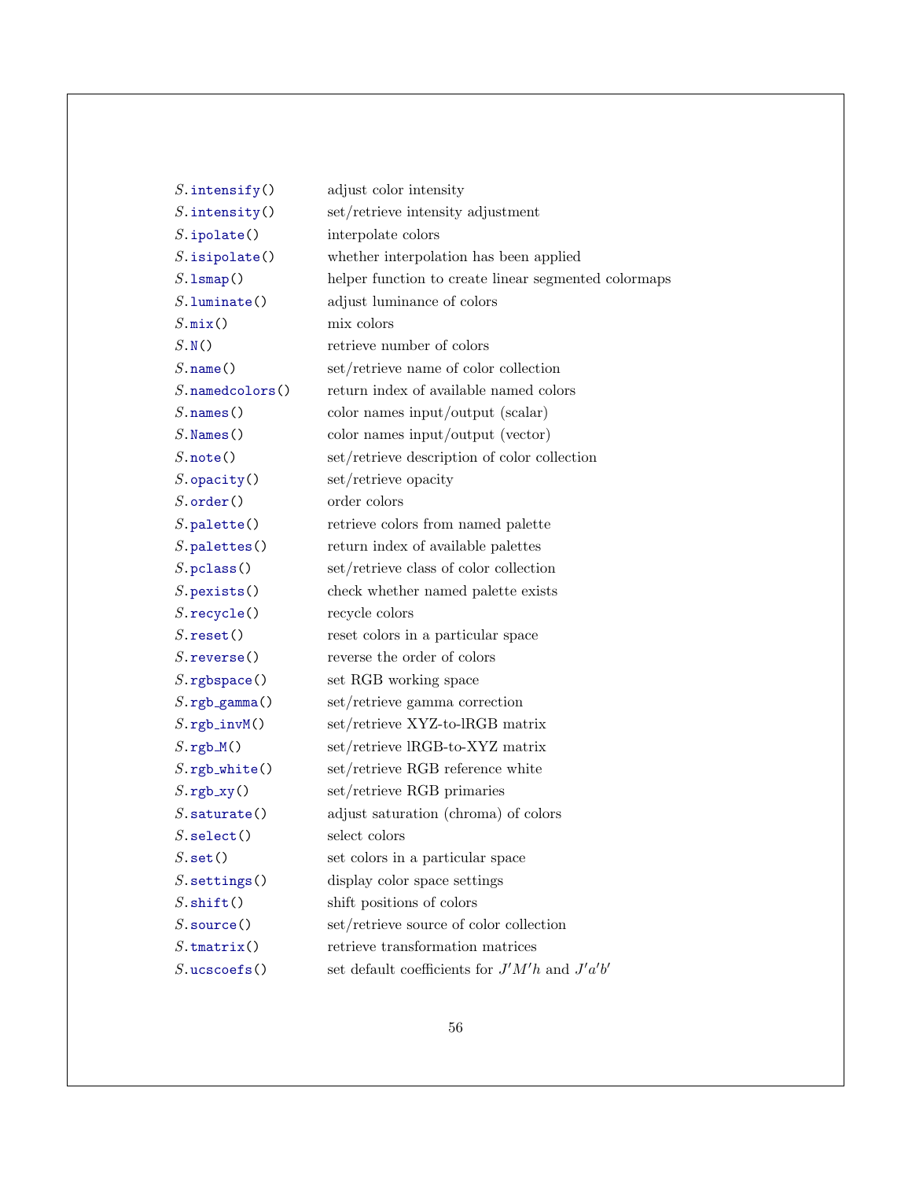| | |
|---|---|
| $S$.`intensify()` | adjust color intensity |
| $S$.`intensity()` | set/retrieve intensity adjustment |
| $S$.`ipolate()` | interpolate colors |
| $S$.`isipolate()` | whether interpolation has been applied |
| $S$.`lsmap()` | helper function to create linear segmented colormaps |
| $S$.`luminate()` | adjust luminance of colors |
| $S$.`mix()` | mix colors |
| $S$.`N()` | retrieve number of colors |
| $S$.`name()` | set/retrieve name of color collection |
| $S$.`namedcolors()` | return index of available named colors |
| $S$.`names()` | color names input/output (scalar) |
| $S$.`Names()` | color names input/output (vector) |
| $S$.`note()` | set/retrieve description of color collection |
| $S$.`opacity()` | set/retrieve opacity |
| $S$.`order()` | order colors |
| $S$.`palette()` | retrieve colors from named palette |
| $S$.`palettes()` | return index of available palettes |
| $S$.`pclass()` | set/retrieve class of color collection |
| $S$.`pexists()` | check whether named palette exists |
| $S$.`recycle()` | recycle colors |
| $S$.`reset()` | reset colors in a particular space |
| $S$.`reverse()` | reverse the order of colors |
| $S$.`rgbspace()` | set RGB working space |
| $S$.`rgb_gamma()` | set/retrieve gamma correction |
| $S$.`rgb_invM()` | set/retrieve XYZ-to-lRGB matrix |
| $S$.`rgb_M()` | set/retrieve lRGB-to-XYZ matrix |
| $S$.`rgb_white()` | set/retrieve RGB reference white |
| $S$.`rgb_xy()` | set/retrieve RGB primaries |
| $S$.`saturate()` | adjust saturation (chroma) of colors |
| $S$.`select()` | select colors |
| $S$.`set()` | set colors in a particular space |
| $S$.`settings()` | display color space settings |
| $S$.`shift()` | shift positions of colors |
| $S$.`source()` | set/retrieve source of color collection |
| $S$.`tmatrix()` | retrieve transformation matrices |
| $S$.`ucscoefs()` | set default coefficients for $J'M'h$ and $J'a'b'$ |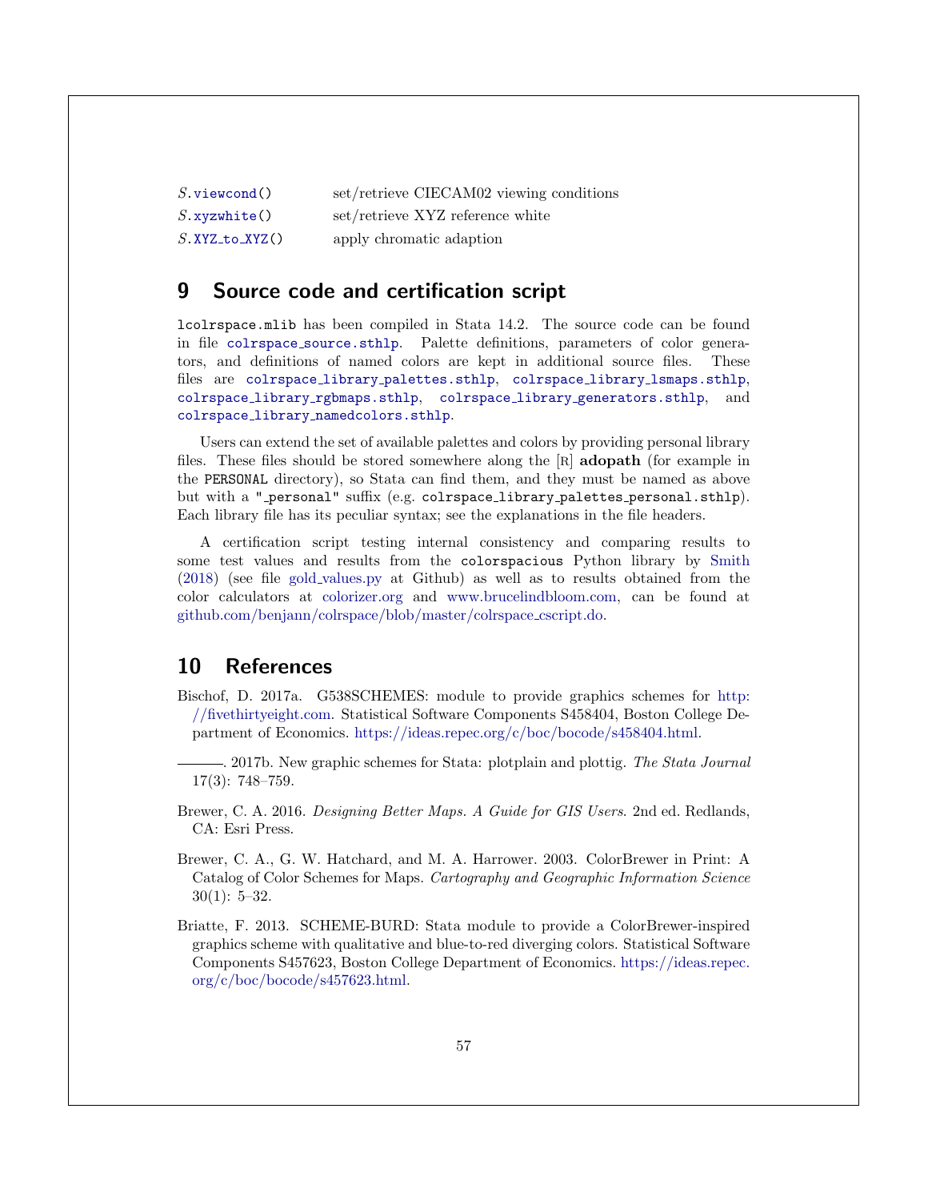| | |
|---|---|
| *S*.`viewcond()` | set/retrieve CIECAM02 viewing conditions |
| *S*.`xyzwhite()` | set/retrieve XYZ reference white |
| *S*.`XYZ_to_XYZ()` | apply chromatic adaption |

## 9 Source code and certification script

`lcolrspace.mlib` has been compiled in Stata 14.2. The source code can be found in file `colrspace_source.sthlp`. Palette definitions, parameters of color generators, and definitions of named colors are kept in additional source files. These files are `colrspace_library_palettes.sthlp`, `colrspace_library_lsmaps.sthlp`, `colrspace_library_rgbmaps.sthlp`, `colrspace_library_generators.sthlp`, and `colrspace_library_namedcolors.sthlp`.

Users can extend the set of available palettes and colors by providing personal library files. These files should be stored somewhere along the [R] **adopath** (for example in the `PERSONAL` directory), so Stata can find them, and they must be named as above but with a `"_personal"` suffix (e.g. `colrspace_library_palettes_personal.sthlp`). Each library file has its peculiar syntax; see the explanations in the file headers.

A certification script testing internal consistency and comparing results to some test values and results from the `colorspacious` Python library by Smith (2018) (see file gold_values.py at Github) as well as to results obtained from the color calculators at colorizer.org and www.brucelindbloom.com, can be found at github.com/benjann/colrspace/blob/master/colrspace_cscript.do.

## 10 References

Bischof, D. 2017a. G538SCHEMES: module to provide graphics schemes for http://fivethirtyeight.com. Statistical Software Components S458404, Boston College Department of Economics. https://ideas.repec.org/c/boc/bocode/s458404.html.

———. 2017b. New graphic schemes for Stata: plotplain and plottig. *The Stata Journal* 17(3): 748–759.

Brewer, C. A. 2016. *Designing Better Maps. A Guide for GIS Users*. 2nd ed. Redlands, CA: Esri Press.

Brewer, C. A., G. W. Hatchard, and M. A. Harrower. 2003. ColorBrewer in Print: A Catalog of Color Schemes for Maps. *Cartography and Geographic Information Science* 30(1): 5–32.

Briatte, F. 2013. SCHEME-BURD: Stata module to provide a ColorBrewer-inspired graphics scheme with qualitative and blue-to-red diverging colors. Statistical Software Components S457623, Boston College Department of Economics. https://ideas.repec.org/c/boc/bocode/s457623.html.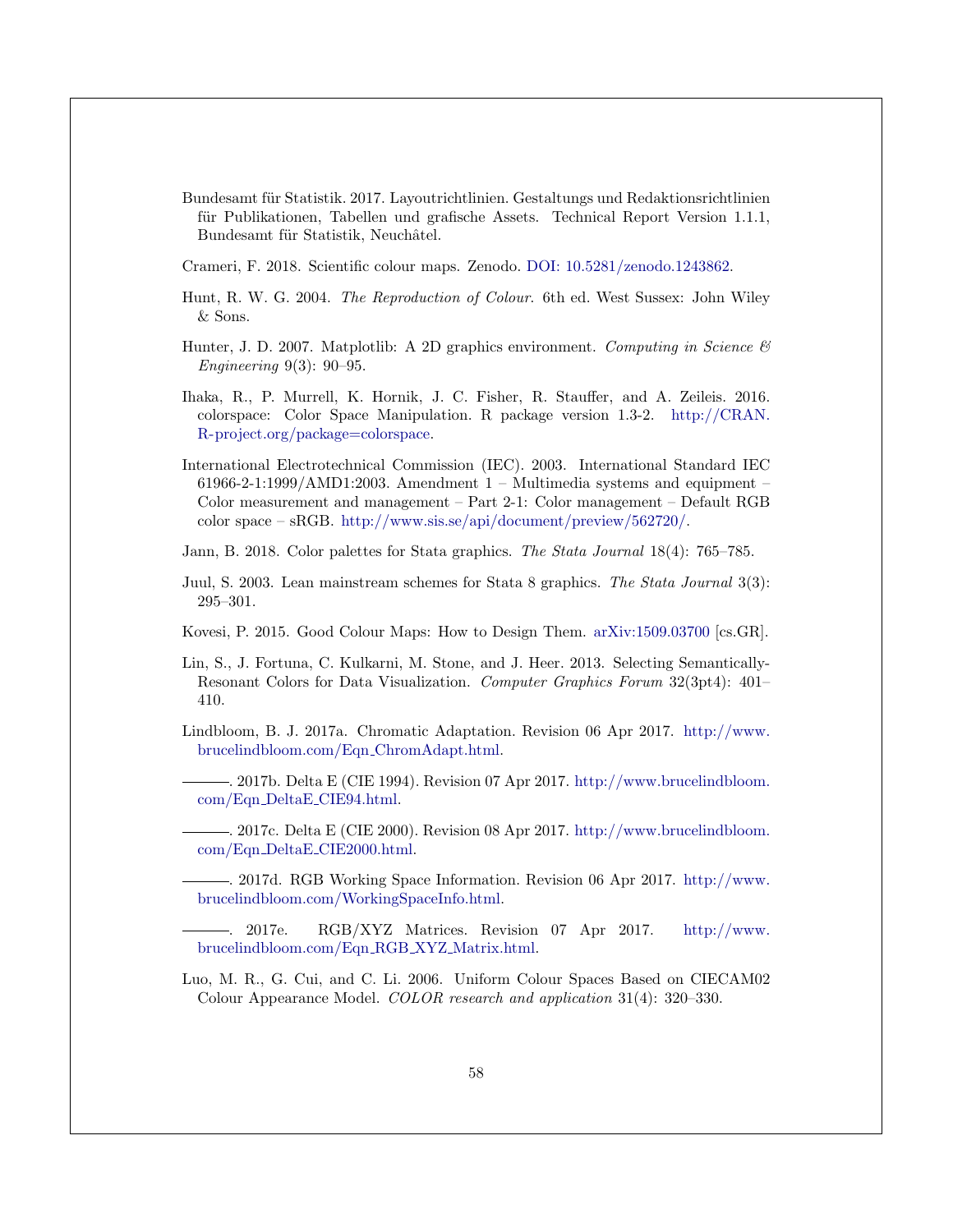Bundesamt für Statistik. 2017. Layoutrichtlinien. Gestaltungs und Redaktionsrichtlinien für Publikationen, Tabellen und grafische Assets. Technical Report Version 1.1.1, Bundesamt für Statistik, Neuchâtel.

Crameri, F. 2018. Scientific colour maps. Zenodo. DOI: 10.5281/zenodo.1243862.

Hunt, R. W. G. 2004. *The Reproduction of Colour*. 6th ed. West Sussex: John Wiley & Sons.

Hunter, J. D. 2007. Matplotlib: A 2D graphics environment. *Computing in Science & Engineering* 9(3): 90–95.

Ihaka, R., P. Murrell, K. Hornik, J. C. Fisher, R. Stauffer, and A. Zeileis. 2016. colorspace: Color Space Manipulation. R package version 1.3-2. http://CRAN.R-project.org/package=colorspace.

International Electrotechnical Commission (IEC). 2003. International Standard IEC 61966-2-1:1999/AMD1:2003. Amendment 1 – Multimedia systems and equipment – Color measurement and management – Part 2-1: Color management – Default RGB color space – sRGB. http://www.sis.se/api/document/preview/562720/.

Jann, B. 2018. Color palettes for Stata graphics. *The Stata Journal* 18(4): 765–785.

Juul, S. 2003. Lean mainstream schemes for Stata 8 graphics. *The Stata Journal* 3(3): 295–301.

Kovesi, P. 2015. Good Colour Maps: How to Design Them. arXiv:1509.03700 [cs.GR].

Lin, S., J. Fortuna, C. Kulkarni, M. Stone, and J. Heer. 2013. Selecting Semantically-Resonant Colors for Data Visualization. *Computer Graphics Forum* 32(3pt4): 401–410.

Lindbloom, B. J. 2017a. Chromatic Adaptation. Revision 06 Apr 2017. http://www.brucelindbloom.com/Eqn_ChromAdapt.html.

———. 2017b. Delta E (CIE 1994). Revision 07 Apr 2017. http://www.brucelindbloom.com/Eqn_DeltaE_CIE94.html.

———. 2017c. Delta E (CIE 2000). Revision 08 Apr 2017. http://www.brucelindbloom.com/Eqn_DeltaE_CIE2000.html.

———. 2017d. RGB Working Space Information. Revision 06 Apr 2017. http://www.brucelindbloom.com/WorkingSpaceInfo.html.

———. 2017e. RGB/XYZ Matrices. Revision 07 Apr 2017. http://www.brucelindbloom.com/Eqn_RGB_XYZ_Matrix.html.

Luo, M. R., G. Cui, and C. Li. 2006. Uniform Colour Spaces Based on CIECAM02 Colour Appearance Model. *COLOR research and application* 31(4): 320–330.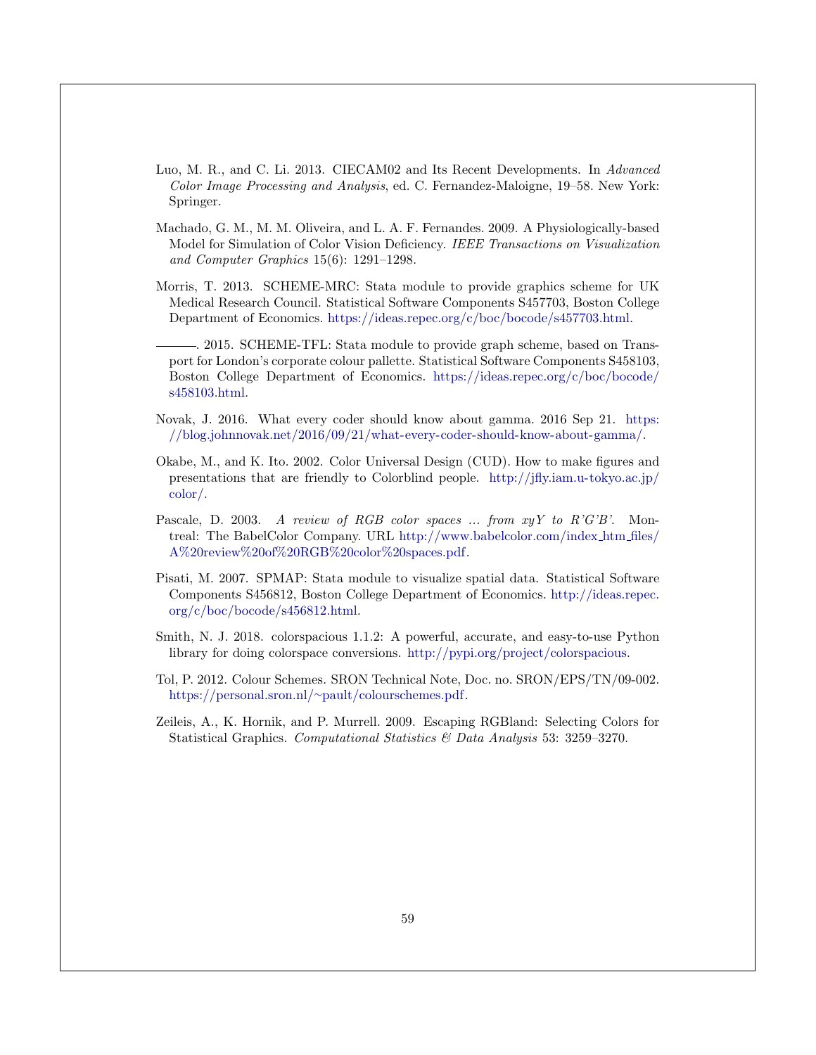Luo, M. R., and C. Li. 2013. CIECAM02 and Its Recent Developments. In *Advanced Color Image Processing and Analysis*, ed. C. Fernandez-Maloigne, 19–58. New York: Springer.

Machado, G. M., M. M. Oliveira, and L. A. F. Fernandes. 2009. A Physiologically-based Model for Simulation of Color Vision Deficiency. *IEEE Transactions on Visualization and Computer Graphics* 15(6): 1291–1298.

Morris, T. 2013. SCHEME-MRC: Stata module to provide graphics scheme for UK Medical Research Council. Statistical Software Components S457703, Boston College Department of Economics. https://ideas.repec.org/c/boc/bocode/s457703.html.

———. 2015. SCHEME-TFL: Stata module to provide graph scheme, based on Transport for London's corporate colour pallette. Statistical Software Components S458103, Boston College Department of Economics. https://ideas.repec.org/c/boc/bocode/s458103.html.

Novak, J. 2016. What every coder should know about gamma. 2016 Sep 21. https://blog.johnnovak.net/2016/09/21/what-every-coder-should-know-about-gamma/.

Okabe, M., and K. Ito. 2002. Color Universal Design (CUD). How to make figures and presentations that are friendly to Colorblind people. http://jfly.iam.u-tokyo.ac.jp/color/.

Pascale, D. 2003. *A review of RGB color spaces ... from xyY to R'G'B'*. Montreal: The BabelColor Company. URL http://www.babelcolor.com/index_htm_files/A%20review%20of%20RGB%20color%20spaces.pdf.

Pisati, M. 2007. SPMAP: Stata module to visualize spatial data. Statistical Software Components S456812, Boston College Department of Economics. http://ideas.repec.org/c/boc/bocode/s456812.html.

Smith, N. J. 2018. colorspacious 1.1.2: A powerful, accurate, and easy-to-use Python library for doing colorspace conversions. http://pypi.org/project/colorspacious.

Tol, P. 2012. Colour Schemes. SRON Technical Note, Doc. no. SRON/EPS/TN/09-002. https://personal.sron.nl/~pault/colourschemes.pdf.

Zeileis, A., K. Hornik, and P. Murrell. 2009. Escaping RGBland: Selecting Colors for Statistical Graphics. *Computational Statistics & Data Analysis* 53: 3259–3270.